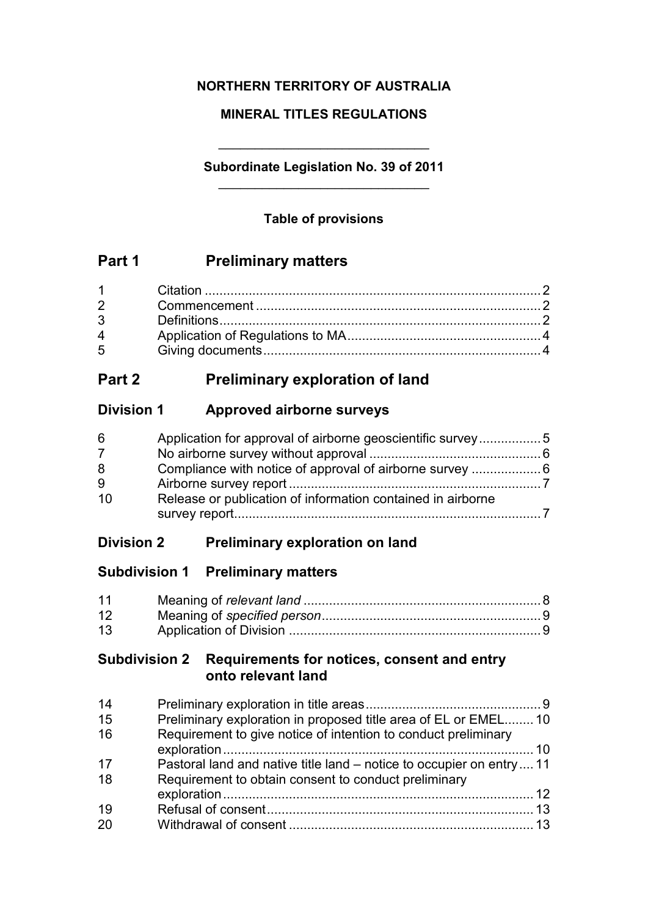**NORTHERN TERRITORY OF AUSTRALIA**

**MINERAL TITLES REGULATIONS**

---

**Subordinate Legislation No. 39 of 2011**

---

**Table of provisions**

## Part 1 Preliminary matters

| | | |
|---|---|---|
| 1 | Citation | 2 |
| 2 | Commencement | 2 |
| 3 | Definitions | 2 |
| 4 | Application of Regulations to MA | 4 |
| 5 | Giving documents | 4 |

## Part 2 Preliminary exploration of land

### Division 1 Approved airborne surveys

| | | |
|---|---|---|
| 6 | Application for approval of airborne geoscientific survey | 5 |
| 7 | No airborne survey without approval | 6 |
| 8 | Compliance with notice of approval of airborne survey | 6 |
| 9 | Airborne survey report | 7 |
| 10 | Release or publication of information contained in airborne survey report | 7 |

### Division 2 Preliminary exploration on land

#### Subdivision 1 Preliminary matters

| | | |
|---|---|---|
| 11 | Meaning of *relevant land* | 8 |
| 12 | Meaning of *specified person* | 9 |
| 13 | Application of Division | 9 |

#### Subdivision 2 Requirements for notices, consent and entry onto relevant land

| | | |
|---|---|---|
| 14 | Preliminary exploration in title areas | 9 |
| 15 | Preliminary exploration in proposed title area of EL or EMEL | 10 |
| 16 | Requirement to give notice of intention to conduct preliminary exploration | 10 |
| 17 | Pastoral land and native title land – notice to occupier on entry | 11 |
| 18 | Requirement to obtain consent to conduct preliminary exploration | 12 |
| 19 | Refusal of consent | 13 |
| 20 | Withdrawal of consent | 13 |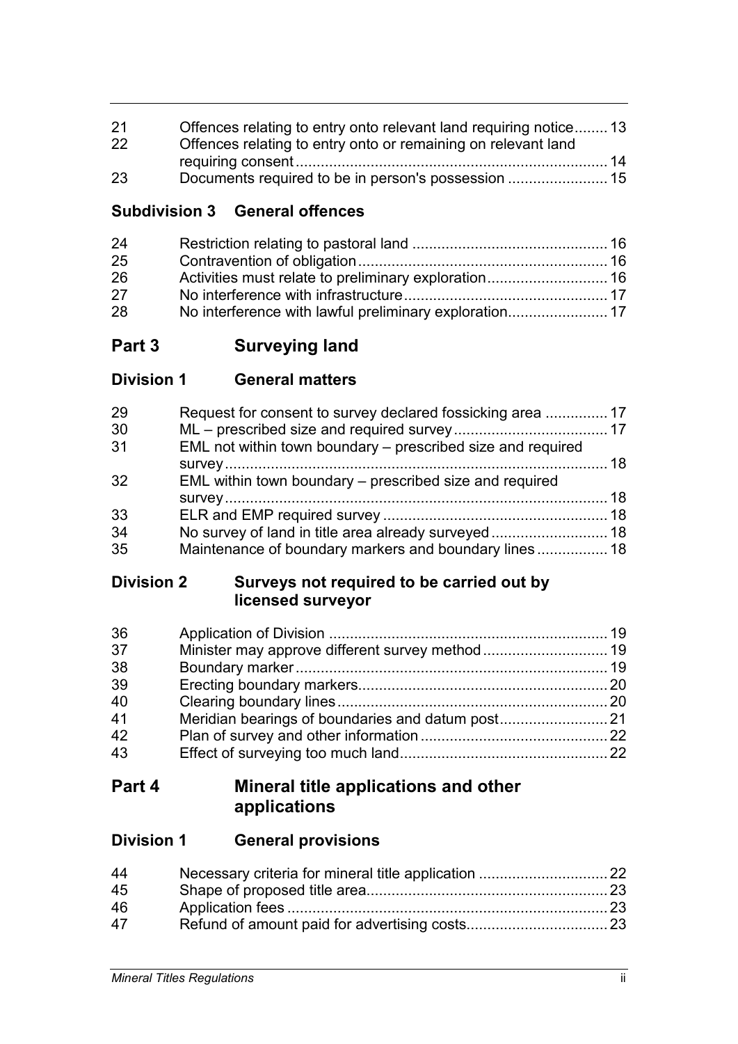| | | |
|---|---|---|
| 21 | Offences relating to entry onto relevant land requiring notice | 13 |
| 22 | Offences relating to entry onto or remaining on relevant land requiring consent | 14 |
| 23 | Documents required to be in person's possession | 15 |

### Subdivision 3 General offences

| | | |
|---|---|---|
| 24 | Restriction relating to pastoral land | 16 |
| 25 | Contravention of obligation | 16 |
| 26 | Activities must relate to preliminary exploration | 16 |
| 27 | No interference with infrastructure | 17 |
| 28 | No interference with lawful preliminary exploration | 17 |

## Part 3 Surveying land

### Division 1 General matters

| | | |
|---|---|---|
| 29 | Request for consent to survey declared fossicking area | 17 |
| 30 | ML – prescribed size and required survey | 17 |
| 31 | EML not within town boundary – prescribed size and required survey | 18 |
| 32 | EML within town boundary – prescribed size and required survey | 18 |
| 33 | ELR and EMP required survey | 18 |
| 34 | No survey of land in title area already surveyed | 18 |
| 35 | Maintenance of boundary markers and boundary lines | 18 |

### Division 2 Surveys not required to be carried out by licensed surveyor

| | | |
|---|---|---|
| 36 | Application of Division | 19 |
| 37 | Minister may approve different survey method | 19 |
| 38 | Boundary marker | 19 |
| 39 | Erecting boundary markers | 20 |
| 40 | Clearing boundary lines | 20 |
| 41 | Meridian bearings of boundaries and datum post | 21 |
| 42 | Plan of survey and other information | 22 |
| 43 | Effect of surveying too much land | 22 |

## Part 4 Mineral title applications and other applications

### Division 1 General provisions

| | | |
|---|---|---|
| 44 | Necessary criteria for mineral title application | 22 |
| 45 | Shape of proposed title area | 23 |
| 46 | Application fees | 23 |
| 47 | Refund of amount paid for advertising costs | 23 |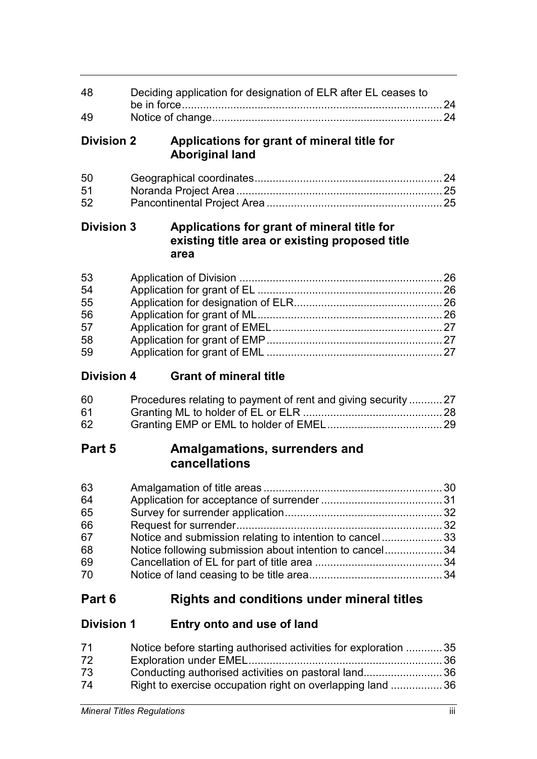| | | |
|---|---|---|
| 48 | Deciding application for designation of ELR after EL ceases to be in force | 24 |
| 49 | Notice of change | 24 |

**Division 2 Applications for grant of mineral title for Aboriginal land**

| | | |
|---|---|---|
| 50 | Geographical coordinates | 24 |
| 51 | Noranda Project Area | 25 |
| 52 | Pancontinental Project Area | 25 |

**Division 3 Applications for grant of mineral title for existing title area or existing proposed title area**

| | | |
|---|---|---|
| 53 | Application of Division | 26 |
| 54 | Application for grant of EL | 26 |
| 55 | Application for designation of ELR | 26 |
| 56 | Application for grant of ML | 26 |
| 57 | Application for grant of EMEL | 27 |
| 58 | Application for grant of EMP | 27 |
| 59 | Application for grant of EML | 27 |

**Division 4 Grant of mineral title**

| | | |
|---|---|---|
| 60 | Procedures relating to payment of rent and giving security | 27 |
| 61 | Granting ML to holder of EL or ELR | 28 |
| 62 | Granting EMP or EML to holder of EMEL | 29 |

## Part 5 Amalgamations, surrenders and cancellations

| | | |
|---|---|---|
| 63 | Amalgamation of title areas | 30 |
| 64 | Application for acceptance of surrender | 31 |
| 65 | Survey for surrender application | 32 |
| 66 | Request for surrender | 32 |
| 67 | Notice and submission relating to intention to cancel | 33 |
| 68 | Notice following submission about intention to cancel | 34 |
| 69 | Cancellation of EL for part of title area | 34 |
| 70 | Notice of land ceasing to be title area | 34 |

## Part 6 Rights and conditions under mineral titles

**Division 1 Entry onto and use of land**

| | | |
|---|---|---|
| 71 | Notice before starting authorised activities for exploration | 35 |
| 72 | Exploration under EMEL | 36 |
| 73 | Conducting authorised activities on pastoral land | 36 |
| 74 | Right to exercise occupation right on overlapping land | 36 |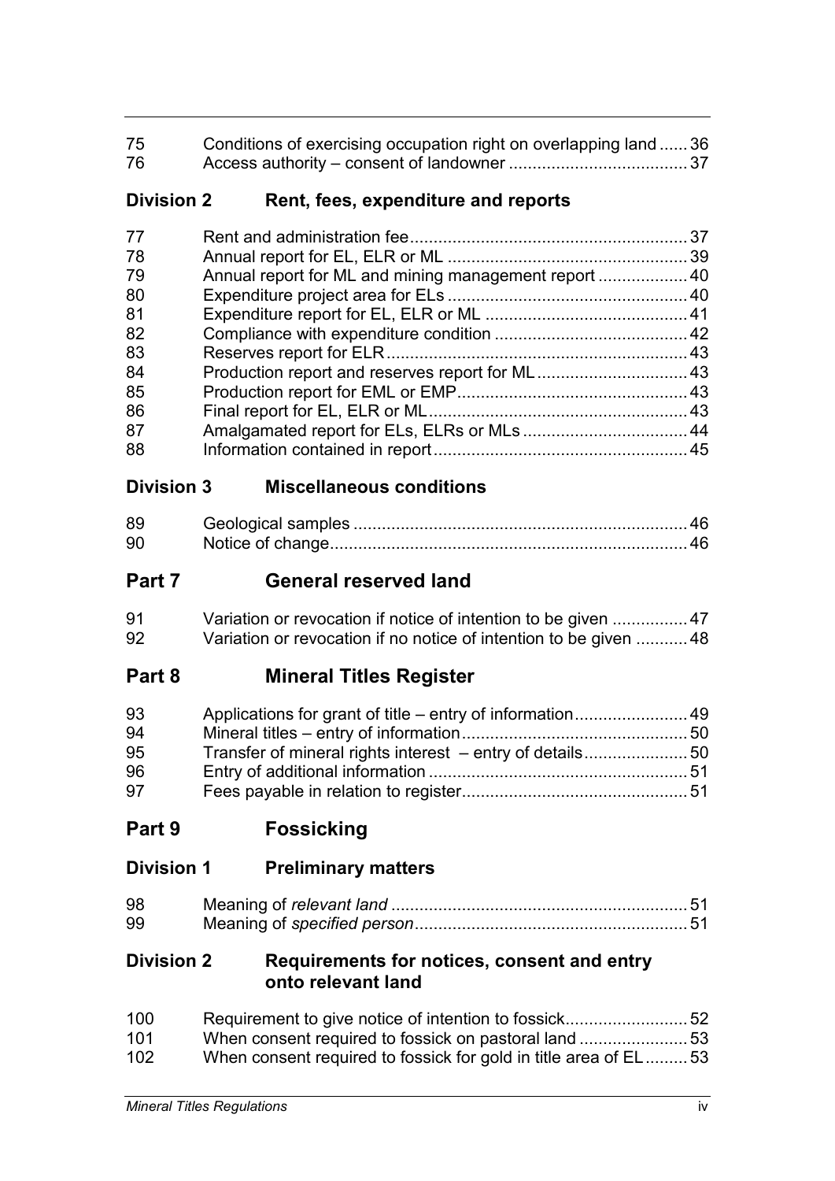| | | |
|---|---|---|
| 75 | Conditions of exercising occupation right on overlapping land | 36 |
| 76 | Access authority – consent of landowner | 37 |

## Division 2 Rent, fees, expenditure and reports

| | | |
|---|---|---|
| 77 | Rent and administration fee | 37 |
| 78 | Annual report for EL, ELR or ML | 39 |
| 79 | Annual report for ML and mining management report | 40 |
| 80 | Expenditure project area for ELs | 40 |
| 81 | Expenditure report for EL, ELR or ML | 41 |
| 82 | Compliance with expenditure condition | 42 |
| 83 | Reserves report for ELR | 43 |
| 84 | Production report and reserves report for ML | 43 |
| 85 | Production report for EML or EMP | 43 |
| 86 | Final report for EL, ELR or ML | 43 |
| 87 | Amalgamated report for ELs, ELRs or MLs | 44 |
| 88 | Information contained in report | 45 |

## Division 3 Miscellaneous conditions

| | | |
|---|---|---|
| 89 | Geological samples | 46 |
| 90 | Notice of change | 46 |

# Part 7 General reserved land

| | | |
|---|---|---|
| 91 | Variation or revocation if notice of intention to be given | 47 |
| 92 | Variation or revocation if no notice of intention to be given | 48 |

# Part 8 Mineral Titles Register

| | | |
|---|---|---|
| 93 | Applications for grant of title – entry of information | 49 |
| 94 | Mineral titles – entry of information | 50 |
| 95 | Transfer of mineral rights interest – entry of details | 50 |
| 96 | Entry of additional information | 51 |
| 97 | Fees payable in relation to register | 51 |

# Part 9 Fossicking

## Division 1 Preliminary matters

| | | |
|---|---|---|
| 98 | Meaning of *relevant land* | 51 |
| 99 | Meaning of *specified person* | 51 |

## Division 2 Requirements for notices, consent and entry onto relevant land

| | | |
|---|---|---|
| 100 | Requirement to give notice of intention to fossick | 52 |
| 101 | When consent required to fossick on pastoral land | 53 |
| 102 | When consent required to fossick for gold in title area of EL | 53 |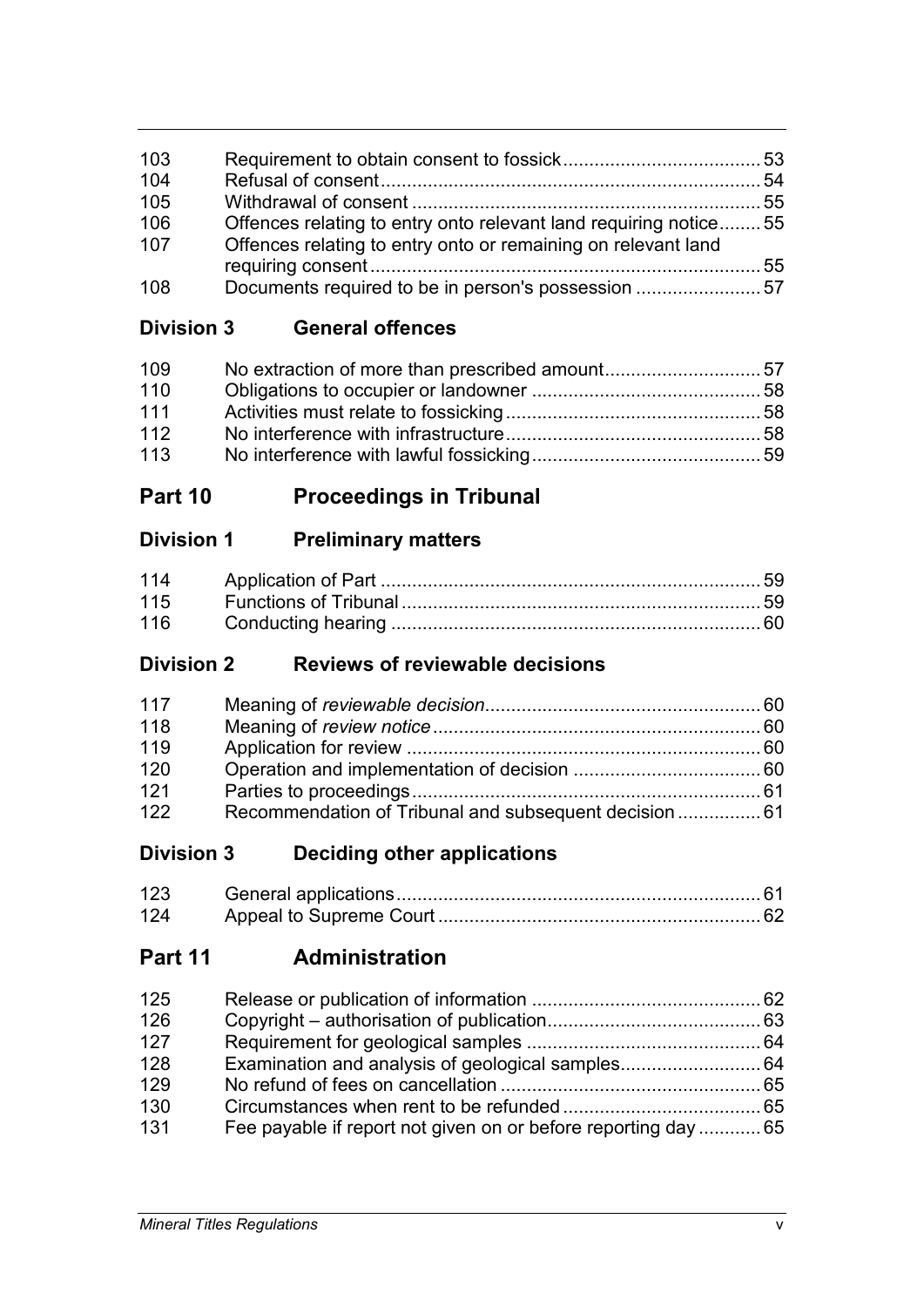| | | |
|---|---|---|
| 103 | Requirement to obtain consent to fossick | 53 |
| 104 | Refusal of consent | 54 |
| 105 | Withdrawal of consent | 55 |
| 106 | Offences relating to entry onto relevant land requiring notice | 55 |
| 107 | Offences relating to entry onto or remaining on relevant land requiring consent | 55 |
| 108 | Documents required to be in person's possession | 57 |

### Division 3 General offences

| | | |
|---|---|---|
| 109 | No extraction of more than prescribed amount | 57 |
| 110 | Obligations to occupier or landowner | 58 |
| 111 | Activities must relate to fossicking | 58 |
| 112 | No interference with infrastructure | 58 |
| 113 | No interference with lawful fossicking | 59 |

## Part 10 Proceedings in Tribunal

### Division 1 Preliminary matters

| | | |
|---|---|---|
| 114 | Application of Part | 59 |
| 115 | Functions of Tribunal | 59 |
| 116 | Conducting hearing | 60 |

### Division 2 Reviews of reviewable decisions

| | | |
|---|---|---|
| 117 | Meaning of *reviewable decision* | 60 |
| 118 | Meaning of *review notice* | 60 |
| 119 | Application for review | 60 |
| 120 | Operation and implementation of decision | 60 |
| 121 | Parties to proceedings | 61 |
| 122 | Recommendation of Tribunal and subsequent decision | 61 |

### Division 3 Deciding other applications

| | | |
|---|---|---|
| 123 | General applications | 61 |
| 124 | Appeal to Supreme Court | 62 |

## Part 11 Administration

| | | |
|---|---|---|
| 125 | Release or publication of information | 62 |
| 126 | Copyright – authorisation of publication | 63 |
| 127 | Requirement for geological samples | 64 |
| 128 | Examination and analysis of geological samples | 64 |
| 129 | No refund of fees on cancellation | 65 |
| 130 | Circumstances when rent to be refunded | 65 |
| 131 | Fee payable if report not given on or before reporting day | 65 |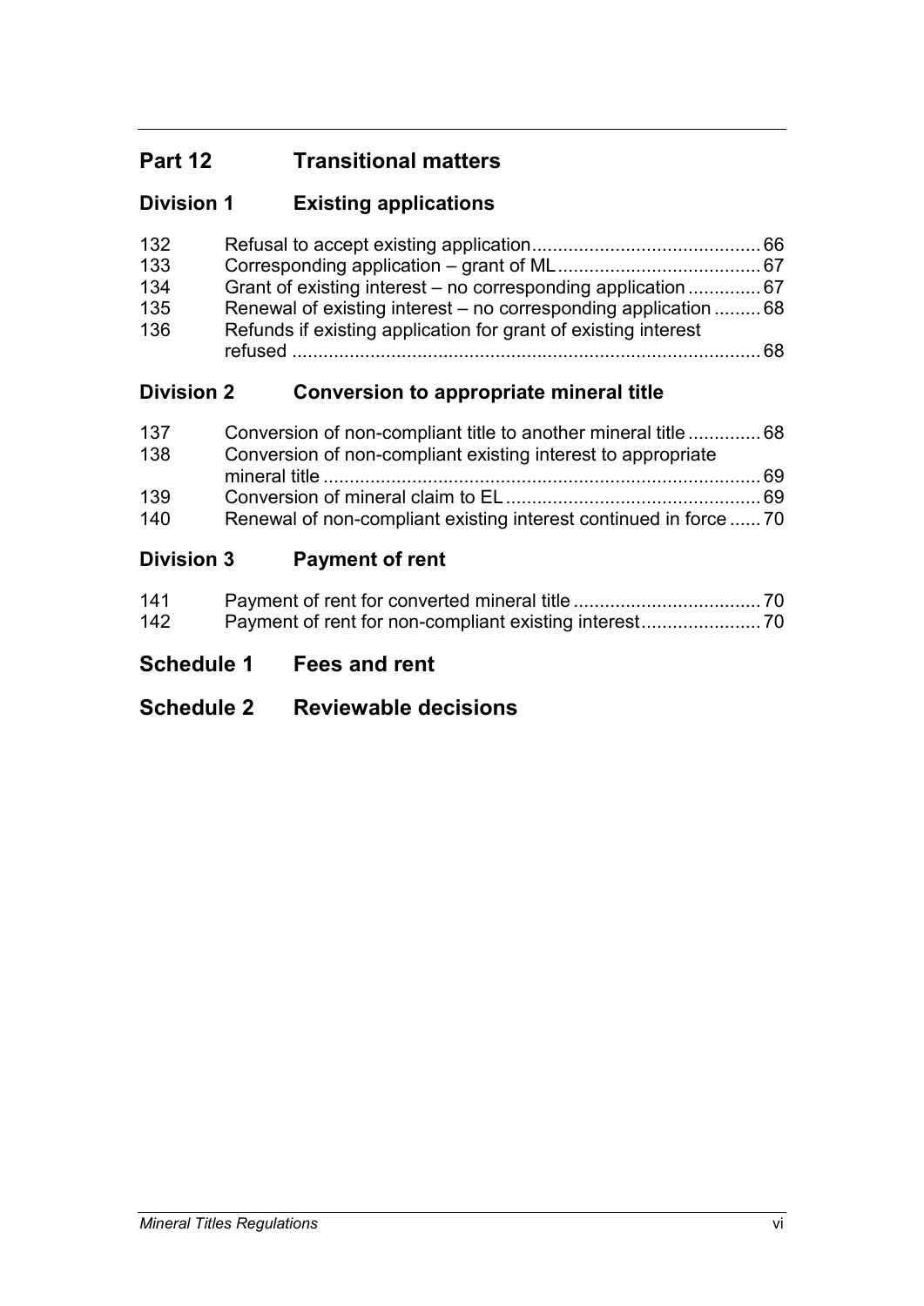## Part 12 Transitional matters

### Division 1 Existing applications

| | | |
|---|---|---|
| 132 | Refusal to accept existing application | 66 |
| 133 | Corresponding application – grant of ML | 67 |
| 134 | Grant of existing interest – no corresponding application | 67 |
| 135 | Renewal of existing interest – no corresponding application | 68 |
| 136 | Refunds if existing application for grant of existing interest refused | 68 |

### Division 2 Conversion to appropriate mineral title

| | | |
|---|---|---|
| 137 | Conversion of non-compliant title to another mineral title | 68 |
| 138 | Conversion of non-compliant existing interest to appropriate mineral title | 69 |
| 139 | Conversion of mineral claim to EL | 69 |
| 140 | Renewal of non-compliant existing interest continued in force | 70 |

### Division 3 Payment of rent

| | | |
|---|---|---|
| 141 | Payment of rent for converted mineral title | 70 |
| 142 | Payment of rent for non-compliant existing interest | 70 |

## Schedule 1 Fees and rent

## Schedule 2 Reviewable decisions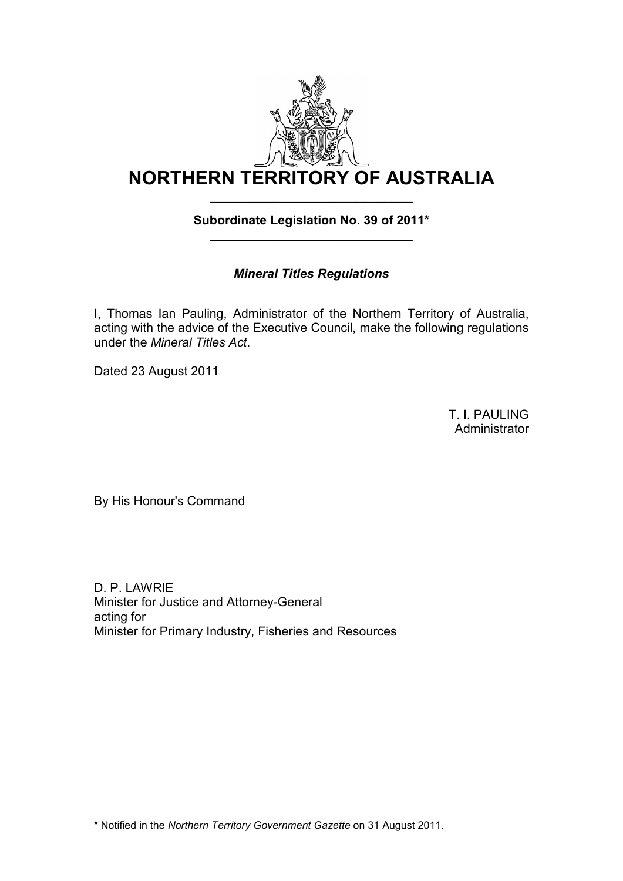# NORTHERN TERRITORY OF AUSTRALIA

**Subordinate Legislation No. 39 of 2011***

***Mineral Titles Regulations***

I, Thomas Ian Pauling, Administrator of the Northern Territory of Australia, acting with the advice of the Executive Council, make the following regulations under the *Mineral Titles Act*.

Dated 23 August 2011

T. I. PAULING
Administrator

By His Honour's Command

D. P. LAWRIE
Minister for Justice and Attorney-General
acting for
Minister for Primary Industry, Fisheries and Resources

\* Notified in the *Northern Territory Government Gazette* on 31 August 2011.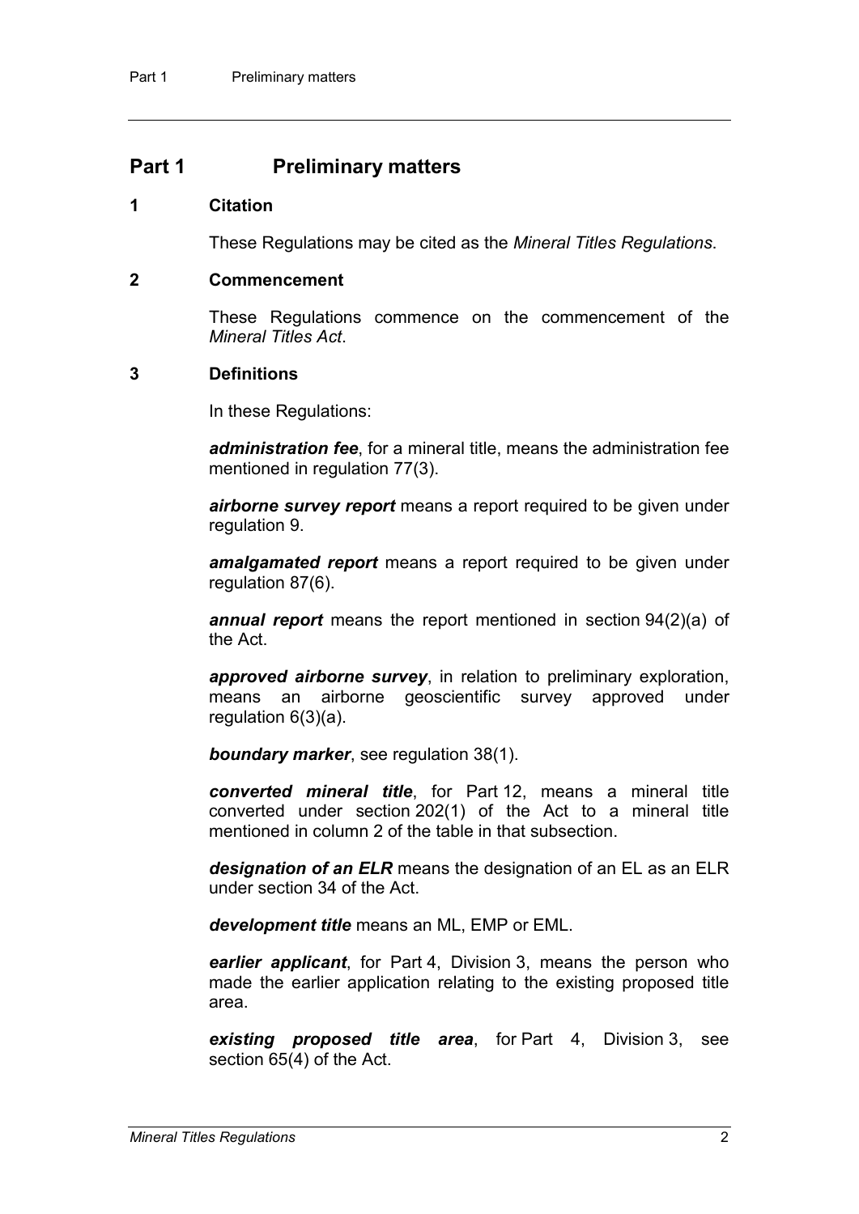# Part 1 Preliminary matters

## 1 Citation

These Regulations may be cited as the *Mineral Titles Regulations*.

## 2 Commencement

These Regulations commence on the commencement of the *Mineral Titles Act*.

## 3 Definitions

In these Regulations:

***administration fee***, for a mineral title, means the administration fee mentioned in regulation 77(3).

***airborne survey report*** means a report required to be given under regulation 9.

***amalgamated report*** means a report required to be given under regulation 87(6).

***annual report*** means the report mentioned in section 94(2)(a) of the Act.

***approved airborne survey***, in relation to preliminary exploration, means an airborne geoscientific survey approved under regulation 6(3)(a).

***boundary marker***, see regulation 38(1).

***converted mineral title***, for Part 12, means a mineral title converted under section 202(1) of the Act to a mineral title mentioned in column 2 of the table in that subsection.

***designation of an ELR*** means the designation of an EL as an ELR under section 34 of the Act.

***development title*** means an ML, EMP or EML.

***earlier applicant***, for Part 4, Division 3, means the person who made the earlier application relating to the existing proposed title area.

***existing proposed title area***, for Part 4, Division 3, see section 65(4) of the Act.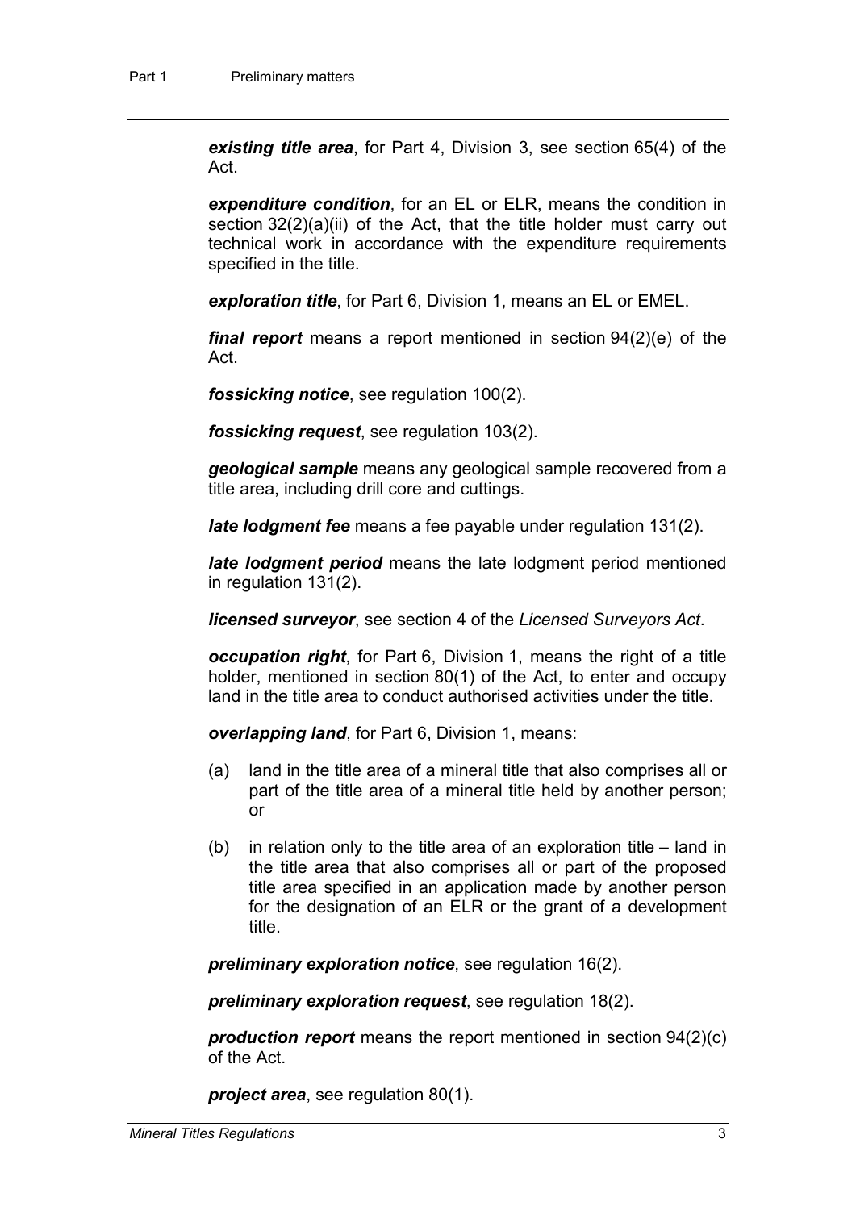***existing title area***, for Part 4, Division 3, see section 65(4) of the Act.

***expenditure condition***, for an EL or ELR, means the condition in section 32(2)(a)(ii) of the Act, that the title holder must carry out technical work in accordance with the expenditure requirements specified in the title.

***exploration title***, for Part 6, Division 1, means an EL or EMEL.

***final report*** means a report mentioned in section 94(2)(e) of the Act.

***fossicking notice***, see regulation 100(2).

***fossicking request***, see regulation 103(2).

***geological sample*** means any geological sample recovered from a title area, including drill core and cuttings.

***late lodgment fee*** means a fee payable under regulation 131(2).

***late lodgment period*** means the late lodgment period mentioned in regulation 131(2).

***licensed surveyor***, see section 4 of the *Licensed Surveyors Act*.

***occupation right***, for Part 6, Division 1, means the right of a title holder, mentioned in section 80(1) of the Act, to enter and occupy land in the title area to conduct authorised activities under the title.

***overlapping land***, for Part 6, Division 1, means:

(a) land in the title area of a mineral title that also comprises all or part of the title area of a mineral title held by another person; or

(b) in relation only to the title area of an exploration title – land in the title area that also comprises all or part of the proposed title area specified in an application made by another person for the designation of an ELR or the grant of a development title.

***preliminary exploration notice***, see regulation 16(2).

***preliminary exploration request***, see regulation 18(2).

***production report*** means the report mentioned in section 94(2)(c) of the Act.

***project area***, see regulation 80(1).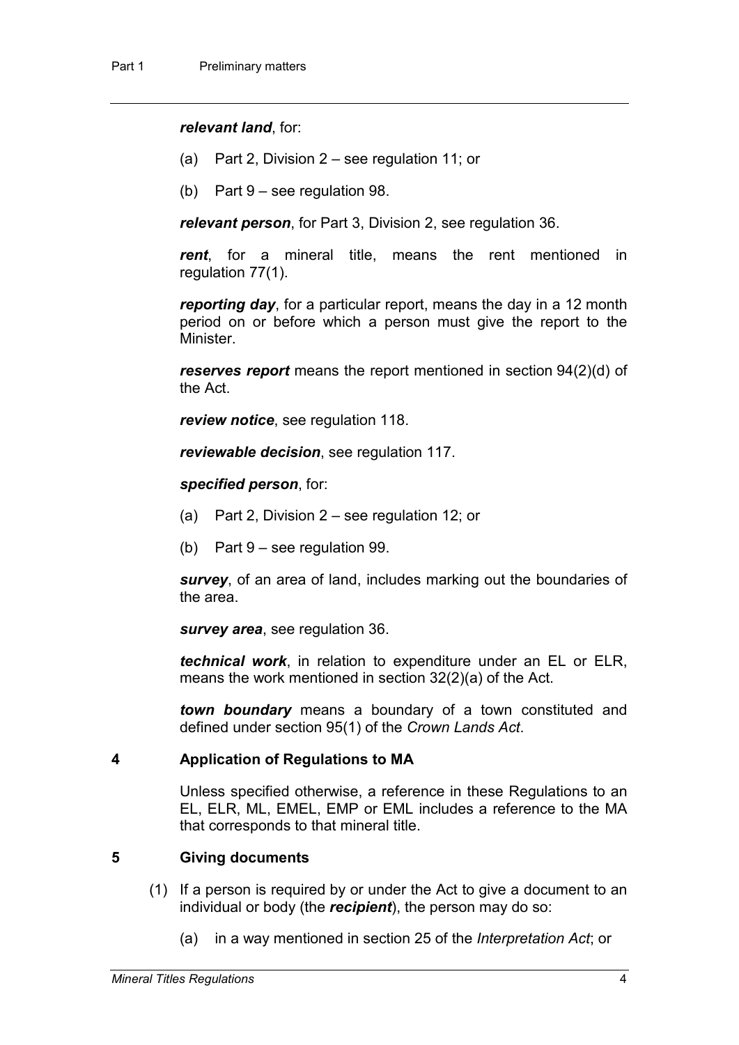***relevant land***, for:

(a) Part 2, Division 2 – see regulation 11; or

(b) Part 9 – see regulation 98.

***relevant person***, for Part 3, Division 2, see regulation 36.

***rent***, for a mineral title, means the rent mentioned in regulation 77(1).

***reporting day***, for a particular report, means the day in a 12 month period on or before which a person must give the report to the Minister.

***reserves report*** means the report mentioned in section 94(2)(d) of the Act.

***review notice***, see regulation 118.

***reviewable decision***, see regulation 117.

***specified person***, for:

(a) Part 2, Division 2 – see regulation 12; or

(b) Part 9 – see regulation 99.

***survey***, of an area of land, includes marking out the boundaries of the area.

***survey area***, see regulation 36.

***technical work***, in relation to expenditure under an EL or ELR, means the work mentioned in section 32(2)(a) of the Act.

***town boundary*** means a boundary of a town constituted and defined under section 95(1) of the *Crown Lands Act*.

## 4 Application of Regulations to MA

Unless specified otherwise, a reference in these Regulations to an EL, ELR, ML, EMEL, EMP or EML includes a reference to the MA that corresponds to that mineral title.

## 5 Giving documents

(1) If a person is required by or under the Act to give a document to an individual or body (the ***recipient***), the person may do so:

(a) in a way mentioned in section 25 of the *Interpretation Act*; or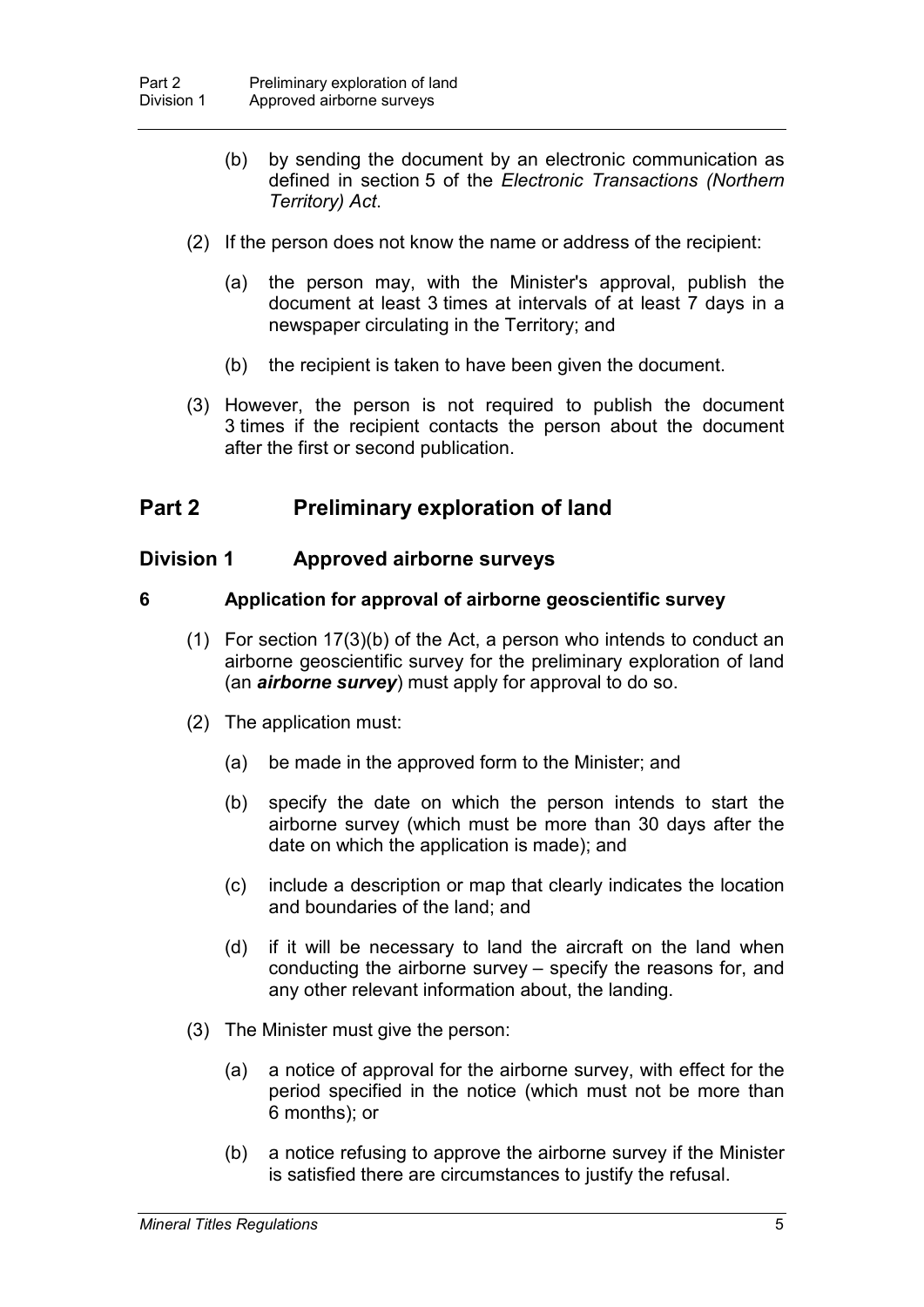(b) by sending the document by an electronic communication as defined in section 5 of the *Electronic Transactions (Northern Territory) Act*.

(2) If the person does not know the name or address of the recipient:

(a) the person may, with the Minister's approval, publish the document at least 3 times at intervals of at least 7 days in a newspaper circulating in the Territory; and

(b) the recipient is taken to have been given the document.

(3) However, the person is not required to publish the document 3 times if the recipient contacts the person about the document after the first or second publication.

## Part 2 Preliminary exploration of land

### Division 1 Approved airborne surveys

#### 6 Application for approval of airborne geoscientific survey

(1) For section 17(3)(b) of the Act, a person who intends to conduct an airborne geoscientific survey for the preliminary exploration of land (an ***airborne survey***) must apply for approval to do so.

(2) The application must:

(a) be made in the approved form to the Minister; and

(b) specify the date on which the person intends to start the airborne survey (which must be more than 30 days after the date on which the application is made); and

(c) include a description or map that clearly indicates the location and boundaries of the land; and

(d) if it will be necessary to land the aircraft on the land when conducting the airborne survey – specify the reasons for, and any other relevant information about, the landing.

(3) The Minister must give the person:

(a) a notice of approval for the airborne survey, with effect for the period specified in the notice (which must not be more than 6 months); or

(b) a notice refusing to approve the airborne survey if the Minister is satisfied there are circumstances to justify the refusal.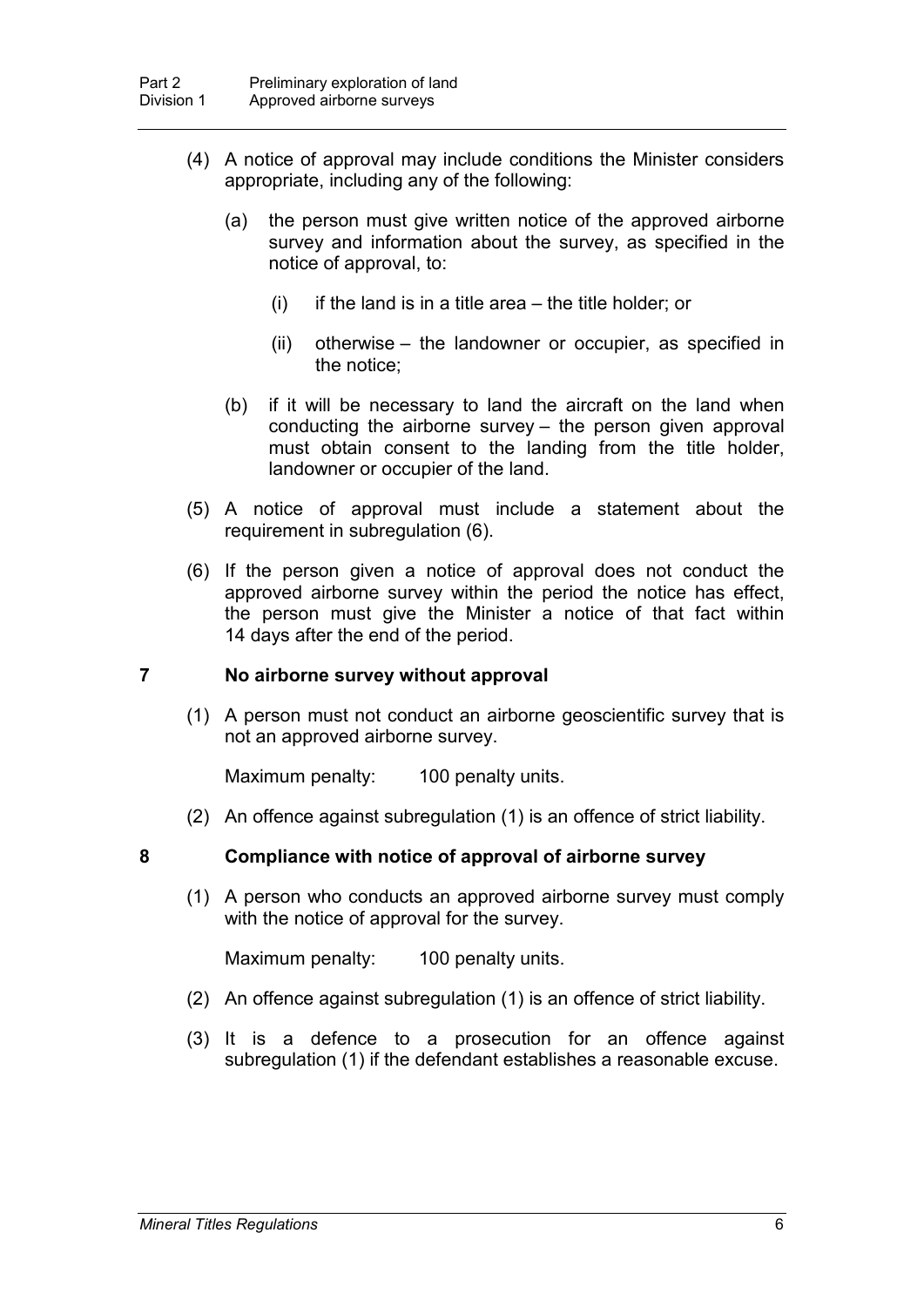(4) A notice of approval may include conditions the Minister considers appropriate, including any of the following:

(a) the person must give written notice of the approved airborne survey and information about the survey, as specified in the notice of approval, to:

(i) if the land is in a title area – the title holder; or

(ii) otherwise – the landowner or occupier, as specified in the notice;

(b) if it will be necessary to land the aircraft on the land when conducting the airborne survey – the person given approval must obtain consent to the landing from the title holder, landowner or occupier of the land.

(5) A notice of approval must include a statement about the requirement in subregulation (6).

(6) If the person given a notice of approval does not conduct the approved airborne survey within the period the notice has effect, the person must give the Minister a notice of that fact within 14 days after the end of the period.

## 7 No airborne survey without approval

(1) A person must not conduct an airborne geoscientific survey that is not an approved airborne survey.

Maximum penalty: 100 penalty units.

(2) An offence against subregulation (1) is an offence of strict liability.

## 8 Compliance with notice of approval of airborne survey

(1) A person who conducts an approved airborne survey must comply with the notice of approval for the survey.

Maximum penalty: 100 penalty units.

(2) An offence against subregulation (1) is an offence of strict liability.

(3) It is a defence to a prosecution for an offence against subregulation (1) if the defendant establishes a reasonable excuse.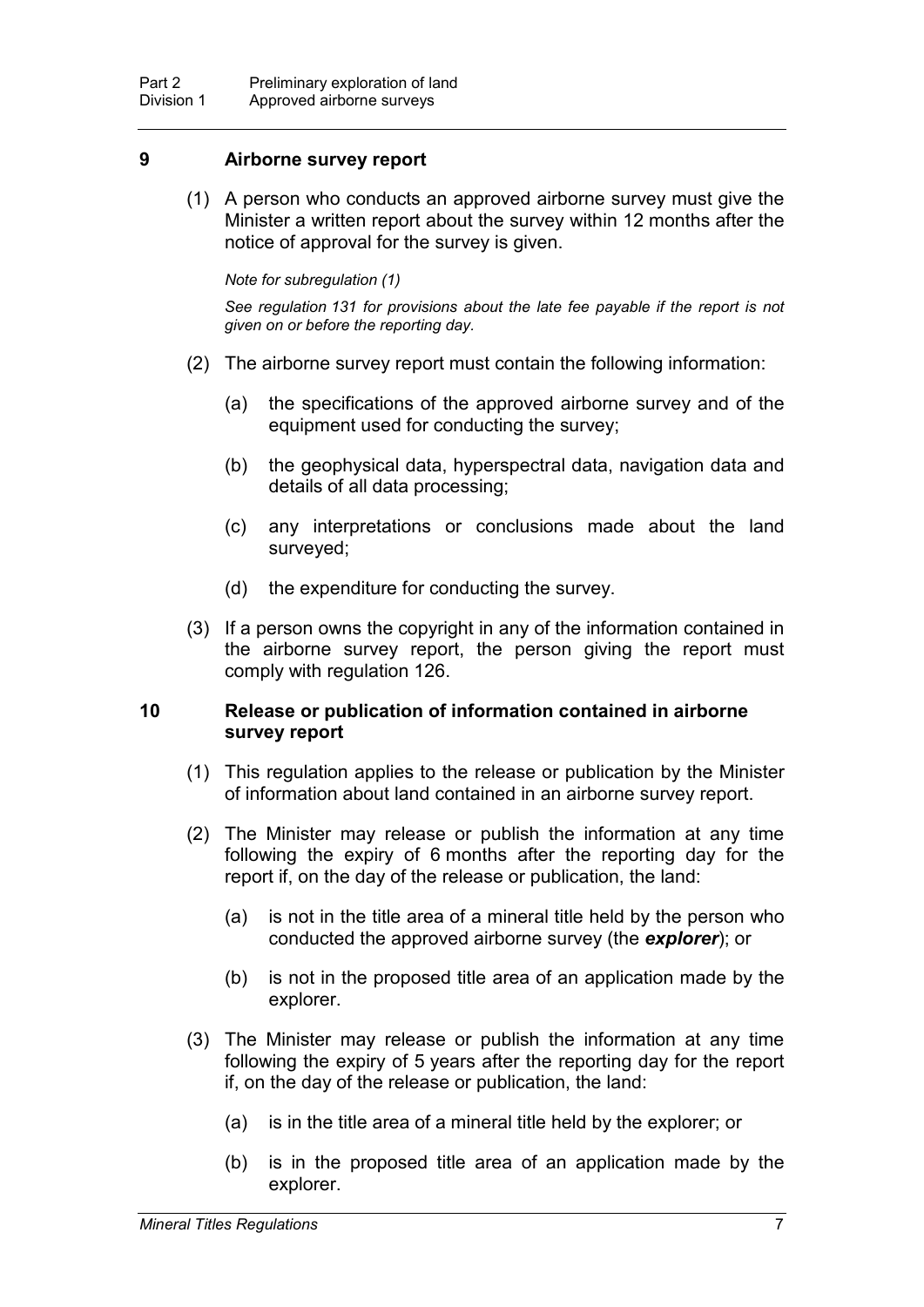### 9 Airborne survey report

(1) A person who conducts an approved airborne survey must give the Minister a written report about the survey within 12 months after the notice of approval for the survey is given.

*Note for subregulation (1)*

*See regulation 131 for provisions about the late fee payable if the report is not given on or before the reporting day.*

(2) The airborne survey report must contain the following information:

(a) the specifications of the approved airborne survey and of the equipment used for conducting the survey;

(b) the geophysical data, hyperspectral data, navigation data and details of all data processing;

(c) any interpretations or conclusions made about the land surveyed;

(d) the expenditure for conducting the survey.

(3) If a person owns the copyright in any of the information contained in the airborne survey report, the person giving the report must comply with regulation 126.

### 10 Release or publication of information contained in airborne survey report

(1) This regulation applies to the release or publication by the Minister of information about land contained in an airborne survey report.

(2) The Minister may release or publish the information at any time following the expiry of 6 months after the reporting day for the report if, on the day of the release or publication, the land:

(a) is not in the title area of a mineral title held by the person who conducted the approved airborne survey (the ***explorer***); or

(b) is not in the proposed title area of an application made by the explorer.

(3) The Minister may release or publish the information at any time following the expiry of 5 years after the reporting day for the report if, on the day of the release or publication, the land:

(a) is in the title area of a mineral title held by the explorer; or

(b) is in the proposed title area of an application made by the explorer.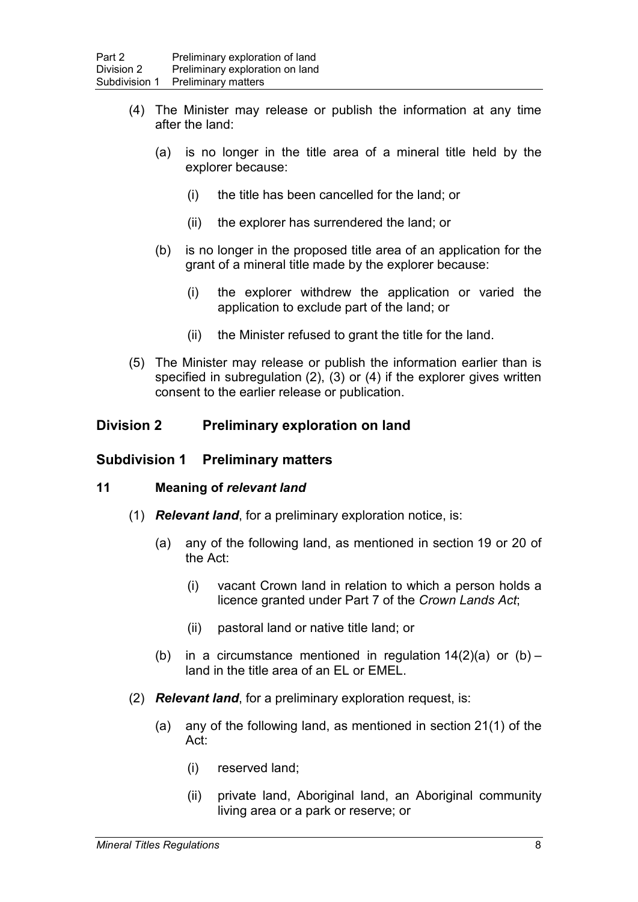(4) The Minister may release or publish the information at any time after the land:

(a) is no longer in the title area of a mineral title held by the explorer because:

(i) the title has been cancelled for the land; or

(ii) the explorer has surrendered the land; or

(b) is no longer in the proposed title area of an application for the grant of a mineral title made by the explorer because:

(i) the explorer withdrew the application or varied the application to exclude part of the land; or

(ii) the Minister refused to grant the title for the land.

(5) The Minister may release or publish the information earlier than is specified in subregulation (2), (3) or (4) if the explorer gives written consent to the earlier release or publication.

## Division 2 Preliminary exploration on land

### Subdivision 1 Preliminary matters

#### 11 Meaning of *relevant land*

(1) ***Relevant land***, for a preliminary exploration notice, is:

(a) any of the following land, as mentioned in section 19 or 20 of the Act:

(i) vacant Crown land in relation to which a person holds a licence granted under Part 7 of the *Crown Lands Act*;

(ii) pastoral land or native title land; or

(b) in a circumstance mentioned in regulation 14(2)(a) or (b) – land in the title area of an EL or EMEL.

(2) ***Relevant land***, for a preliminary exploration request, is:

(a) any of the following land, as mentioned in section 21(1) of the Act:

(i) reserved land;

(ii) private land, Aboriginal land, an Aboriginal community living area or a park or reserve; or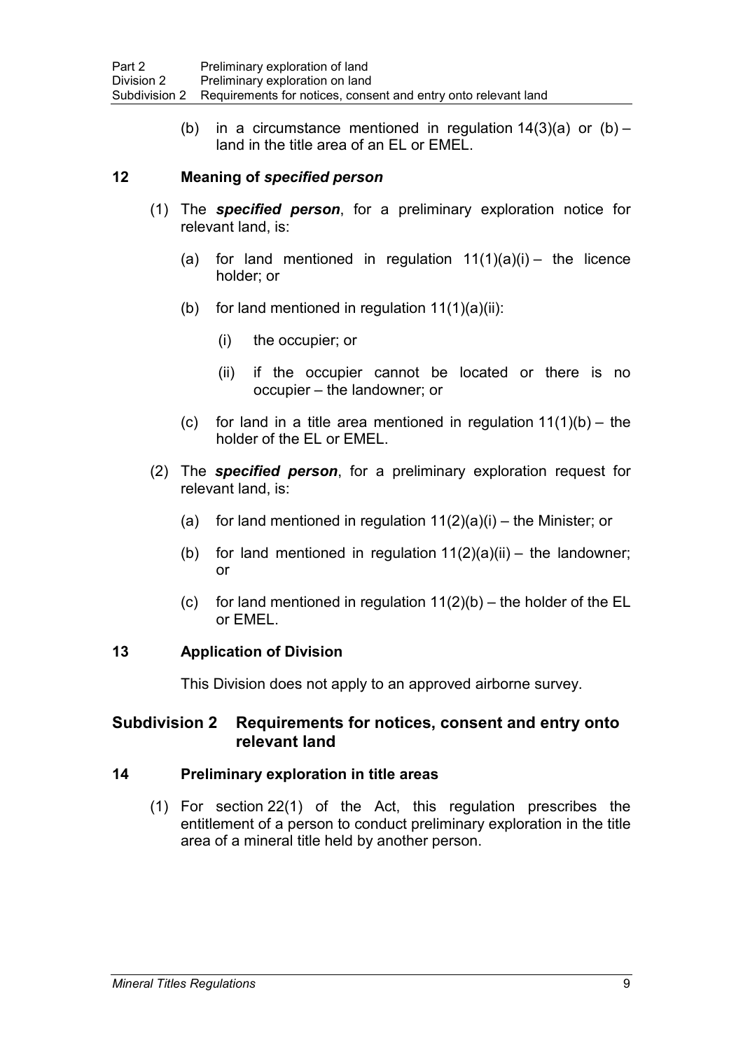(b) in a circumstance mentioned in regulation 14(3)(a) or (b) – land in the title area of an EL or EMEL.

## 12 Meaning of *specified person*

(1) The ***specified person***, for a preliminary exploration notice for relevant land, is:

(a) for land mentioned in regulation 11(1)(a)(i) – the licence holder; or

(b) for land mentioned in regulation 11(1)(a)(ii):

(i) the occupier; or

(ii) if the occupier cannot be located or there is no occupier – the landowner; or

(c) for land in a title area mentioned in regulation 11(1)(b) – the holder of the EL or EMEL.

(2) The ***specified person***, for a preliminary exploration request for relevant land, is:

(a) for land mentioned in regulation 11(2)(a)(i) – the Minister; or

(b) for land mentioned in regulation 11(2)(a)(ii) – the landowner; or

(c) for land mentioned in regulation 11(2)(b) – the holder of the EL or EMEL.

## 13 Application of Division

This Division does not apply to an approved airborne survey.

# Subdivision 2 Requirements for notices, consent and entry onto relevant land

## 14 Preliminary exploration in title areas

(1) For section 22(1) of the Act, this regulation prescribes the entitlement of a person to conduct preliminary exploration in the title area of a mineral title held by another person.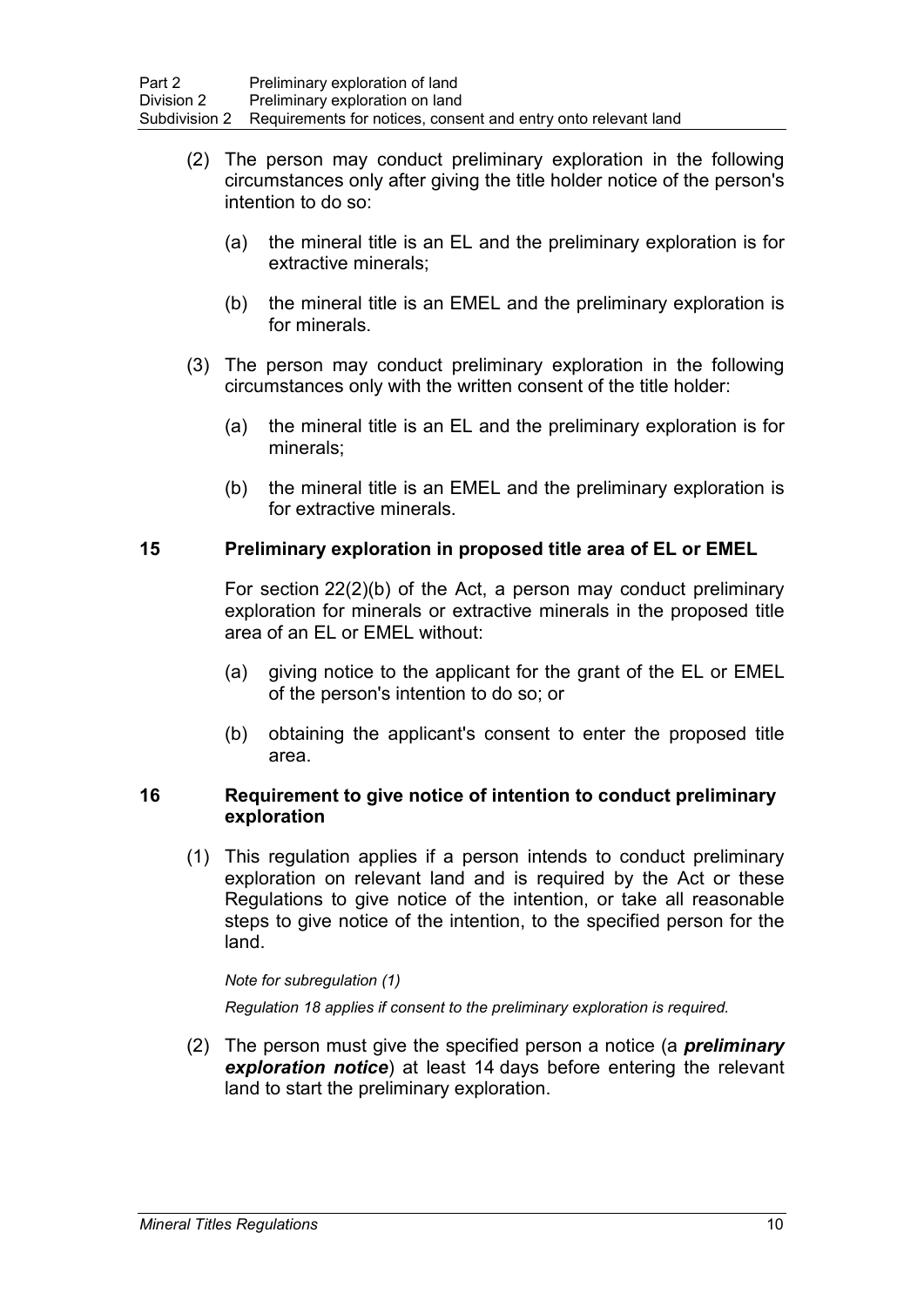(2) The person may conduct preliminary exploration in the following circumstances only after giving the title holder notice of the person's intention to do so:

(a) the mineral title is an EL and the preliminary exploration is for extractive minerals;

(b) the mineral title is an EMEL and the preliminary exploration is for minerals.

(3) The person may conduct preliminary exploration in the following circumstances only with the written consent of the title holder:

(a) the mineral title is an EL and the preliminary exploration is for minerals;

(b) the mineral title is an EMEL and the preliminary exploration is for extractive minerals.

### 15 Preliminary exploration in proposed title area of EL or EMEL

For section 22(2)(b) of the Act, a person may conduct preliminary exploration for minerals or extractive minerals in the proposed title area of an EL or EMEL without:

(a) giving notice to the applicant for the grant of the EL or EMEL of the person's intention to do so; or

(b) obtaining the applicant's consent to enter the proposed title area.

### 16 Requirement to give notice of intention to conduct preliminary exploration

(1) This regulation applies if a person intends to conduct preliminary exploration on relevant land and is required by the Act or these Regulations to give notice of the intention, or take all reasonable steps to give notice of the intention, to the specified person for the land.

*Note for subregulation (1)*

*Regulation 18 applies if consent to the preliminary exploration is required.*

(2) The person must give the specified person a notice (a ***preliminary exploration notice***) at least 14 days before entering the relevant land to start the preliminary exploration.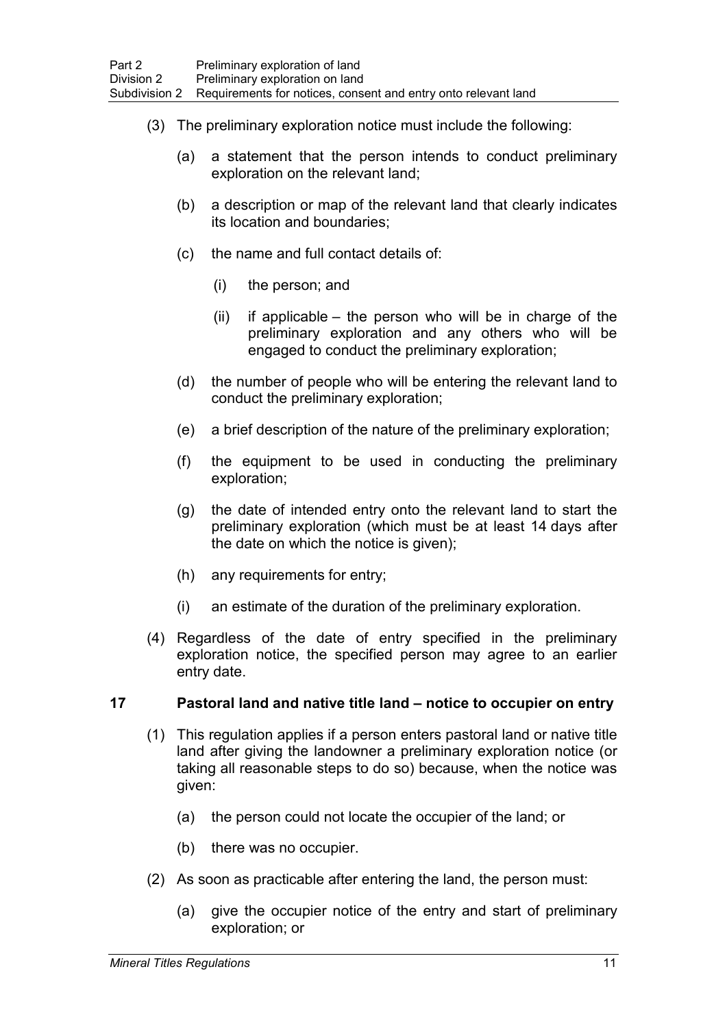(3) The preliminary exploration notice must include the following:

(a) a statement that the person intends to conduct preliminary exploration on the relevant land;

(b) a description or map of the relevant land that clearly indicates its location and boundaries;

(c) the name and full contact details of:

(i) the person; and

(ii) if applicable – the person who will be in charge of the preliminary exploration and any others who will be engaged to conduct the preliminary exploration;

(d) the number of people who will be entering the relevant land to conduct the preliminary exploration;

(e) a brief description of the nature of the preliminary exploration;

(f) the equipment to be used in conducting the preliminary exploration;

(g) the date of intended entry onto the relevant land to start the preliminary exploration (which must be at least 14 days after the date on which the notice is given);

(h) any requirements for entry;

(i) an estimate of the duration of the preliminary exploration.

(4) Regardless of the date of entry specified in the preliminary exploration notice, the specified person may agree to an earlier entry date.

### 17 Pastoral land and native title land – notice to occupier on entry

(1) This regulation applies if a person enters pastoral land or native title land after giving the landowner a preliminary exploration notice (or taking all reasonable steps to do so) because, when the notice was given:

(a) the person could not locate the occupier of the land; or

(b) there was no occupier.

(2) As soon as practicable after entering the land, the person must:

(a) give the occupier notice of the entry and start of preliminary exploration; or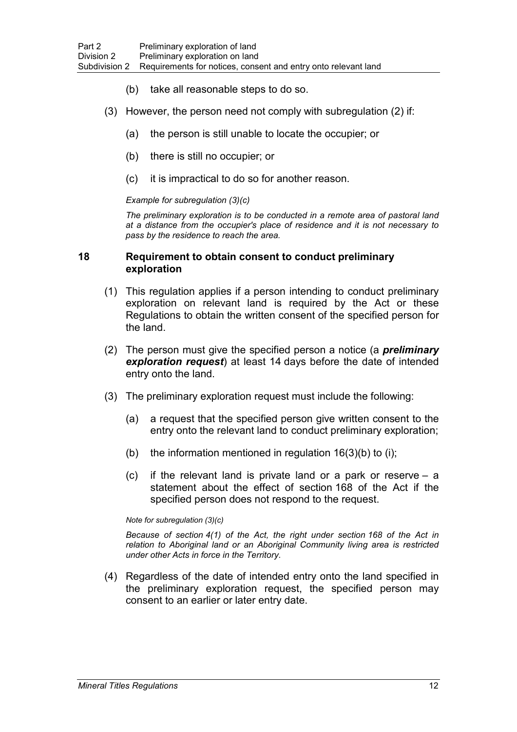(b) take all reasonable steps to do so.

(3) However, the person need not comply with subregulation (2) if:

(a) the person is still unable to locate the occupier; or

(b) there is still no occupier; or

(c) it is impractical to do so for another reason.

*Example for subregulation (3)(c)*

*The preliminary exploration is to be conducted in a remote area of pastoral land at a distance from the occupier's place of residence and it is not necessary to pass by the residence to reach the area.*

### 18 Requirement to obtain consent to conduct preliminary exploration

(1) This regulation applies if a person intending to conduct preliminary exploration on relevant land is required by the Act or these Regulations to obtain the written consent of the specified person for the land.

(2) The person must give the specified person a notice (a ***preliminary exploration request***) at least 14 days before the date of intended entry onto the land.

(3) The preliminary exploration request must include the following:

(a) a request that the specified person give written consent to the entry onto the relevant land to conduct preliminary exploration;

(b) the information mentioned in regulation 16(3)(b) to (i);

(c) if the relevant land is private land or a park or reserve – a statement about the effect of section 168 of the Act if the specified person does not respond to the request.

*Note for subregulation (3)(c)*

*Because of section 4(1) of the Act, the right under section 168 of the Act in relation to Aboriginal land or an Aboriginal Community living area is restricted under other Acts in force in the Territory.*

(4) Regardless of the date of intended entry onto the land specified in the preliminary exploration request, the specified person may consent to an earlier or later entry date.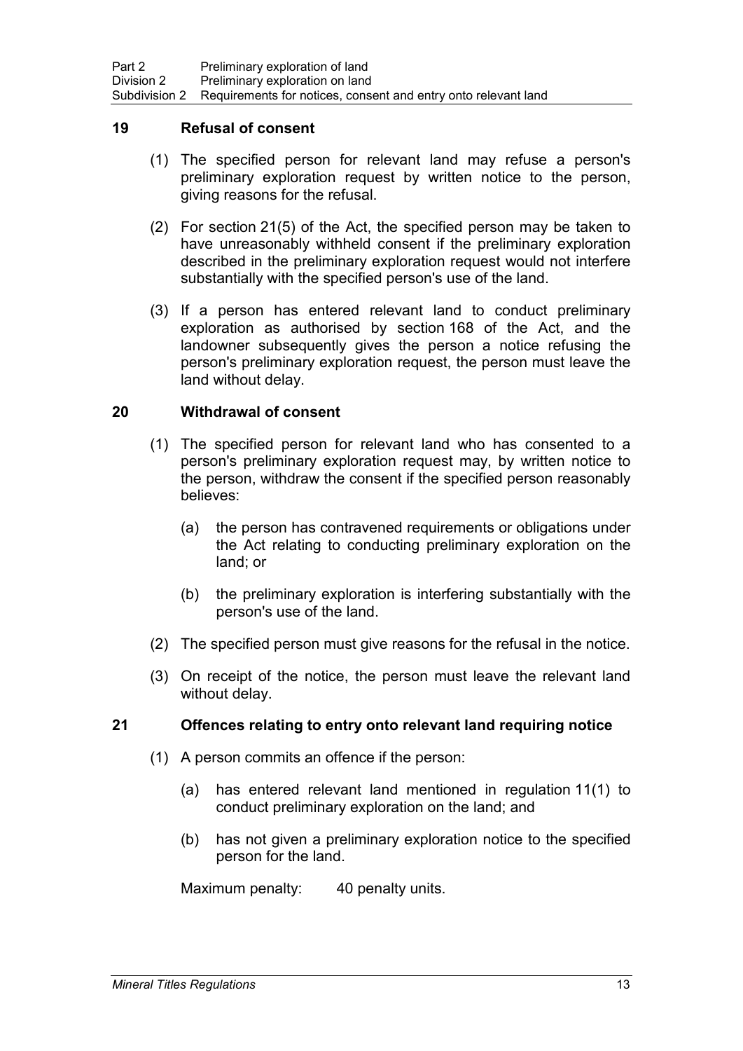### 19 Refusal of consent

(1) The specified person for relevant land may refuse a person's preliminary exploration request by written notice to the person, giving reasons for the refusal.

(2) For section 21(5) of the Act, the specified person may be taken to have unreasonably withheld consent if the preliminary exploration described in the preliminary exploration request would not interfere substantially with the specified person's use of the land.

(3) If a person has entered relevant land to conduct preliminary exploration as authorised by section 168 of the Act, and the landowner subsequently gives the person a notice refusing the person's preliminary exploration request, the person must leave the land without delay.

### 20 Withdrawal of consent

(1) The specified person for relevant land who has consented to a person's preliminary exploration request may, by written notice to the person, withdraw the consent if the specified person reasonably believes:

- (a) the person has contravened requirements or obligations under the Act relating to conducting preliminary exploration on the land; or
- (b) the preliminary exploration is interfering substantially with the person's use of the land.

(2) The specified person must give reasons for the refusal in the notice.

(3) On receipt of the notice, the person must leave the relevant land without delay.

### 21 Offences relating to entry onto relevant land requiring notice

(1) A person commits an offence if the person:

- (a) has entered relevant land mentioned in regulation 11(1) to conduct preliminary exploration on the land; and
- (b) has not given a preliminary exploration notice to the specified person for the land.

Maximum penalty: 40 penalty units.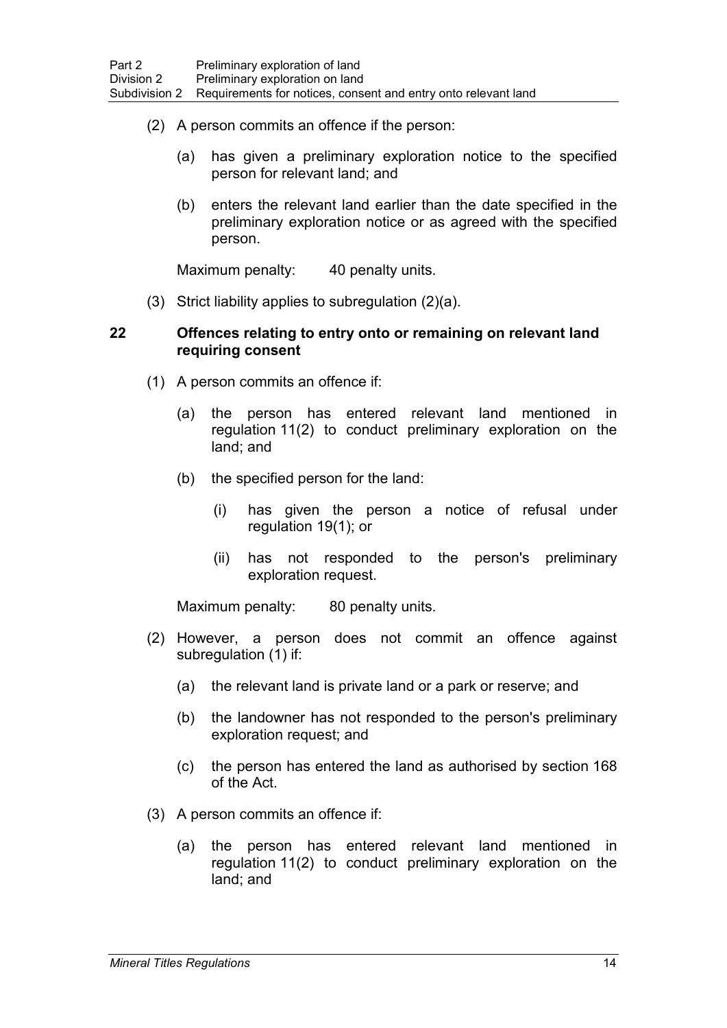(2) A person commits an offence if the person:

(a) has given a preliminary exploration notice to the specified person for relevant land; and

(b) enters the relevant land earlier than the date specified in the preliminary exploration notice or as agreed with the specified person.

Maximum penalty: 40 penalty units.

(3) Strict liability applies to subregulation (2)(a).

### 22 Offences relating to entry onto or remaining on relevant land requiring consent

(1) A person commits an offence if:

(a) the person has entered relevant land mentioned in regulation 11(2) to conduct preliminary exploration on the land; and

(b) the specified person for the land:

(i) has given the person a notice of refusal under regulation 19(1); or

(ii) has not responded to the person's preliminary exploration request.

Maximum penalty: 80 penalty units.

(2) However, a person does not commit an offence against subregulation (1) if:

(a) the relevant land is private land or a park or reserve; and

(b) the landowner has not responded to the person's preliminary exploration request; and

(c) the person has entered the land as authorised by section 168 of the Act.

(3) A person commits an offence if:

(a) the person has entered relevant land mentioned in regulation 11(2) to conduct preliminary exploration on the land; and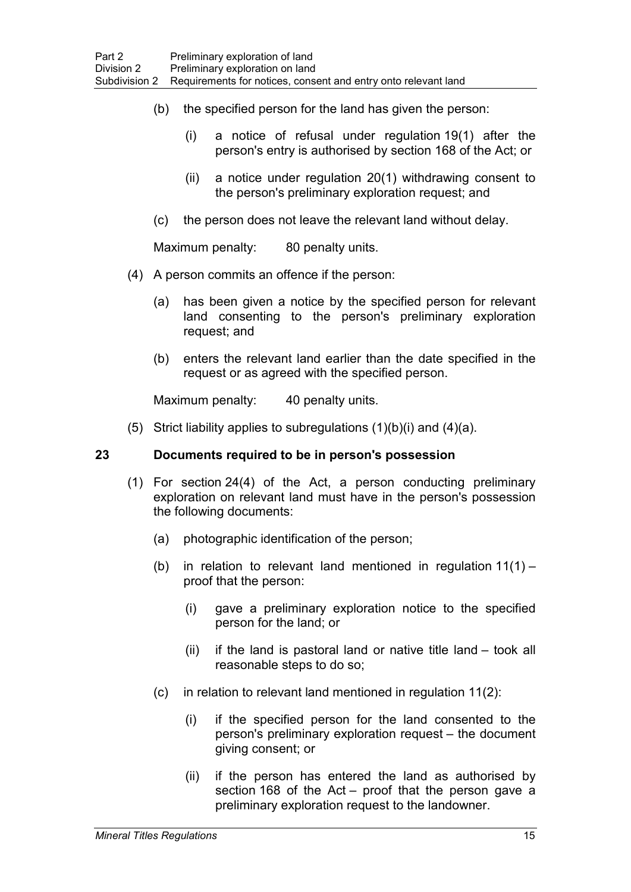(b) the specified person for the land has given the person:

(i) a notice of refusal under regulation 19(1) after the person's entry is authorised by section 168 of the Act; or

(ii) a notice under regulation 20(1) withdrawing consent to the person's preliminary exploration request; and

(c) the person does not leave the relevant land without delay.

Maximum penalty: 80 penalty units.

(4) A person commits an offence if the person:

(a) has been given a notice by the specified person for relevant land consenting to the person's preliminary exploration request; and

(b) enters the relevant land earlier than the date specified in the request or as agreed with the specified person.

Maximum penalty: 40 penalty units.

(5) Strict liability applies to subregulations (1)(b)(i) and (4)(a).

## 23 Documents required to be in person's possession

(1) For section 24(4) of the Act, a person conducting preliminary exploration on relevant land must have in the person's possession the following documents:

(a) photographic identification of the person;

(b) in relation to relevant land mentioned in regulation 11(1) – proof that the person:

(i) gave a preliminary exploration notice to the specified person for the land; or

(ii) if the land is pastoral land or native title land – took all reasonable steps to do so;

(c) in relation to relevant land mentioned in regulation 11(2):

(i) if the specified person for the land consented to the person's preliminary exploration request – the document giving consent; or

(ii) if the person has entered the land as authorised by section 168 of the Act – proof that the person gave a preliminary exploration request to the landowner.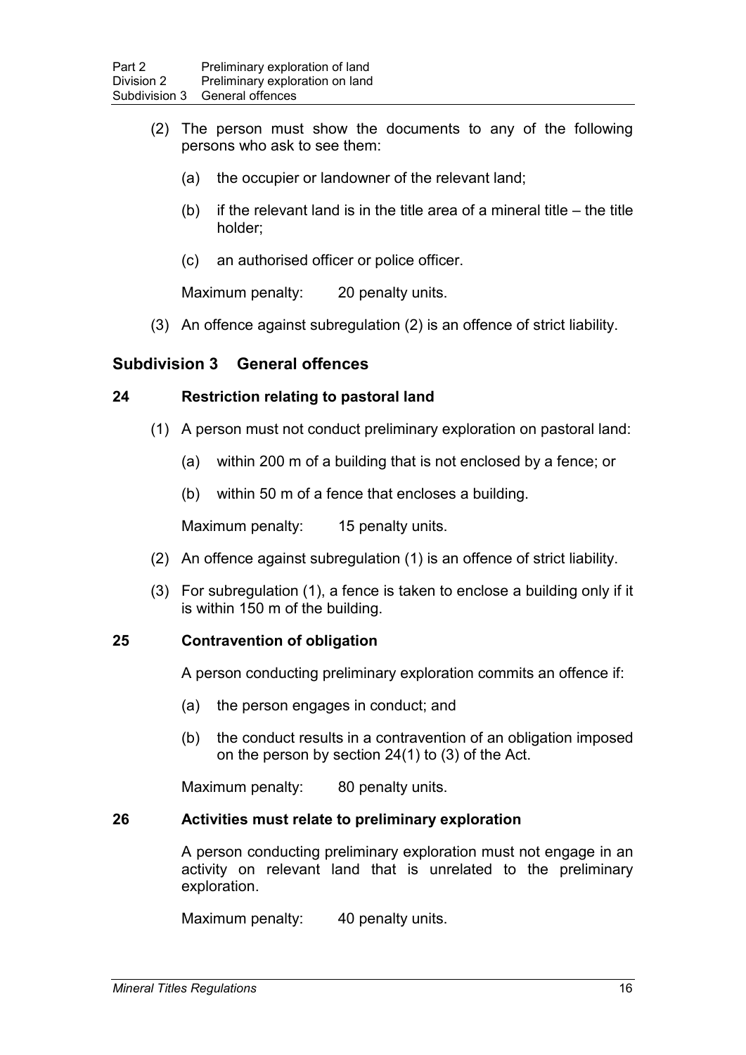(2) The person must show the documents to any of the following persons who ask to see them:

(a) the occupier or landowner of the relevant land;

(b) if the relevant land is in the title area of a mineral title – the title holder;

(c) an authorised officer or police officer.

Maximum penalty: 20 penalty units.

(3) An offence against subregulation (2) is an offence of strict liability.

## Subdivision 3 General offences

### 24 Restriction relating to pastoral land

(1) A person must not conduct preliminary exploration on pastoral land:

(a) within 200 m of a building that is not enclosed by a fence; or

(b) within 50 m of a fence that encloses a building.

Maximum penalty: 15 penalty units.

(2) An offence against subregulation (1) is an offence of strict liability.

(3) For subregulation (1), a fence is taken to enclose a building only if it is within 150 m of the building.

### 25 Contravention of obligation

A person conducting preliminary exploration commits an offence if:

(a) the person engages in conduct; and

(b) the conduct results in a contravention of an obligation imposed on the person by section 24(1) to (3) of the Act.

Maximum penalty: 80 penalty units.

### 26 Activities must relate to preliminary exploration

A person conducting preliminary exploration must not engage in an activity on relevant land that is unrelated to the preliminary exploration.

Maximum penalty: 40 penalty units.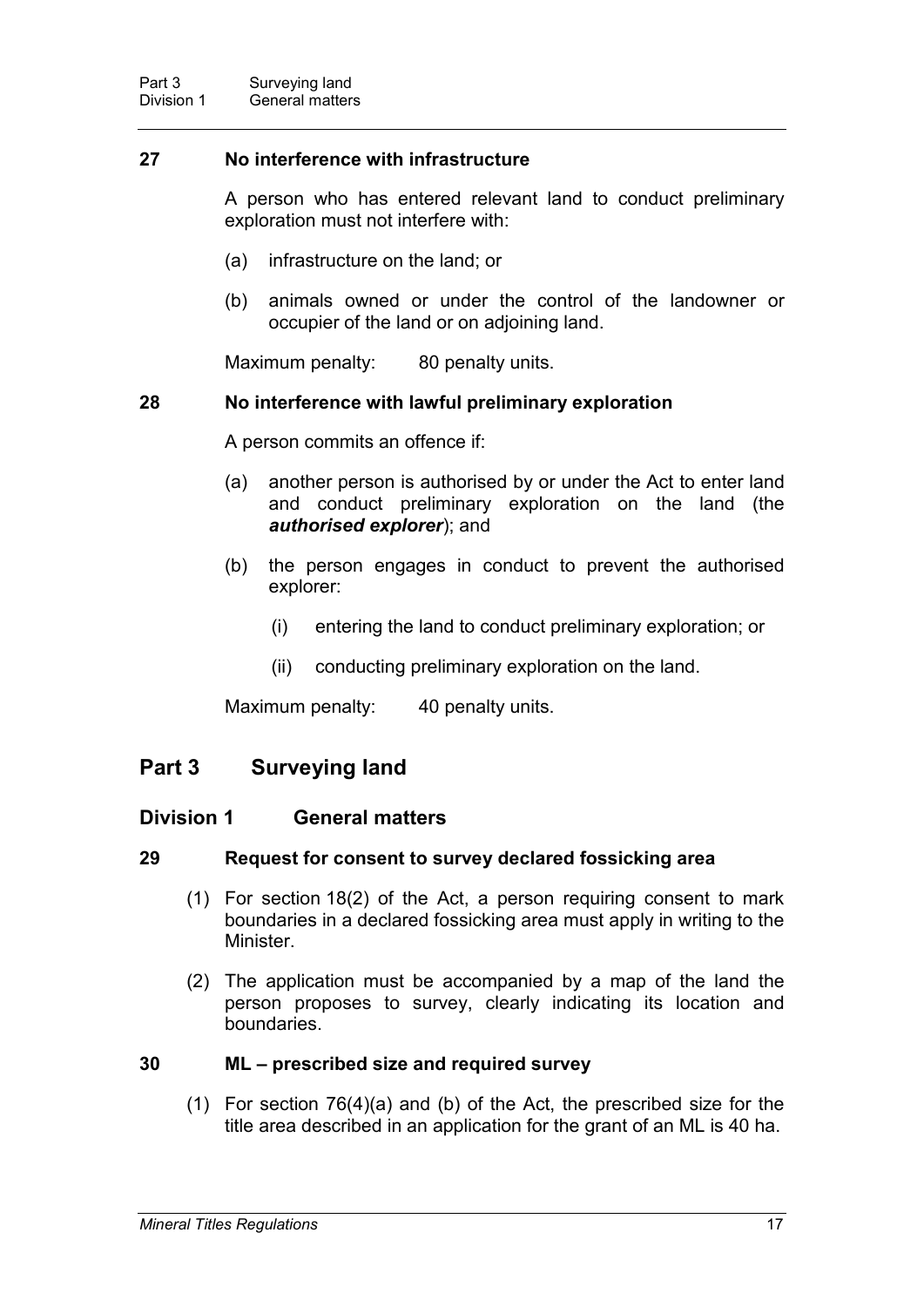### 27 No interference with infrastructure

A person who has entered relevant land to conduct preliminary exploration must not interfere with:

(a) infrastructure on the land; or

(b) animals owned or under the control of the landowner or occupier of the land or on adjoining land.

Maximum penalty: 80 penalty units.

### 28 No interference with lawful preliminary exploration

A person commits an offence if:

(a) another person is authorised by or under the Act to enter land and conduct preliminary exploration on the land (the ***authorised explorer***); and

(b) the person engages in conduct to prevent the authorised explorer:

(i) entering the land to conduct preliminary exploration; or

(ii) conducting preliminary exploration on the land.

Maximum penalty: 40 penalty units.

## Part 3 Surveying land

## Division 1 General matters

### 29 Request for consent to survey declared fossicking area

(1) For section 18(2) of the Act, a person requiring consent to mark boundaries in a declared fossicking area must apply in writing to the Minister.

(2) The application must be accompanied by a map of the land the person proposes to survey, clearly indicating its location and boundaries.

### 30 ML – prescribed size and required survey

(1) For section 76(4)(a) and (b) of the Act, the prescribed size for the title area described in an application for the grant of an ML is 40 ha.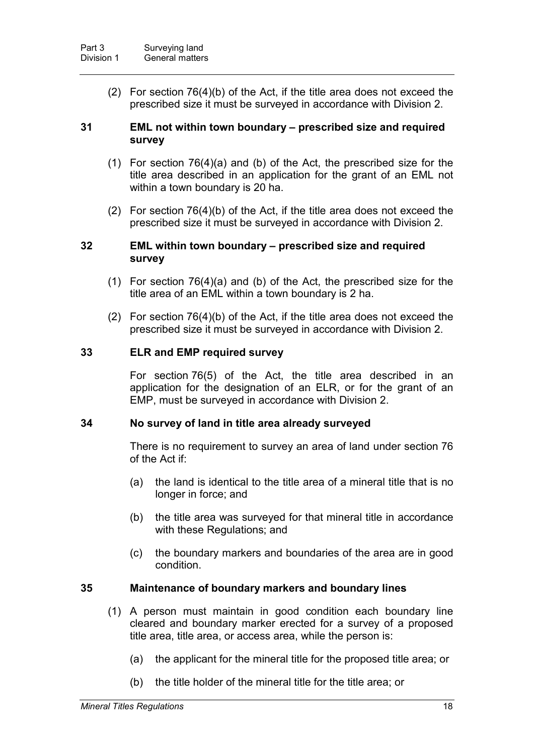(2) For section 76(4)(b) of the Act, if the title area does not exceed the prescribed size it must be surveyed in accordance with Division 2.

### 31 EML not within town boundary – prescribed size and required survey

(1) For section 76(4)(a) and (b) of the Act, the prescribed size for the title area described in an application for the grant of an EML not within a town boundary is 20 ha.

(2) For section 76(4)(b) of the Act, if the title area does not exceed the prescribed size it must be surveyed in accordance with Division 2.

### 32 EML within town boundary – prescribed size and required survey

(1) For section 76(4)(a) and (b) of the Act, the prescribed size for the title area of an EML within a town boundary is 2 ha.

(2) For section 76(4)(b) of the Act, if the title area does not exceed the prescribed size it must be surveyed in accordance with Division 2.

### 33 ELR and EMP required survey

For section 76(5) of the Act, the title area described in an application for the designation of an ELR, or for the grant of an EMP, must be surveyed in accordance with Division 2.

### 34 No survey of land in title area already surveyed

There is no requirement to survey an area of land under section 76 of the Act if:

(a) the land is identical to the title area of a mineral title that is no longer in force; and

(b) the title area was surveyed for that mineral title in accordance with these Regulations; and

(c) the boundary markers and boundaries of the area are in good condition.

### 35 Maintenance of boundary markers and boundary lines

(1) A person must maintain in good condition each boundary line cleared and boundary marker erected for a survey of a proposed title area, title area, or access area, while the person is:

(a) the applicant for the mineral title for the proposed title area; or

(b) the title holder of the mineral title for the title area; or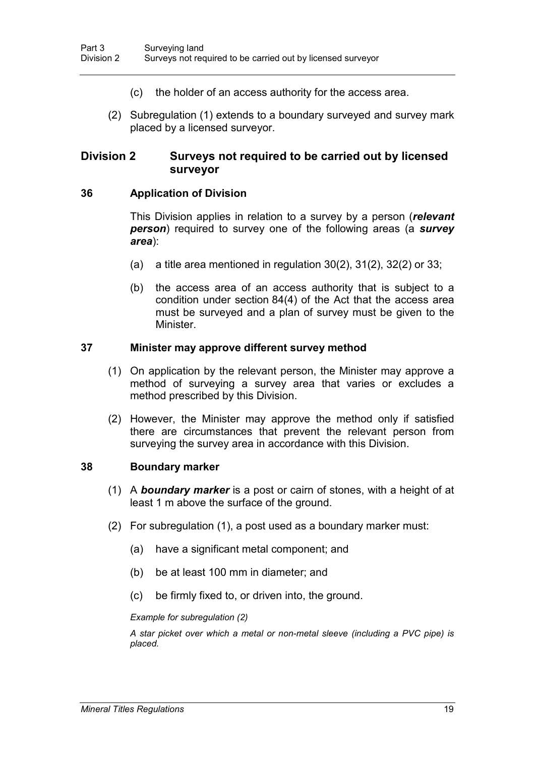(c) the holder of an access authority for the access area.

(2) Subregulation (1) extends to a boundary surveyed and survey mark placed by a licensed surveyor.

## Division 2 Surveys not required to be carried out by licensed surveyor

### 36 Application of Division

This Division applies in relation to a survey by a person (***relevant person***) required to survey one of the following areas (a ***survey area***):

(a) a title area mentioned in regulation 30(2), 31(2), 32(2) or 33;

(b) the access area of an access authority that is subject to a condition under section 84(4) of the Act that the access area must be surveyed and a plan of survey must be given to the Minister.

### 37 Minister may approve different survey method

(1) On application by the relevant person, the Minister may approve a method of surveying a survey area that varies or excludes a method prescribed by this Division.

(2) However, the Minister may approve the method only if satisfied there are circumstances that prevent the relevant person from surveying the survey area in accordance with this Division.

### 38 Boundary marker

(1) A ***boundary marker*** is a post or cairn of stones, with a height of at least 1 m above the surface of the ground.

(2) For subregulation (1), a post used as a boundary marker must:

(a) have a significant metal component; and

(b) be at least 100 mm in diameter; and

(c) be firmly fixed to, or driven into, the ground.

*Example for subregulation (2)*

*A star picket over which a metal or non-metal sleeve (including a PVC pipe) is placed.*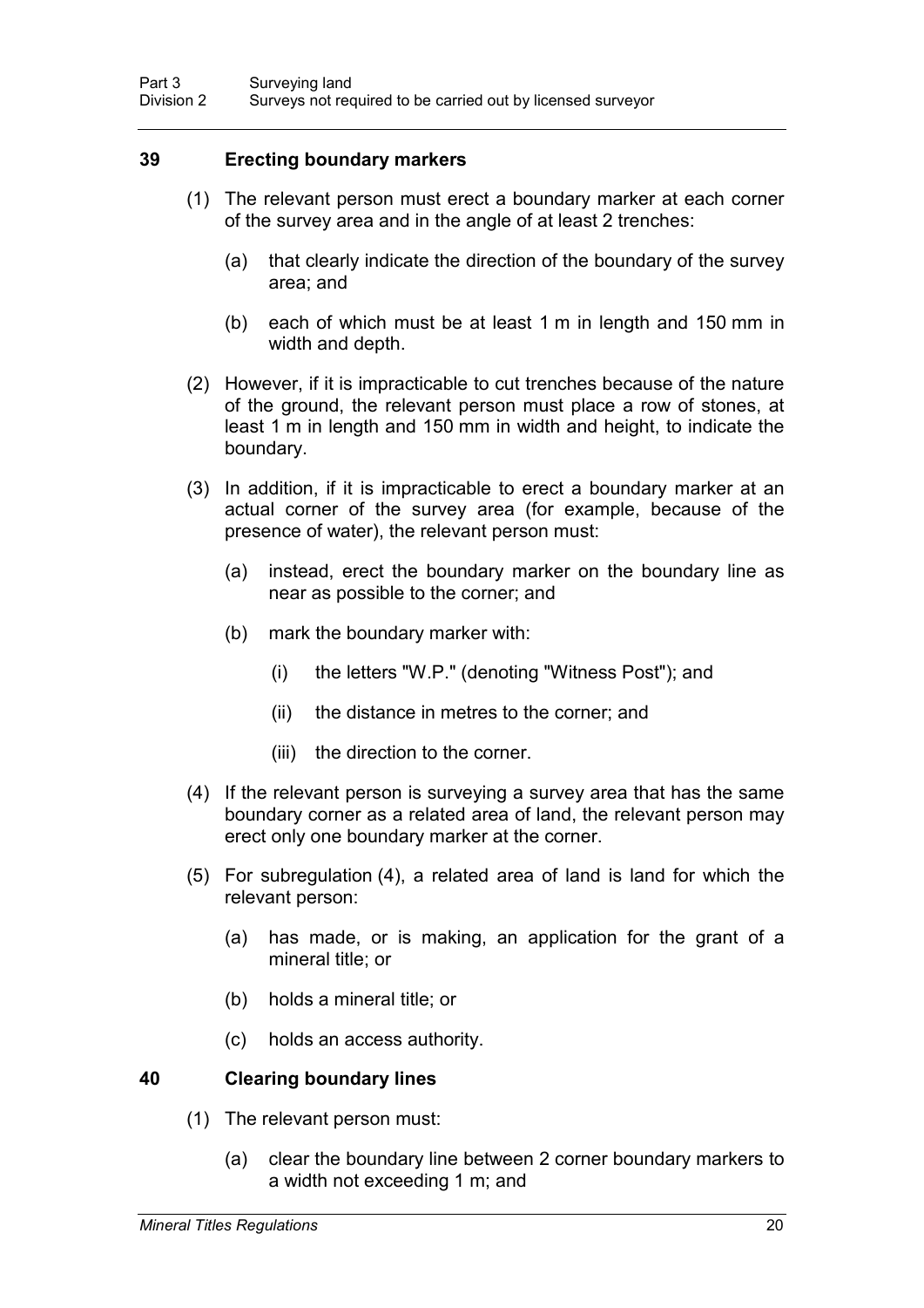## 39 Erecting boundary markers

(1) The relevant person must erect a boundary marker at each corner of the survey area and in the angle of at least 2 trenches:

(a) that clearly indicate the direction of the boundary of the survey area; and

(b) each of which must be at least 1 m in length and 150 mm in width and depth.

(2) However, if it is impracticable to cut trenches because of the nature of the ground, the relevant person must place a row of stones, at least 1 m in length and 150 mm in width and height, to indicate the boundary.

(3) In addition, if it is impracticable to erect a boundary marker at an actual corner of the survey area (for example, because of the presence of water), the relevant person must:

(a) instead, erect the boundary marker on the boundary line as near as possible to the corner; and

(b) mark the boundary marker with:

(i) the letters "W.P." (denoting "Witness Post"); and

(ii) the distance in metres to the corner; and

(iii) the direction to the corner.

(4) If the relevant person is surveying a survey area that has the same boundary corner as a related area of land, the relevant person may erect only one boundary marker at the corner.

(5) For subregulation (4), a related area of land is land for which the relevant person:

(a) has made, or is making, an application for the grant of a mineral title; or

(b) holds a mineral title; or

(c) holds an access authority.

## 40 Clearing boundary lines

(1) The relevant person must:

(a) clear the boundary line between 2 corner boundary markers to a width not exceeding 1 m; and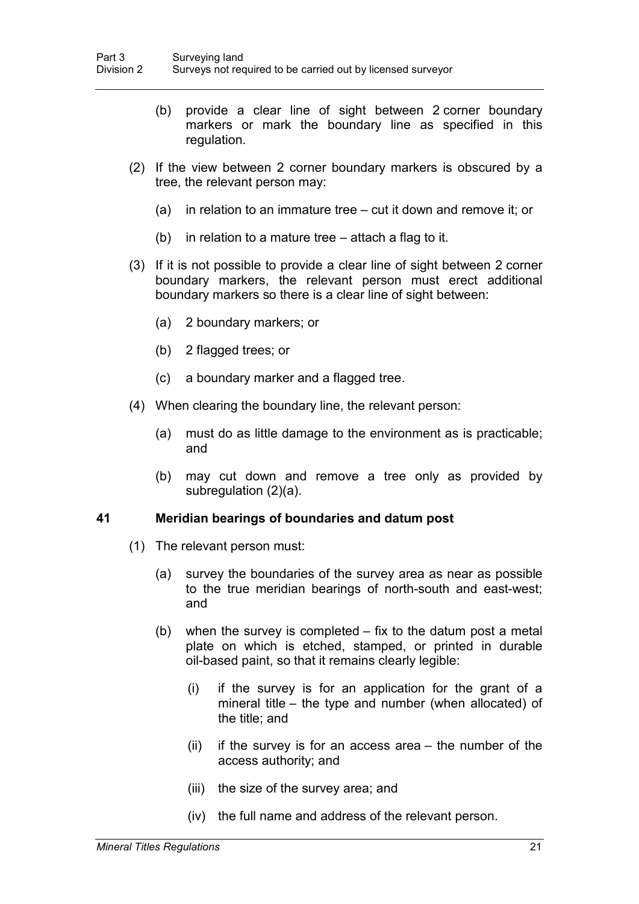(b) provide a clear line of sight between 2 corner boundary markers or mark the boundary line as specified in this regulation.

(2) If the view between 2 corner boundary markers is obscured by a tree, the relevant person may:

(a) in relation to an immature tree – cut it down and remove it; or

(b) in relation to a mature tree – attach a flag to it.

(3) If it is not possible to provide a clear line of sight between 2 corner boundary markers, the relevant person must erect additional boundary markers so there is a clear line of sight between:

(a) 2 boundary markers; or

(b) 2 flagged trees; or

(c) a boundary marker and a flagged tree.

(4) When clearing the boundary line, the relevant person:

(a) must do as little damage to the environment as is practicable; and

(b) may cut down and remove a tree only as provided by subregulation (2)(a).

### 41 Meridian bearings of boundaries and datum post

(1) The relevant person must:

(a) survey the boundaries of the survey area as near as possible to the true meridian bearings of north-south and east-west; and

(b) when the survey is completed – fix to the datum post a metal plate on which is etched, stamped, or printed in durable oil-based paint, so that it remains clearly legible:

(i) if the survey is for an application for the grant of a mineral title – the type and number (when allocated) of the title; and

(ii) if the survey is for an access area – the number of the access authority; and

(iii) the size of the survey area; and

(iv) the full name and address of the relevant person.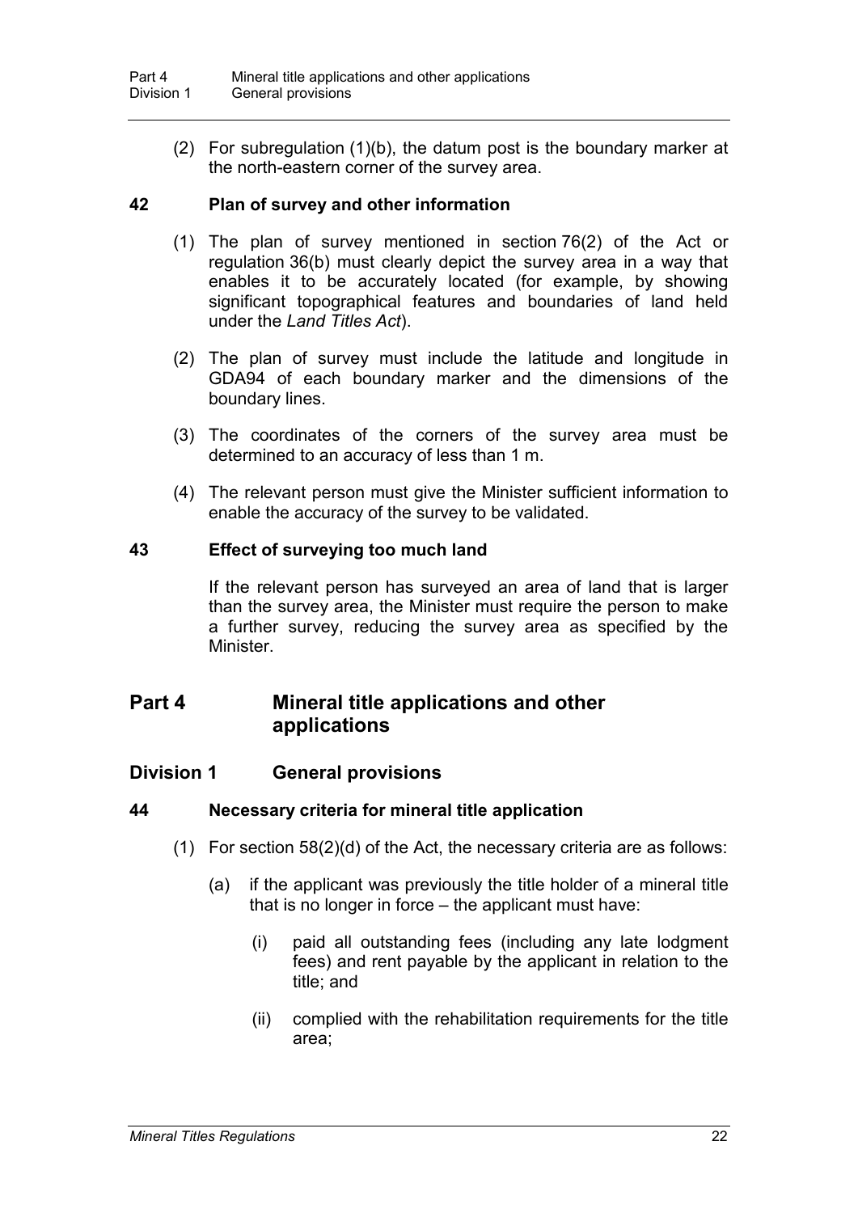(2) For subregulation (1)(b), the datum post is the boundary marker at the north-eastern corner of the survey area.

### 42 Plan of survey and other information

(1) The plan of survey mentioned in section 76(2) of the Act or regulation 36(b) must clearly depict the survey area in a way that enables it to be accurately located (for example, by showing significant topographical features and boundaries of land held under the *Land Titles Act*).

(2) The plan of survey must include the latitude and longitude in GDA94 of each boundary marker and the dimensions of the boundary lines.

(3) The coordinates of the corners of the survey area must be determined to an accuracy of less than 1 m.

(4) The relevant person must give the Minister sufficient information to enable the accuracy of the survey to be validated.

### 43 Effect of surveying too much land

If the relevant person has surveyed an area of land that is larger than the survey area, the Minister must require the person to make a further survey, reducing the survey area as specified by the Minister.

# Part 4 Mineral title applications and other applications

## Division 1 General provisions

### 44 Necessary criteria for mineral title application

(1) For section 58(2)(d) of the Act, the necessary criteria are as follows:

(a) if the applicant was previously the title holder of a mineral title that is no longer in force – the applicant must have:

(i) paid all outstanding fees (including any late lodgment fees) and rent payable by the applicant in relation to the title; and

(ii) complied with the rehabilitation requirements for the title area;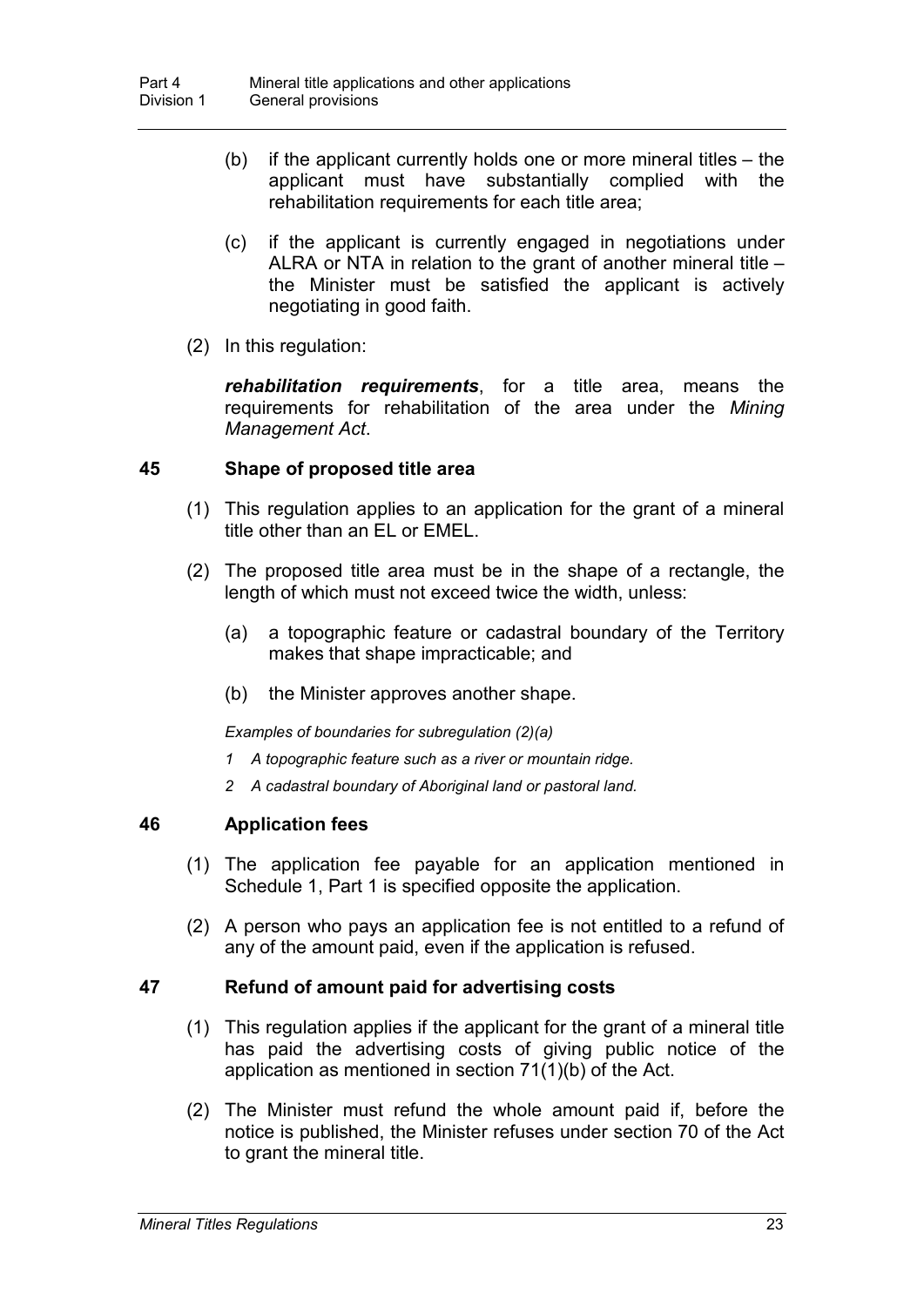(b) if the applicant currently holds one or more mineral titles – the applicant must have substantially complied with the rehabilitation requirements for each title area;

(c) if the applicant is currently engaged in negotiations under ALRA or NTA in relation to the grant of another mineral title – the Minister must be satisfied the applicant is actively negotiating in good faith.

(2) In this regulation:

***rehabilitation requirements***, for a title area, means the requirements for rehabilitation of the area under the *Mining Management Act*.

### 45 Shape of proposed title area

(1) This regulation applies to an application for the grant of a mineral title other than an EL or EMEL.

(2) The proposed title area must be in the shape of a rectangle, the length of which must not exceed twice the width, unless:

(a) a topographic feature or cadastral boundary of the Territory makes that shape impracticable; and

(b) the Minister approves another shape.

*Examples of boundaries for subregulation (2)(a)*

*1 A topographic feature such as a river or mountain ridge.*

*2 A cadastral boundary of Aboriginal land or pastoral land.*

### 46 Application fees

(1) The application fee payable for an application mentioned in Schedule 1, Part 1 is specified opposite the application.

(2) A person who pays an application fee is not entitled to a refund of any of the amount paid, even if the application is refused.

### 47 Refund of amount paid for advertising costs

(1) This regulation applies if the applicant for the grant of a mineral title has paid the advertising costs of giving public notice of the application as mentioned in section 71(1)(b) of the Act.

(2) The Minister must refund the whole amount paid if, before the notice is published, the Minister refuses under section 70 of the Act to grant the mineral title.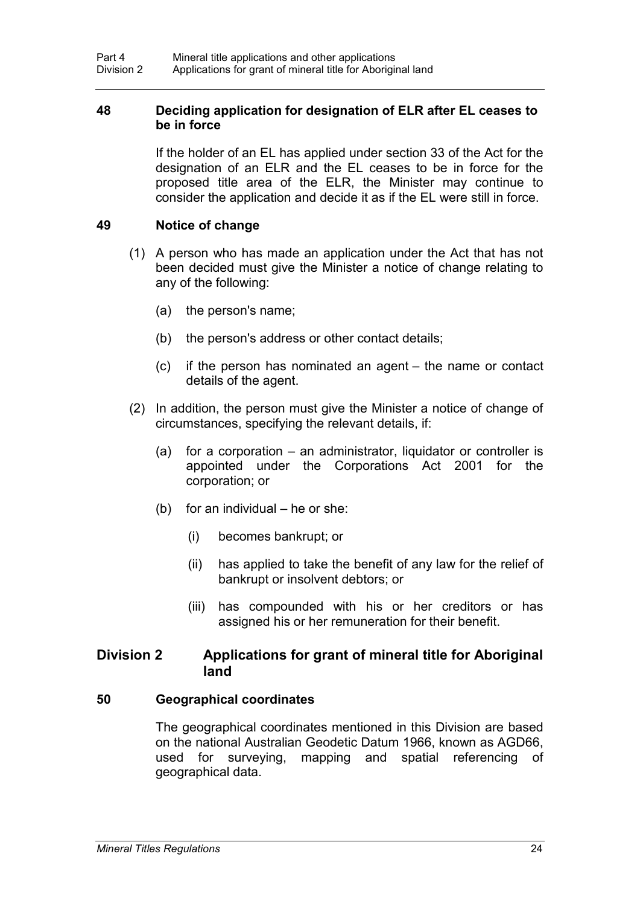### 48 Deciding application for designation of ELR after EL ceases to be in force

If the holder of an EL has applied under section 33 of the Act for the designation of an ELR and the EL ceases to be in force for the proposed title area of the ELR, the Minister may continue to consider the application and decide it as if the EL were still in force.

### 49 Notice of change

(1) A person who has made an application under the Act that has not been decided must give the Minister a notice of change relating to any of the following:

(a) the person's name;

(b) the person's address or other contact details;

(c) if the person has nominated an agent – the name or contact details of the agent.

(2) In addition, the person must give the Minister a notice of change of circumstances, specifying the relevant details, if:

(a) for a corporation – an administrator, liquidator or controller is appointed under the Corporations Act 2001 for the corporation; or

(b) for an individual – he or she:

(i) becomes bankrupt; or

(ii) has applied to take the benefit of any law for the relief of bankrupt or insolvent debtors; or

(iii) has compounded with his or her creditors or has assigned his or her remuneration for their benefit.

## Division 2 Applications for grant of mineral title for Aboriginal land

### 50 Geographical coordinates

The geographical coordinates mentioned in this Division are based on the national Australian Geodetic Datum 1966, known as AGD66, used for surveying, mapping and spatial referencing of geographical data.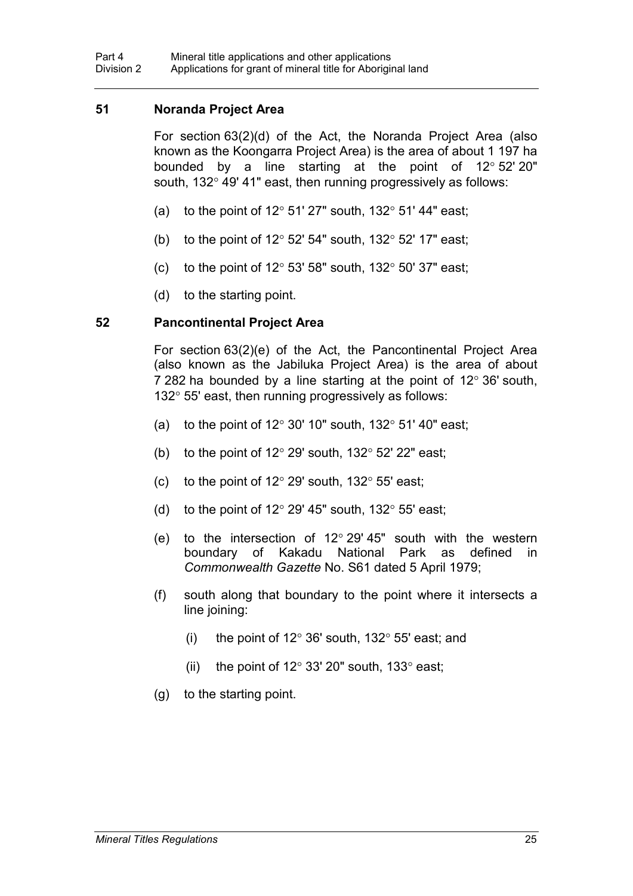### 51 Noranda Project Area

For section 63(2)(d) of the Act, the Noranda Project Area (also known as the Koongarra Project Area) is the area of about 1 197 ha bounded by a line starting at the point of 12° 52' 20" south, 132° 49' 41" east, then running progressively as follows:

(a) to the point of 12° 51' 27" south, 132° 51' 44" east;

(b) to the point of 12° 52' 54" south, 132° 52' 17" east;

(c) to the point of 12° 53' 58" south, 132° 50' 37" east;

(d) to the starting point.

### 52 Pancontinental Project Area

For section 63(2)(e) of the Act, the Pancontinental Project Area (also known as the Jabiluka Project Area) is the area of about 7 282 ha bounded by a line starting at the point of 12° 36' south, 132° 55' east, then running progressively as follows:

(a) to the point of 12° 30' 10" south, 132° 51' 40" east;

(b) to the point of 12° 29' south, 132° 52' 22" east;

(c) to the point of 12° 29' south, 132° 55' east;

(d) to the point of 12° 29' 45" south, 132° 55' east;

(e) to the intersection of 12° 29' 45" south with the western boundary of Kakadu National Park as defined in *Commonwealth Gazette* No. S61 dated 5 April 1979;

(f) south along that boundary to the point where it intersects a line joining:

(i) the point of 12° 36' south, 132° 55' east; and

(ii) the point of 12° 33' 20" south, 133° east;

(g) to the starting point.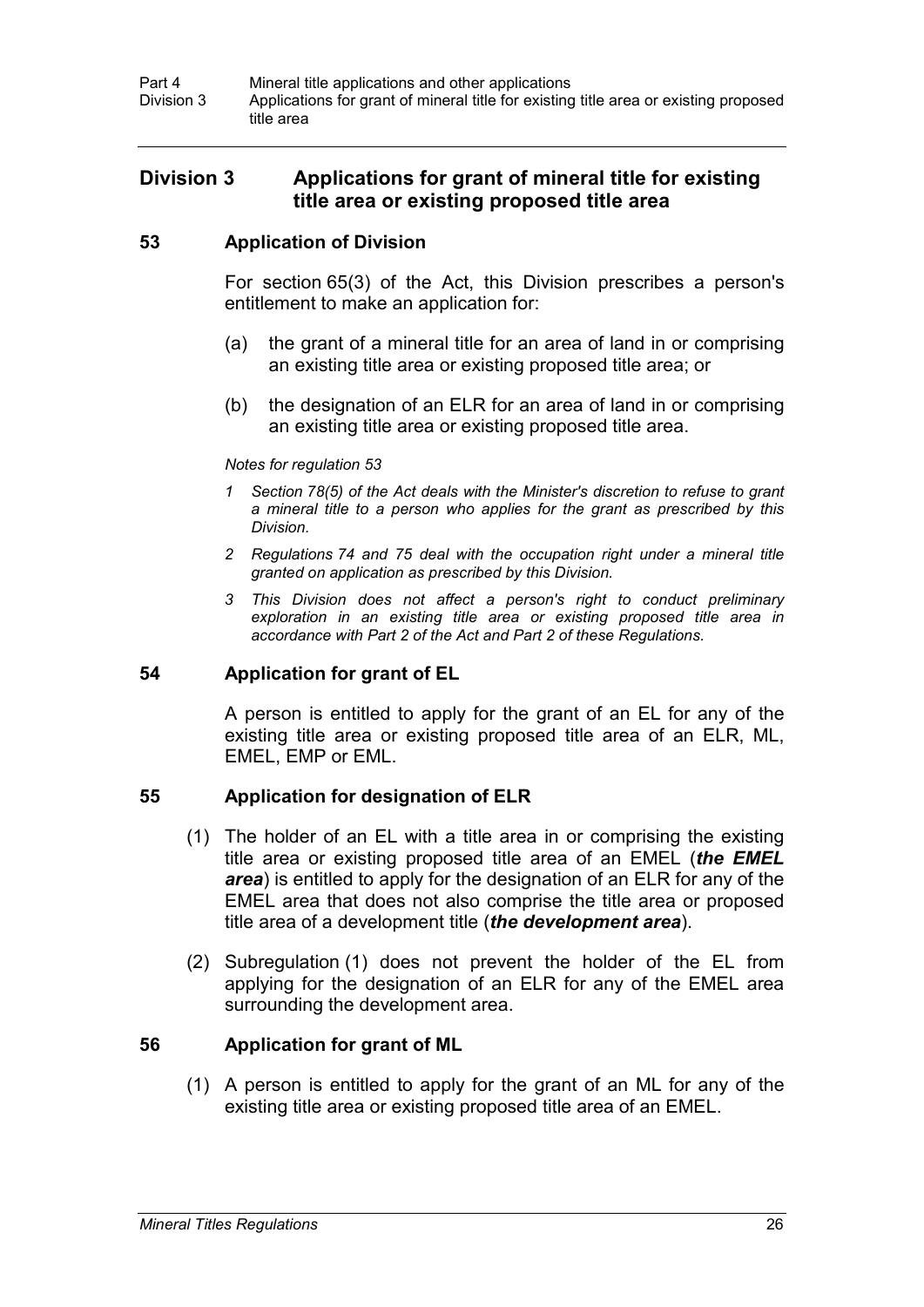## Division 3 Applications for grant of mineral title for existing title area or existing proposed title area

### 53 Application of Division

For section 65(3) of the Act, this Division prescribes a person's entitlement to make an application for:

(a) the grant of a mineral title for an area of land in or comprising an existing title area or existing proposed title area; or

(b) the designation of an ELR for an area of land in or comprising an existing title area or existing proposed title area.

*Notes for regulation 53*

*1 Section 78(5) of the Act deals with the Minister's discretion to refuse to grant a mineral title to a person who applies for the grant as prescribed by this Division.*

*2 Regulations 74 and 75 deal with the occupation right under a mineral title granted on application as prescribed by this Division.*

*3 This Division does not affect a person's right to conduct preliminary exploration in an existing title area or existing proposed title area in accordance with Part 2 of the Act and Part 2 of these Regulations.*

### 54 Application for grant of EL

A person is entitled to apply for the grant of an EL for any of the existing title area or existing proposed title area of an ELR, ML, EMEL, EMP or EML.

### 55 Application for designation of ELR

(1) The holder of an EL with a title area in or comprising the existing title area or existing proposed title area of an EMEL (***the EMEL area***) is entitled to apply for the designation of an ELR for any of the EMEL area that does not also comprise the title area or proposed title area of a development title (***the development area***).

(2) Subregulation (1) does not prevent the holder of the EL from applying for the designation of an ELR for any of the EMEL area surrounding the development area.

### 56 Application for grant of ML

(1) A person is entitled to apply for the grant of an ML for any of the existing title area or existing proposed title area of an EMEL.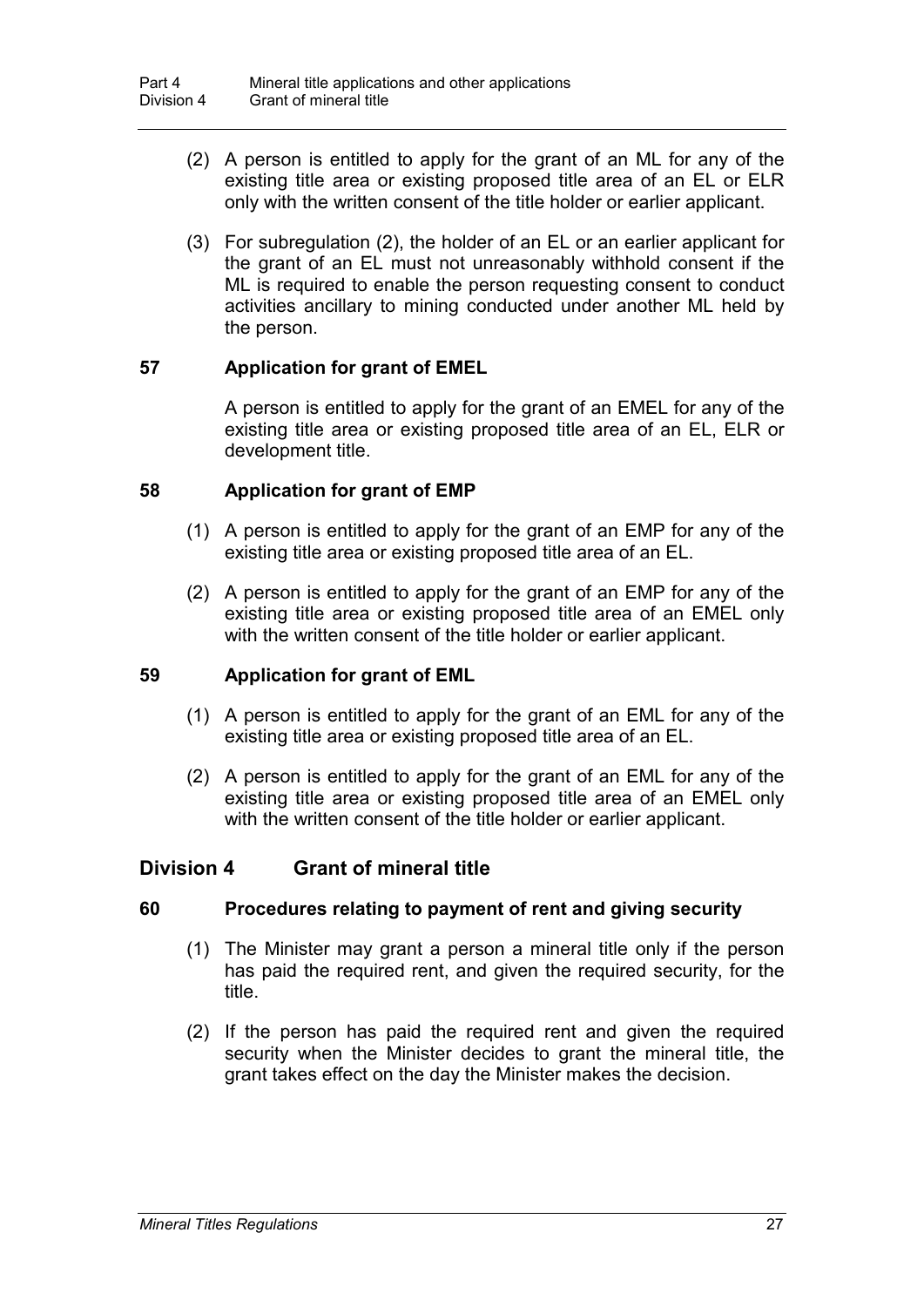(2) A person is entitled to apply for the grant of an ML for any of the existing title area or existing proposed title area of an EL or ELR only with the written consent of the title holder or earlier applicant.

(3) For subregulation (2), the holder of an EL or an earlier applicant for the grant of an EL must not unreasonably withhold consent if the ML is required to enable the person requesting consent to conduct activities ancillary to mining conducted under another ML held by the person.

### 57 Application for grant of EMEL

A person is entitled to apply for the grant of an EMEL for any of the existing title area or existing proposed title area of an EL, ELR or development title.

### 58 Application for grant of EMP

(1) A person is entitled to apply for the grant of an EMP for any of the existing title area or existing proposed title area of an EL.

(2) A person is entitled to apply for the grant of an EMP for any of the existing title area or existing proposed title area of an EMEL only with the written consent of the title holder or earlier applicant.

### 59 Application for grant of EML

(1) A person is entitled to apply for the grant of an EML for any of the existing title area or existing proposed title area of an EL.

(2) A person is entitled to apply for the grant of an EML for any of the existing title area or existing proposed title area of an EMEL only with the written consent of the title holder or earlier applicant.

## Division 4 Grant of mineral title

### 60 Procedures relating to payment of rent and giving security

(1) The Minister may grant a person a mineral title only if the person has paid the required rent, and given the required security, for the title.

(2) If the person has paid the required rent and given the required security when the Minister decides to grant the mineral title, the grant takes effect on the day the Minister makes the decision.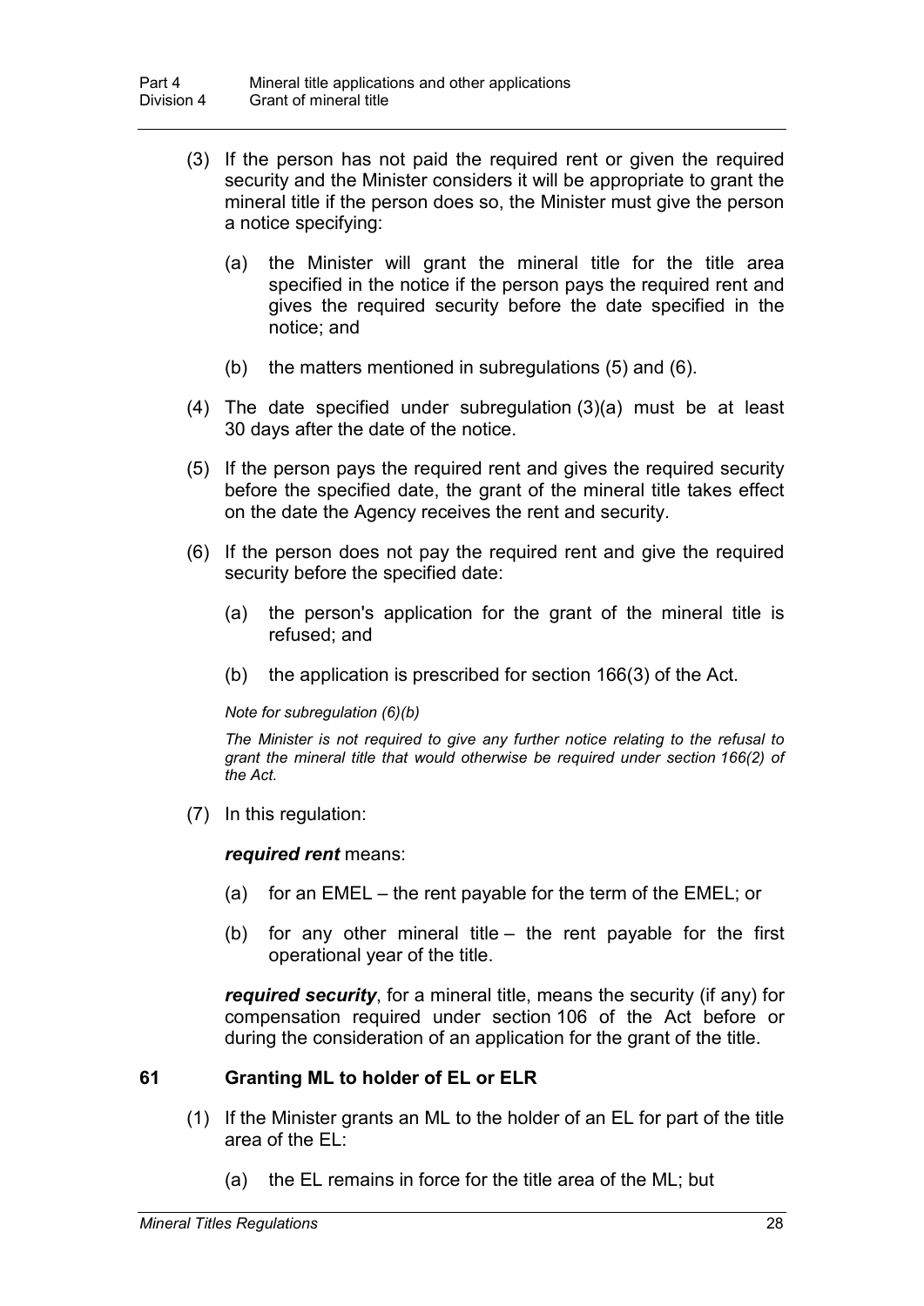(3) If the person has not paid the required rent or given the required security and the Minister considers it will be appropriate to grant the mineral title if the person does so, the Minister must give the person a notice specifying:

(a) the Minister will grant the mineral title for the title area specified in the notice if the person pays the required rent and gives the required security before the date specified in the notice; and

(b) the matters mentioned in subregulations (5) and (6).

(4) The date specified under subregulation (3)(a) must be at least 30 days after the date of the notice.

(5) If the person pays the required rent and gives the required security before the specified date, the grant of the mineral title takes effect on the date the Agency receives the rent and security.

(6) If the person does not pay the required rent and give the required security before the specified date:

(a) the person's application for the grant of the mineral title is refused; and

(b) the application is prescribed for section 166(3) of the Act.

*Note for subregulation (6)(b)*

*The Minister is not required to give any further notice relating to the refusal to grant the mineral title that would otherwise be required under section 166(2) of the Act.*

(7) In this regulation:

***required rent*** means:

(a) for an EMEL – the rent payable for the term of the EMEL; or

(b) for any other mineral title – the rent payable for the first operational year of the title.

***required security***, for a mineral title, means the security (if any) for compensation required under section 106 of the Act before or during the consideration of an application for the grant of the title.

### 61 Granting ML to holder of EL or ELR

(1) If the Minister grants an ML to the holder of an EL for part of the title area of the EL:

(a) the EL remains in force for the title area of the ML; but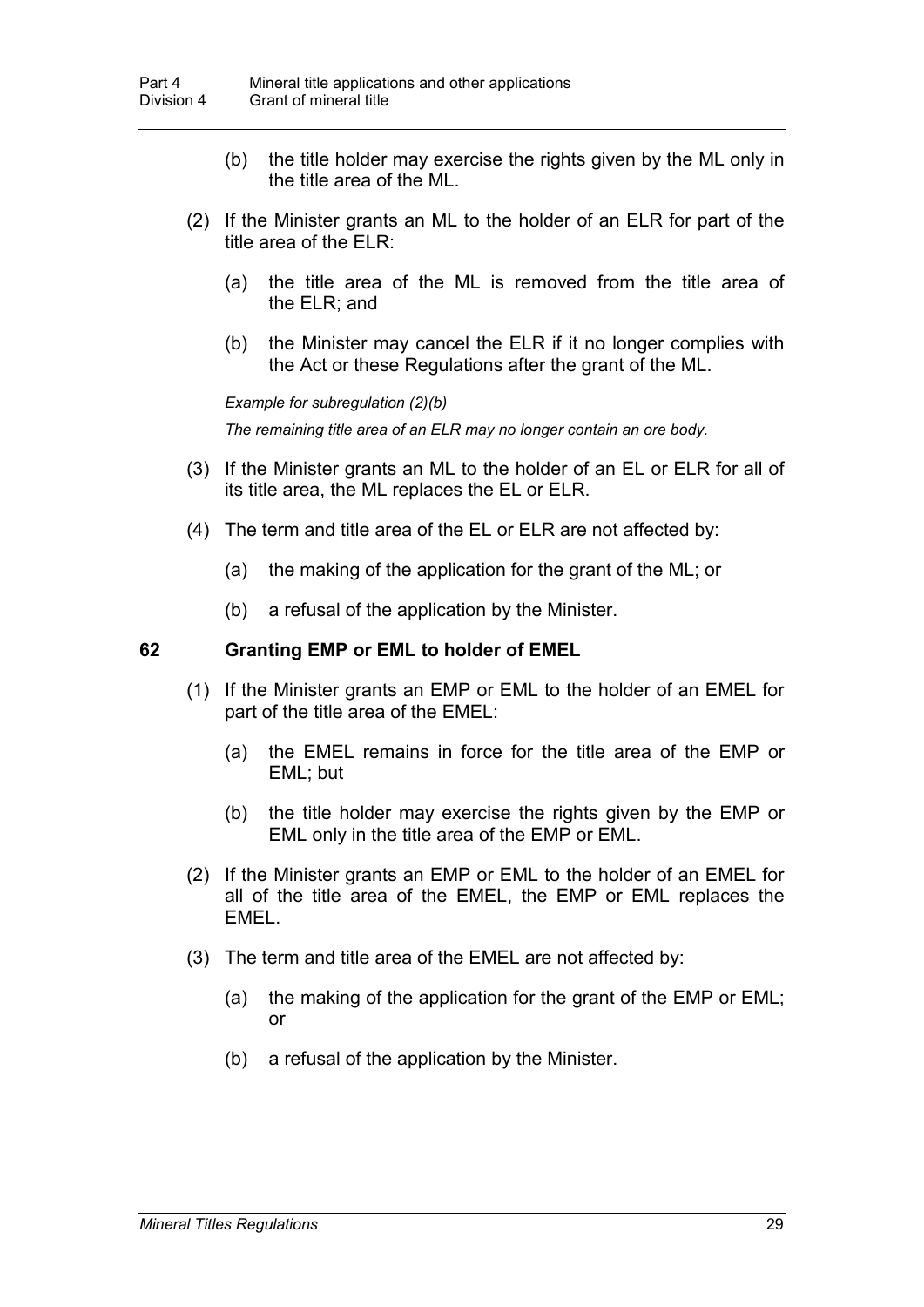(b) the title holder may exercise the rights given by the ML only in the title area of the ML.

(2) If the Minister grants an ML to the holder of an ELR for part of the title area of the ELR:

(a) the title area of the ML is removed from the title area of the ELR; and

(b) the Minister may cancel the ELR if it no longer complies with the Act or these Regulations after the grant of the ML.

*Example for subregulation (2)(b)*

*The remaining title area of an ELR may no longer contain an ore body.*

(3) If the Minister grants an ML to the holder of an EL or ELR for all of its title area, the ML replaces the EL or ELR.

(4) The term and title area of the EL or ELR are not affected by:

(a) the making of the application for the grant of the ML; or

(b) a refusal of the application by the Minister.

### 62 Granting EMP or EML to holder of EMEL

(1) If the Minister grants an EMP or EML to the holder of an EMEL for part of the title area of the EMEL:

(a) the EMEL remains in force for the title area of the EMP or EML; but

(b) the title holder may exercise the rights given by the EMP or EML only in the title area of the EMP or EML.

(2) If the Minister grants an EMP or EML to the holder of an EMEL for all of the title area of the EMEL, the EMP or EML replaces the EMEL.

(3) The term and title area of the EMEL are not affected by:

(a) the making of the application for the grant of the EMP or EML; or

(b) a refusal of the application by the Minister.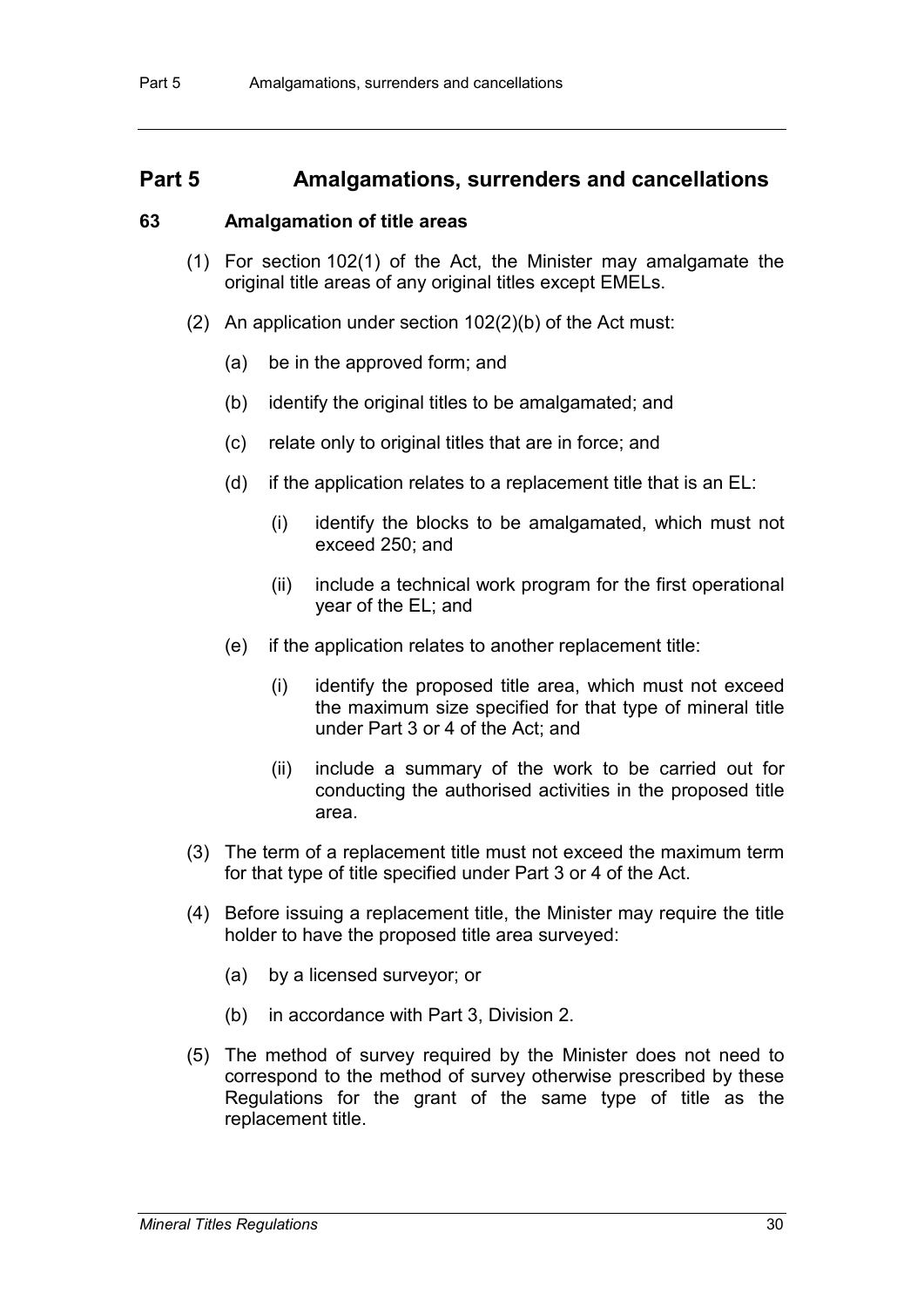# Part 5 Amalgamations, surrenders and cancellations

### 63 Amalgamation of title areas

(1) For section 102(1) of the Act, the Minister may amalgamate the original title areas of any original titles except EMELs.

(2) An application under section 102(2)(b) of the Act must:

- (a) be in the approved form; and
- (b) identify the original titles to be amalgamated; and
- (c) relate only to original titles that are in force; and
- (d) if the application relates to a replacement title that is an EL:
  - (i) identify the blocks to be amalgamated, which must not exceed 250; and
  - (ii) include a technical work program for the first operational year of the EL; and
- (e) if the application relates to another replacement title:
  - (i) identify the proposed title area, which must not exceed the maximum size specified for that type of mineral title under Part 3 or 4 of the Act; and
  - (ii) include a summary of the work to be carried out for conducting the authorised activities in the proposed title area.

(3) The term of a replacement title must not exceed the maximum term for that type of title specified under Part 3 or 4 of the Act.

(4) Before issuing a replacement title, the Minister may require the title holder to have the proposed title area surveyed:

- (a) by a licensed surveyor; or
- (b) in accordance with Part 3, Division 2.

(5) The method of survey required by the Minister does not need to correspond to the method of survey otherwise prescribed by these Regulations for the grant of the same type of title as the replacement title.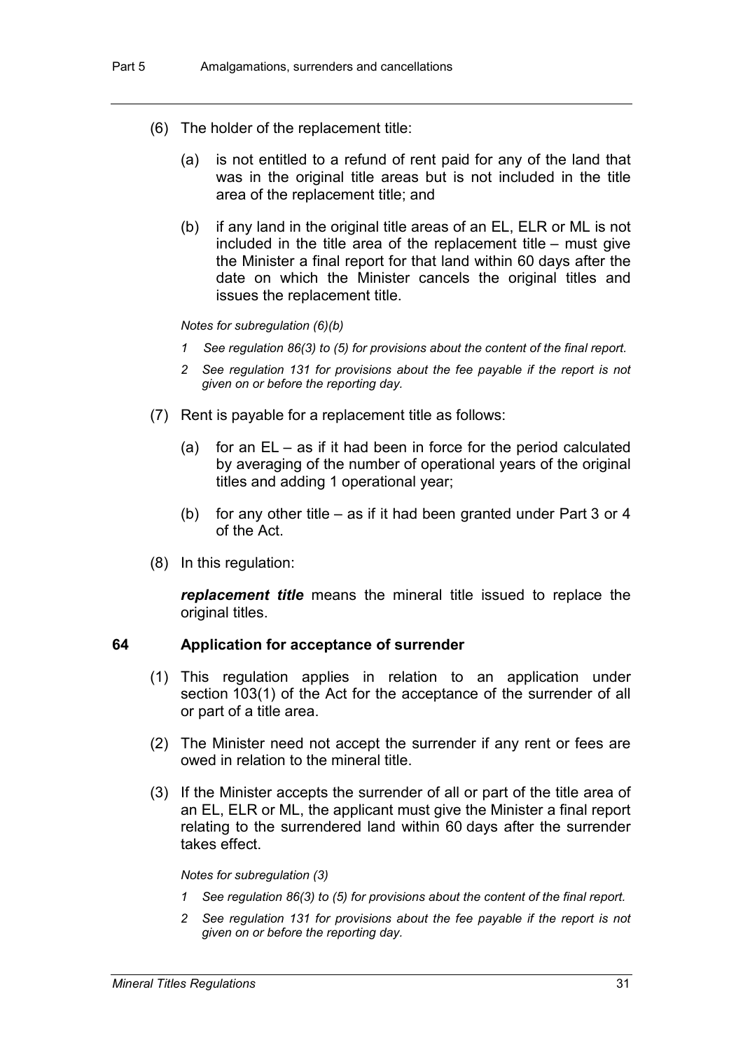(6) The holder of the replacement title:

(a) is not entitled to a refund of rent paid for any of the land that was in the original title areas but is not included in the title area of the replacement title; and

(b) if any land in the original title areas of an EL, ELR or ML is not included in the title area of the replacement title – must give the Minister a final report for that land within 60 days after the date on which the Minister cancels the original titles and issues the replacement title.

*Notes for subregulation (6)(b)*

*1 See regulation 86(3) to (5) for provisions about the content of the final report.*

*2 See regulation 131 for provisions about the fee payable if the report is not given on or before the reporting day.*

(7) Rent is payable for a replacement title as follows:

(a) for an EL – as if it had been in force for the period calculated by averaging of the number of operational years of the original titles and adding 1 operational year;

(b) for any other title – as if it had been granted under Part 3 or 4 of the Act.

(8) In this regulation:

***replacement title*** means the mineral title issued to replace the original titles.

### 64 Application for acceptance of surrender

(1) This regulation applies in relation to an application under section 103(1) of the Act for the acceptance of the surrender of all or part of a title area.

(2) The Minister need not accept the surrender if any rent or fees are owed in relation to the mineral title.

(3) If the Minister accepts the surrender of all or part of the title area of an EL, ELR or ML, the applicant must give the Minister a final report relating to the surrendered land within 60 days after the surrender takes effect.

*Notes for subregulation (3)*

*1 See regulation 86(3) to (5) for provisions about the content of the final report.*

*2 See regulation 131 for provisions about the fee payable if the report is not given on or before the reporting day.*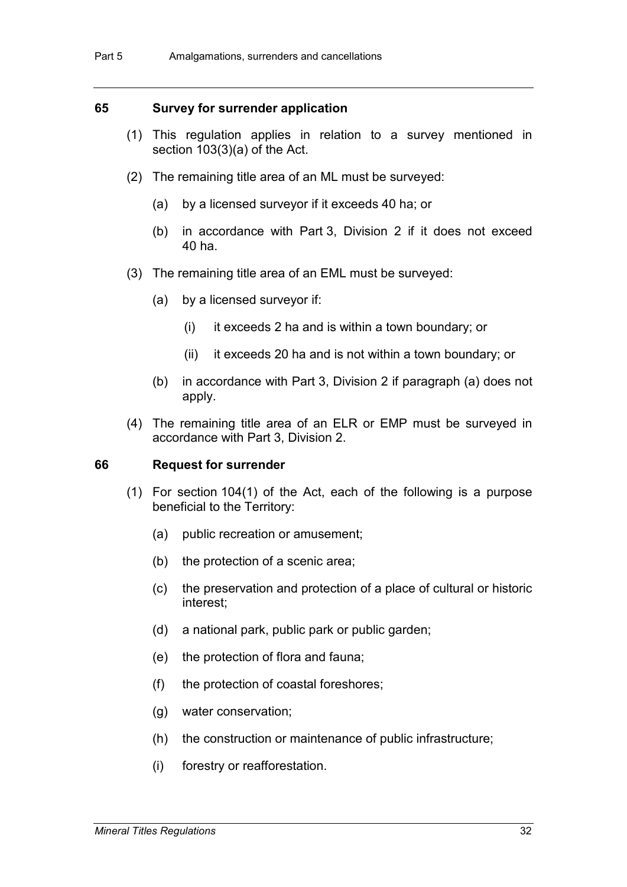### 65 Survey for surrender application

(1) This regulation applies in relation to a survey mentioned in section 103(3)(a) of the Act.

(2) The remaining title area of an ML must be surveyed:

- (a) by a licensed surveyor if it exceeds 40 ha; or
- (b) in accordance with Part 3, Division 2 if it does not exceed 40 ha.

(3) The remaining title area of an EML must be surveyed:

- (a) by a licensed surveyor if:
  - (i) it exceeds 2 ha and is within a town boundary; or
  - (ii) it exceeds 20 ha and is not within a town boundary; or
- (b) in accordance with Part 3, Division 2 if paragraph (a) does not apply.

(4) The remaining title area of an ELR or EMP must be surveyed in accordance with Part 3, Division 2.

### 66 Request for surrender

(1) For section 104(1) of the Act, each of the following is a purpose beneficial to the Territory:

- (a) public recreation or amusement;
- (b) the protection of a scenic area;
- (c) the preservation and protection of a place of cultural or historic interest;
- (d) a national park, public park or public garden;
- (e) the protection of flora and fauna;
- (f) the protection of coastal foreshores;
- (g) water conservation;
- (h) the construction or maintenance of public infrastructure;
- (i) forestry or reafforestation.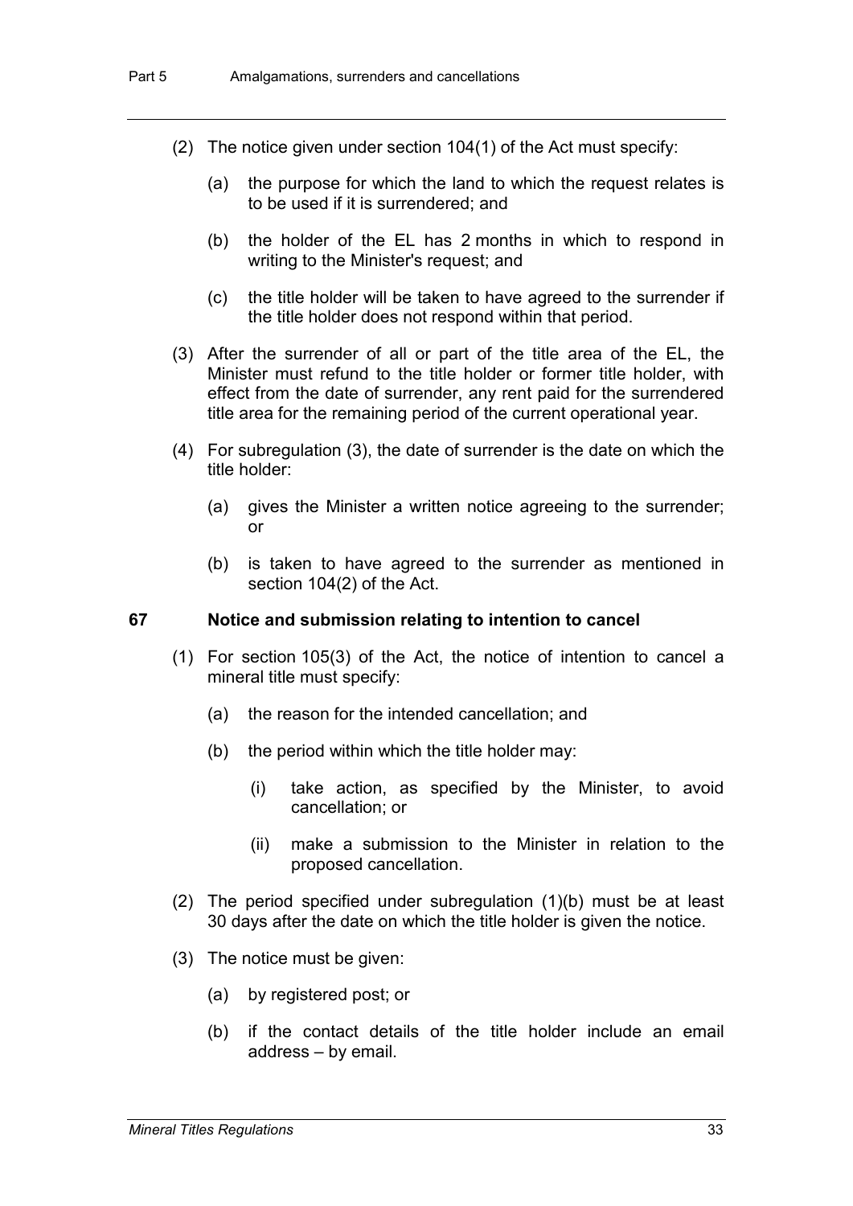(2) The notice given under section 104(1) of the Act must specify:

(a) the purpose for which the land to which the request relates is to be used if it is surrendered; and

(b) the holder of the EL has 2 months in which to respond in writing to the Minister's request; and

(c) the title holder will be taken to have agreed to the surrender if the title holder does not respond within that period.

(3) After the surrender of all or part of the title area of the EL, the Minister must refund to the title holder or former title holder, with effect from the date of surrender, any rent paid for the surrendered title area for the remaining period of the current operational year.

(4) For subregulation (3), the date of surrender is the date on which the title holder:

(a) gives the Minister a written notice agreeing to the surrender; or

(b) is taken to have agreed to the surrender as mentioned in section 104(2) of the Act.

### 67 Notice and submission relating to intention to cancel

(1) For section 105(3) of the Act, the notice of intention to cancel a mineral title must specify:

(a) the reason for the intended cancellation; and

(b) the period within which the title holder may:

(i) take action, as specified by the Minister, to avoid cancellation; or

(ii) make a submission to the Minister in relation to the proposed cancellation.

(2) The period specified under subregulation (1)(b) must be at least 30 days after the date on which the title holder is given the notice.

(3) The notice must be given:

(a) by registered post; or

(b) if the contact details of the title holder include an email address – by email.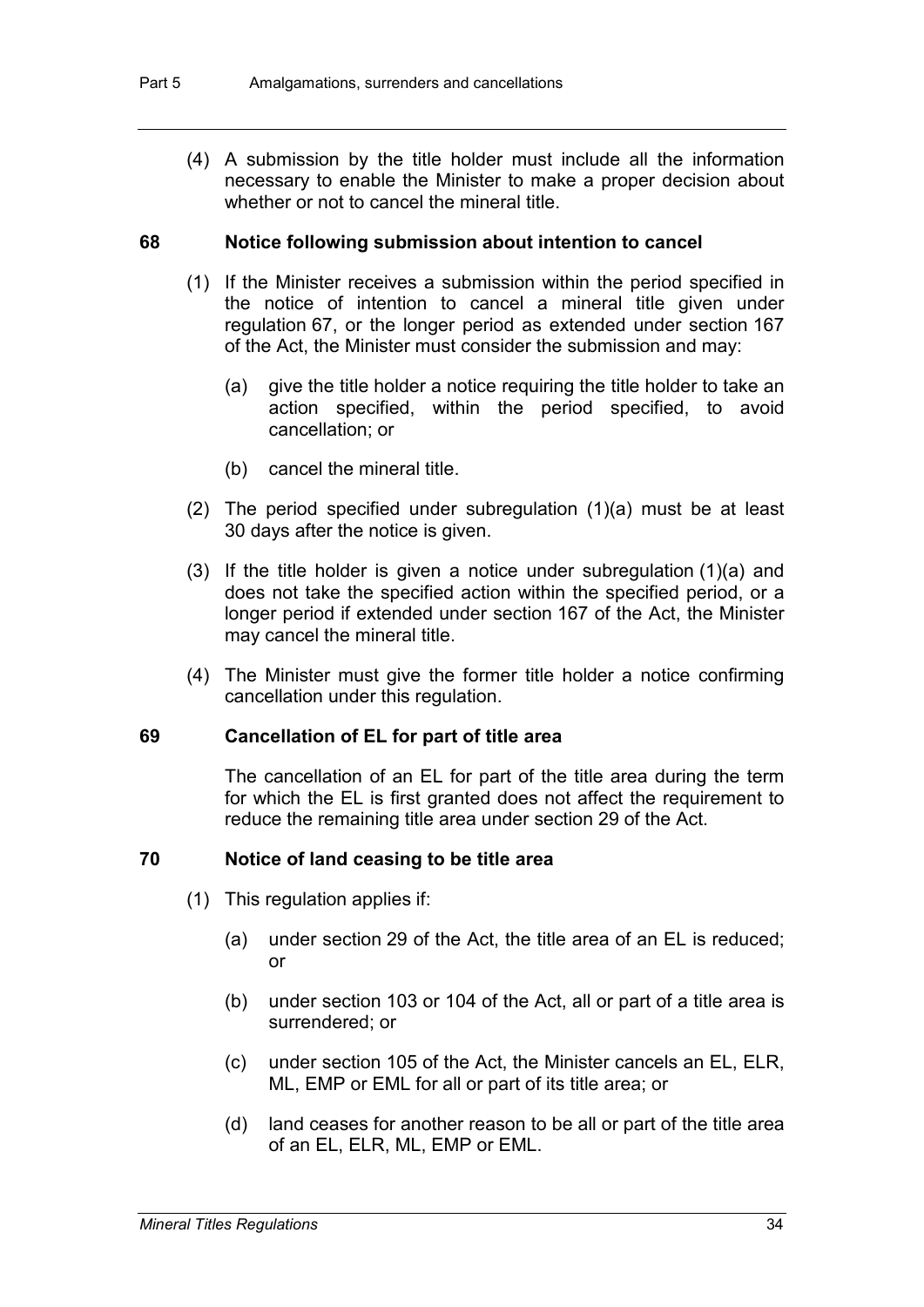(4) A submission by the title holder must include all the information necessary to enable the Minister to make a proper decision about whether or not to cancel the mineral title.

### 68 Notice following submission about intention to cancel

(1) If the Minister receives a submission within the period specified in the notice of intention to cancel a mineral title given under regulation 67, or the longer period as extended under section 167 of the Act, the Minister must consider the submission and may:

(a) give the title holder a notice requiring the title holder to take an action specified, within the period specified, to avoid cancellation; or

(b) cancel the mineral title.

(2) The period specified under subregulation (1)(a) must be at least 30 days after the notice is given.

(3) If the title holder is given a notice under subregulation (1)(a) and does not take the specified action within the specified period, or a longer period if extended under section 167 of the Act, the Minister may cancel the mineral title.

(4) The Minister must give the former title holder a notice confirming cancellation under this regulation.

### 69 Cancellation of EL for part of title area

The cancellation of an EL for part of the title area during the term for which the EL is first granted does not affect the requirement to reduce the remaining title area under section 29 of the Act.

### 70 Notice of land ceasing to be title area

(1) This regulation applies if:

(a) under section 29 of the Act, the title area of an EL is reduced; or

(b) under section 103 or 104 of the Act, all or part of a title area is surrendered; or

(c) under section 105 of the Act, the Minister cancels an EL, ELR, ML, EMP or EML for all or part of its title area; or

(d) land ceases for another reason to be all or part of the title area of an EL, ELR, ML, EMP or EML.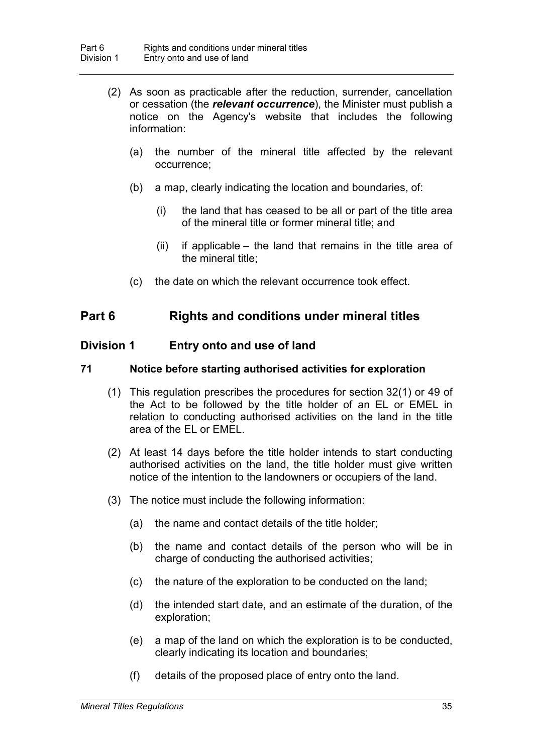(2) As soon as practicable after the reduction, surrender, cancellation or cessation (the ***relevant occurrence***), the Minister must publish a notice on the Agency's website that includes the following information:

(a) the number of the mineral title affected by the relevant occurrence;

(b) a map, clearly indicating the location and boundaries, of:

(i) the land that has ceased to be all or part of the title area of the mineral title or former mineral title; and

(ii) if applicable – the land that remains in the title area of the mineral title;

(c) the date on which the relevant occurrence took effect.

## Part 6 Rights and conditions under mineral titles

### Division 1 Entry onto and use of land

#### 71 Notice before starting authorised activities for exploration

(1) This regulation prescribes the procedures for section 32(1) or 49 of the Act to be followed by the title holder of an EL or EMEL in relation to conducting authorised activities on the land in the title area of the EL or EMEL.

(2) At least 14 days before the title holder intends to start conducting authorised activities on the land, the title holder must give written notice of the intention to the landowners or occupiers of the land.

(3) The notice must include the following information:

(a) the name and contact details of the title holder;

(b) the name and contact details of the person who will be in charge of conducting the authorised activities;

(c) the nature of the exploration to be conducted on the land;

(d) the intended start date, and an estimate of the duration, of the exploration;

(e) a map of the land on which the exploration is to be conducted, clearly indicating its location and boundaries;

(f) details of the proposed place of entry onto the land.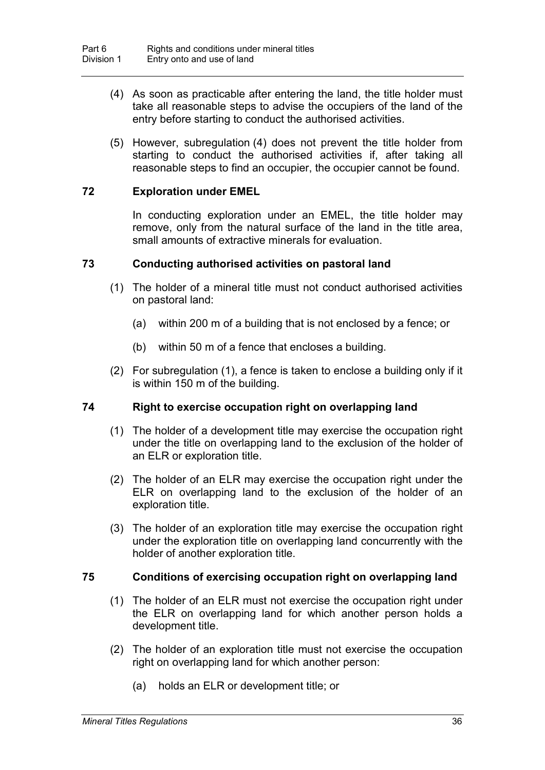(4) As soon as practicable after entering the land, the title holder must take all reasonable steps to advise the occupiers of the land of the entry before starting to conduct the authorised activities.

(5) However, subregulation (4) does not prevent the title holder from starting to conduct the authorised activities if, after taking all reasonable steps to find an occupier, the occupier cannot be found.

### 72 Exploration under EMEL

In conducting exploration under an EMEL, the title holder may remove, only from the natural surface of the land in the title area, small amounts of extractive minerals for evaluation.

### 73 Conducting authorised activities on pastoral land

(1) The holder of a mineral title must not conduct authorised activities on pastoral land:

(a) within 200 m of a building that is not enclosed by a fence; or

(b) within 50 m of a fence that encloses a building.

(2) For subregulation (1), a fence is taken to enclose a building only if it is within 150 m of the building.

### 74 Right to exercise occupation right on overlapping land

(1) The holder of a development title may exercise the occupation right under the title on overlapping land to the exclusion of the holder of an ELR or exploration title.

(2) The holder of an ELR may exercise the occupation right under the ELR on overlapping land to the exclusion of the holder of an exploration title.

(3) The holder of an exploration title may exercise the occupation right under the exploration title on overlapping land concurrently with the holder of another exploration title.

### 75 Conditions of exercising occupation right on overlapping land

(1) The holder of an ELR must not exercise the occupation right under the ELR on overlapping land for which another person holds a development title.

(2) The holder of an exploration title must not exercise the occupation right on overlapping land for which another person:

(a) holds an ELR or development title; or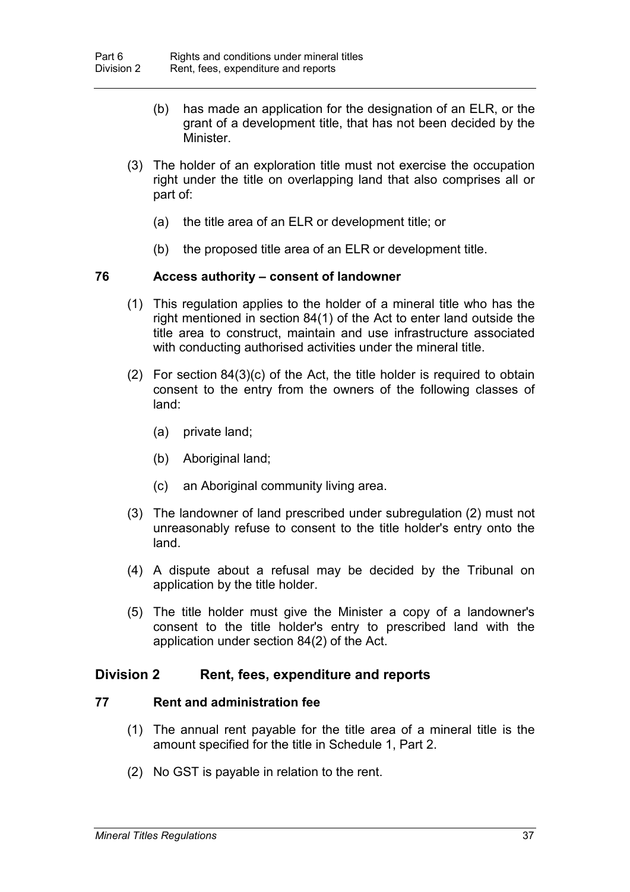(b) has made an application for the designation of an ELR, or the grant of a development title, that has not been decided by the Minister.

(3) The holder of an exploration title must not exercise the occupation right under the title on overlapping land that also comprises all or part of:

(a) the title area of an ELR or development title; or

(b) the proposed title area of an ELR or development title.

### 76 Access authority – consent of landowner

(1) This regulation applies to the holder of a mineral title who has the right mentioned in section 84(1) of the Act to enter land outside the title area to construct, maintain and use infrastructure associated with conducting authorised activities under the mineral title.

(2) For section 84(3)(c) of the Act, the title holder is required to obtain consent to the entry from the owners of the following classes of land:

(a) private land;

(b) Aboriginal land;

(c) an Aboriginal community living area.

(3) The landowner of land prescribed under subregulation (2) must not unreasonably refuse to consent to the title holder's entry onto the land.

(4) A dispute about a refusal may be decided by the Tribunal on application by the title holder.

(5) The title holder must give the Minister a copy of a landowner's consent to the title holder's entry to prescribed land with the application under section 84(2) of the Act.

## Division 2 Rent, fees, expenditure and reports

### 77 Rent and administration fee

(1) The annual rent payable for the title area of a mineral title is the amount specified for the title in Schedule 1, Part 2.

(2) No GST is payable in relation to the rent.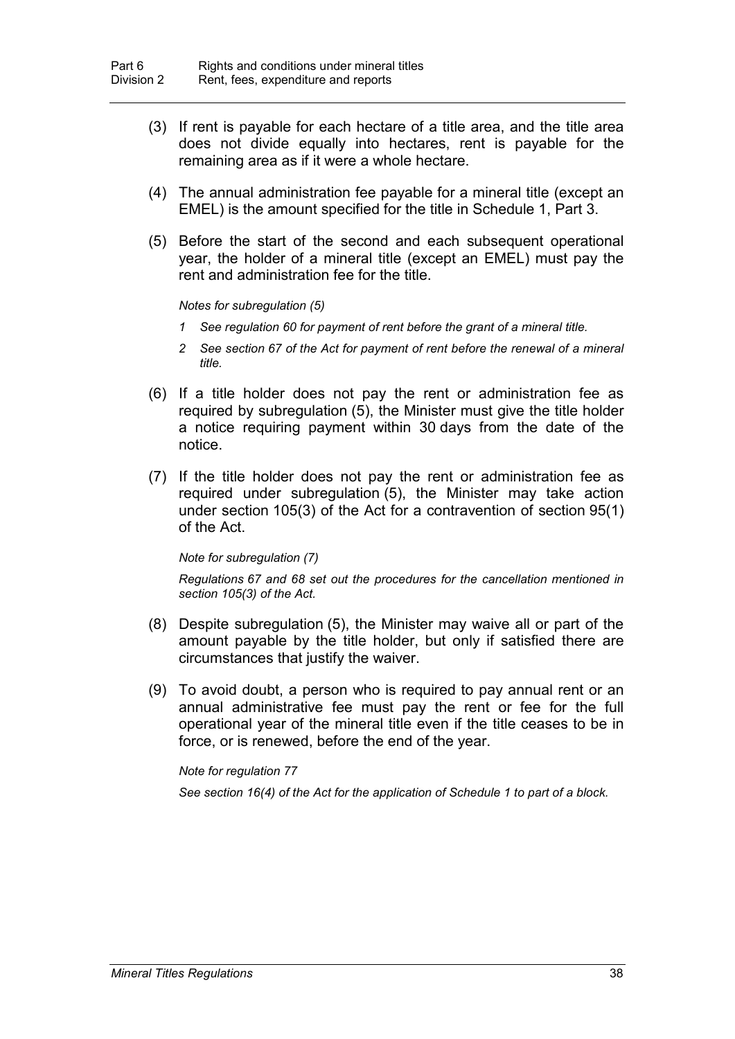(3) If rent is payable for each hectare of a title area, and the title area does not divide equally into hectares, rent is payable for the remaining area as if it were a whole hectare.

(4) The annual administration fee payable for a mineral title (except an EMEL) is the amount specified for the title in Schedule 1, Part 3.

(5) Before the start of the second and each subsequent operational year, the holder of a mineral title (except an EMEL) must pay the rent and administration fee for the title.

*Notes for subregulation (5)*

*1 See regulation 60 for payment of rent before the grant of a mineral title.*

*2 See section 67 of the Act for payment of rent before the renewal of a mineral title.*

(6) If a title holder does not pay the rent or administration fee as required by subregulation (5), the Minister must give the title holder a notice requiring payment within 30 days from the date of the notice.

(7) If the title holder does not pay the rent or administration fee as required under subregulation (5), the Minister may take action under section 105(3) of the Act for a contravention of section 95(1) of the Act.

*Note for subregulation (7)*

*Regulations 67 and 68 set out the procedures for the cancellation mentioned in section 105(3) of the Act.*

(8) Despite subregulation (5), the Minister may waive all or part of the amount payable by the title holder, but only if satisfied there are circumstances that justify the waiver.

(9) To avoid doubt, a person who is required to pay annual rent or an annual administrative fee must pay the rent or fee for the full operational year of the mineral title even if the title ceases to be in force, or is renewed, before the end of the year.

*Note for regulation 77*

*See section 16(4) of the Act for the application of Schedule 1 to part of a block.*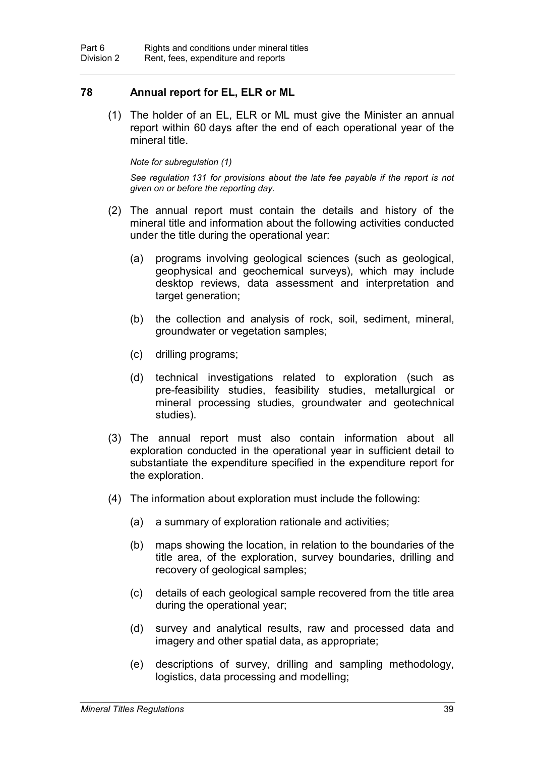## 78 Annual report for EL, ELR or ML

(1) The holder of an EL, ELR or ML must give the Minister an annual report within 60 days after the end of each operational year of the mineral title.

*Note for subregulation (1)*

*See regulation 131 for provisions about the late fee payable if the report is not given on or before the reporting day.*

(2) The annual report must contain the details and history of the mineral title and information about the following activities conducted under the title during the operational year:

(a) programs involving geological sciences (such as geological, geophysical and geochemical surveys), which may include desktop reviews, data assessment and interpretation and target generation;

(b) the collection and analysis of rock, soil, sediment, mineral, groundwater or vegetation samples;

(c) drilling programs;

(d) technical investigations related to exploration (such as pre-feasibility studies, feasibility studies, metallurgical or mineral processing studies, groundwater and geotechnical studies).

(3) The annual report must also contain information about all exploration conducted in the operational year in sufficient detail to substantiate the expenditure specified in the expenditure report for the exploration.

(4) The information about exploration must include the following:

(a) a summary of exploration rationale and activities;

(b) maps showing the location, in relation to the boundaries of the title area, of the exploration, survey boundaries, drilling and recovery of geological samples;

(c) details of each geological sample recovered from the title area during the operational year;

(d) survey and analytical results, raw and processed data and imagery and other spatial data, as appropriate;

(e) descriptions of survey, drilling and sampling methodology, logistics, data processing and modelling;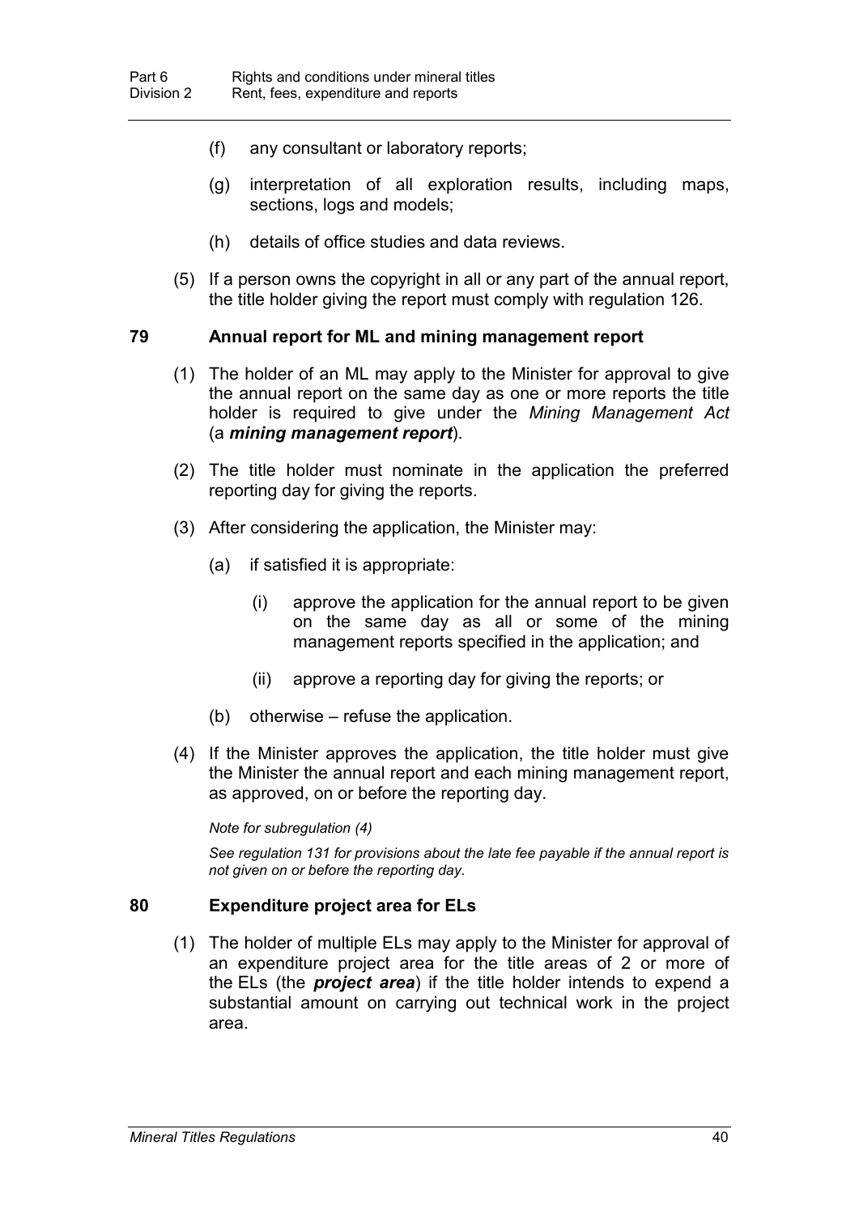(f) any consultant or laboratory reports;

(g) interpretation of all exploration results, including maps, sections, logs and models;

(h) details of office studies and data reviews.

(5) If a person owns the copyright in all or any part of the annual report, the title holder giving the report must comply with regulation 126.

### 79 Annual report for ML and mining management report

(1) The holder of an ML may apply to the Minister for approval to give the annual report on the same day as one or more reports the title holder is required to give under the *Mining Management Act* (a ***mining management report***).

(2) The title holder must nominate in the application the preferred reporting day for giving the reports.

(3) After considering the application, the Minister may:

(a) if satisfied it is appropriate:

(i) approve the application for the annual report to be given on the same day as all or some of the mining management reports specified in the application; and

(ii) approve a reporting day for giving the reports; or

(b) otherwise – refuse the application.

(4) If the Minister approves the application, the title holder must give the Minister the annual report and each mining management report, as approved, on or before the reporting day.

*Note for subregulation (4)*

*See regulation 131 for provisions about the late fee payable if the annual report is not given on or before the reporting day.*

### 80 Expenditure project area for ELs

(1) The holder of multiple ELs may apply to the Minister for approval of an expenditure project area for the title areas of 2 or more of the ELs (the ***project area***) if the title holder intends to expend a substantial amount on carrying out technical work in the project area.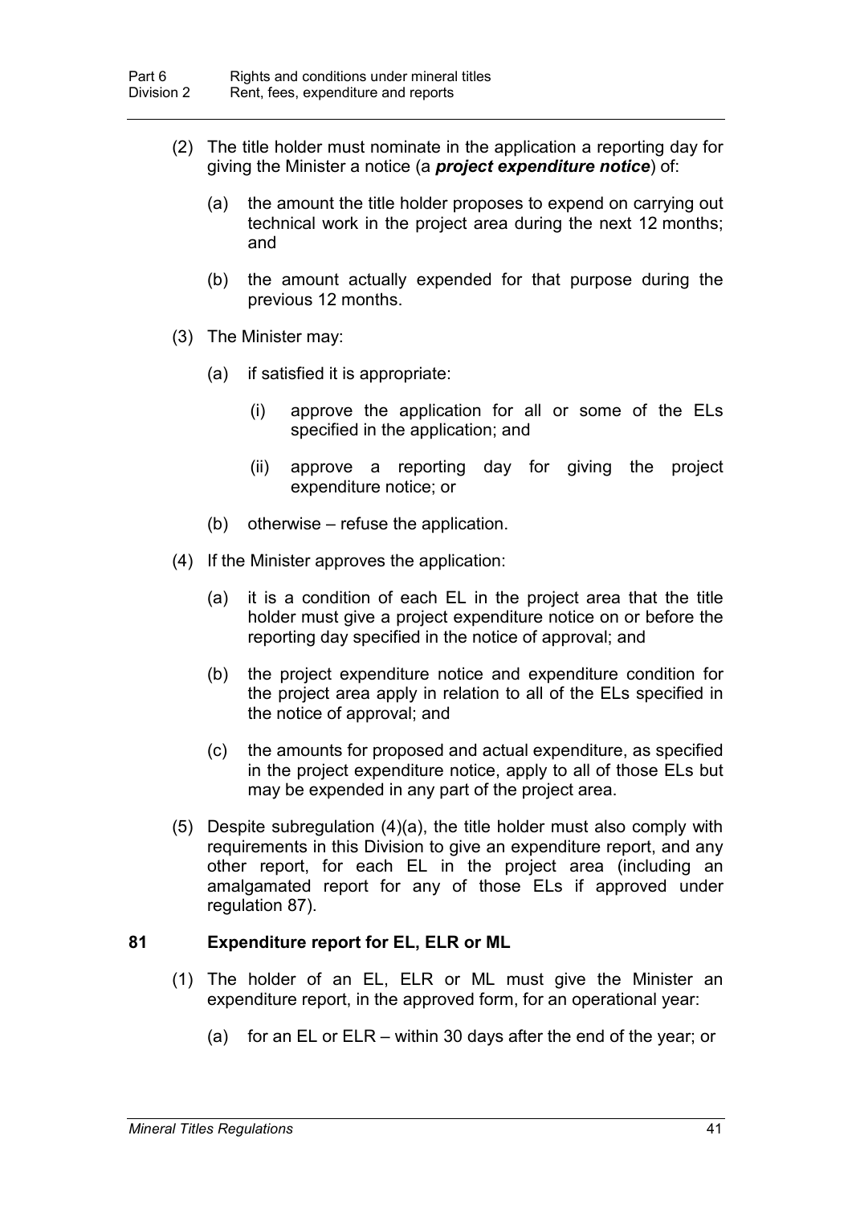(2) The title holder must nominate in the application a reporting day for giving the Minister a notice (a ***project expenditure notice***) of:

  (a) the amount the title holder proposes to expend on carrying out technical work in the project area during the next 12 months; and

  (b) the amount actually expended for that purpose during the previous 12 months.

(3) The Minister may:

  (a) if satisfied it is appropriate:

    (i) approve the application for all or some of the ELs specified in the application; and

    (ii) approve a reporting day for giving the project expenditure notice; or

  (b) otherwise – refuse the application.

(4) If the Minister approves the application:

  (a) it is a condition of each EL in the project area that the title holder must give a project expenditure notice on or before the reporting day specified in the notice of approval; and

  (b) the project expenditure notice and expenditure condition for the project area apply in relation to all of the ELs specified in the notice of approval; and

  (c) the amounts for proposed and actual expenditure, as specified in the project expenditure notice, apply to all of those ELs but may be expended in any part of the project area.

(5) Despite subregulation (4)(a), the title holder must also comply with requirements in this Division to give an expenditure report, and any other report, for each EL in the project area (including an amalgamated report for any of those ELs if approved under regulation 87).

### 81 Expenditure report for EL, ELR or ML

(1) The holder of an EL, ELR or ML must give the Minister an expenditure report, in the approved form, for an operational year:

  (a) for an EL or ELR – within 30 days after the end of the year; or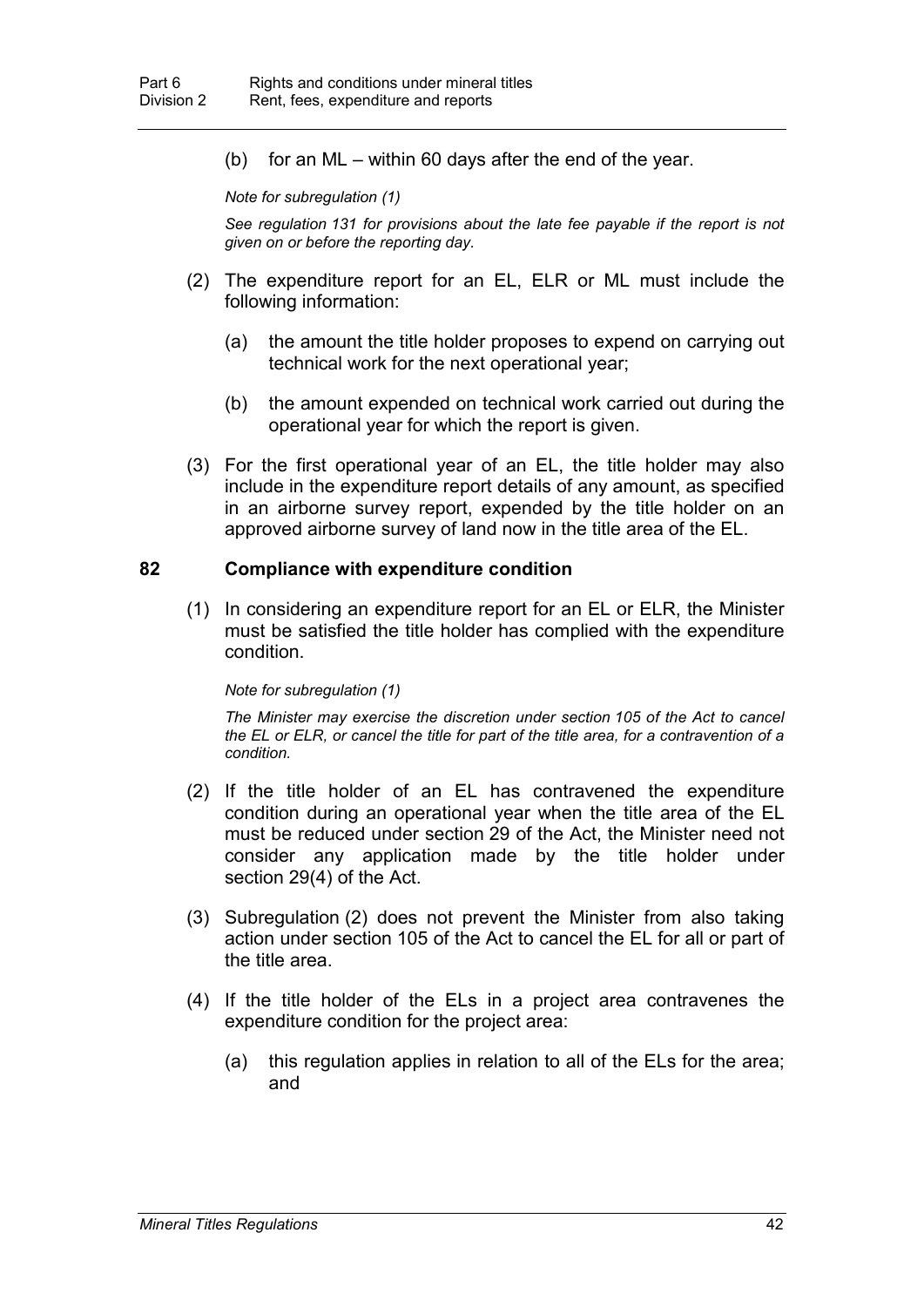(b) for an ML – within 60 days after the end of the year.

*Note for subregulation (1)*

*See regulation 131 for provisions about the late fee payable if the report is not given on or before the reporting day.*

(2) The expenditure report for an EL, ELR or ML must include the following information:

(a) the amount the title holder proposes to expend on carrying out technical work for the next operational year;

(b) the amount expended on technical work carried out during the operational year for which the report is given.

(3) For the first operational year of an EL, the title holder may also include in the expenditure report details of any amount, as specified in an airborne survey report, expended by the title holder on an approved airborne survey of land now in the title area of the EL.

## 82 Compliance with expenditure condition

(1) In considering an expenditure report for an EL or ELR, the Minister must be satisfied the title holder has complied with the expenditure condition.

*Note for subregulation (1)*

*The Minister may exercise the discretion under section 105 of the Act to cancel the EL or ELR, or cancel the title for part of the title area, for a contravention of a condition.*

(2) If the title holder of an EL has contravened the expenditure condition during an operational year when the title area of the EL must be reduced under section 29 of the Act, the Minister need not consider any application made by the title holder under section 29(4) of the Act.

(3) Subregulation (2) does not prevent the Minister from also taking action under section 105 of the Act to cancel the EL for all or part of the title area.

(4) If the title holder of the ELs in a project area contravenes the expenditure condition for the project area:

(a) this regulation applies in relation to all of the ELs for the area; and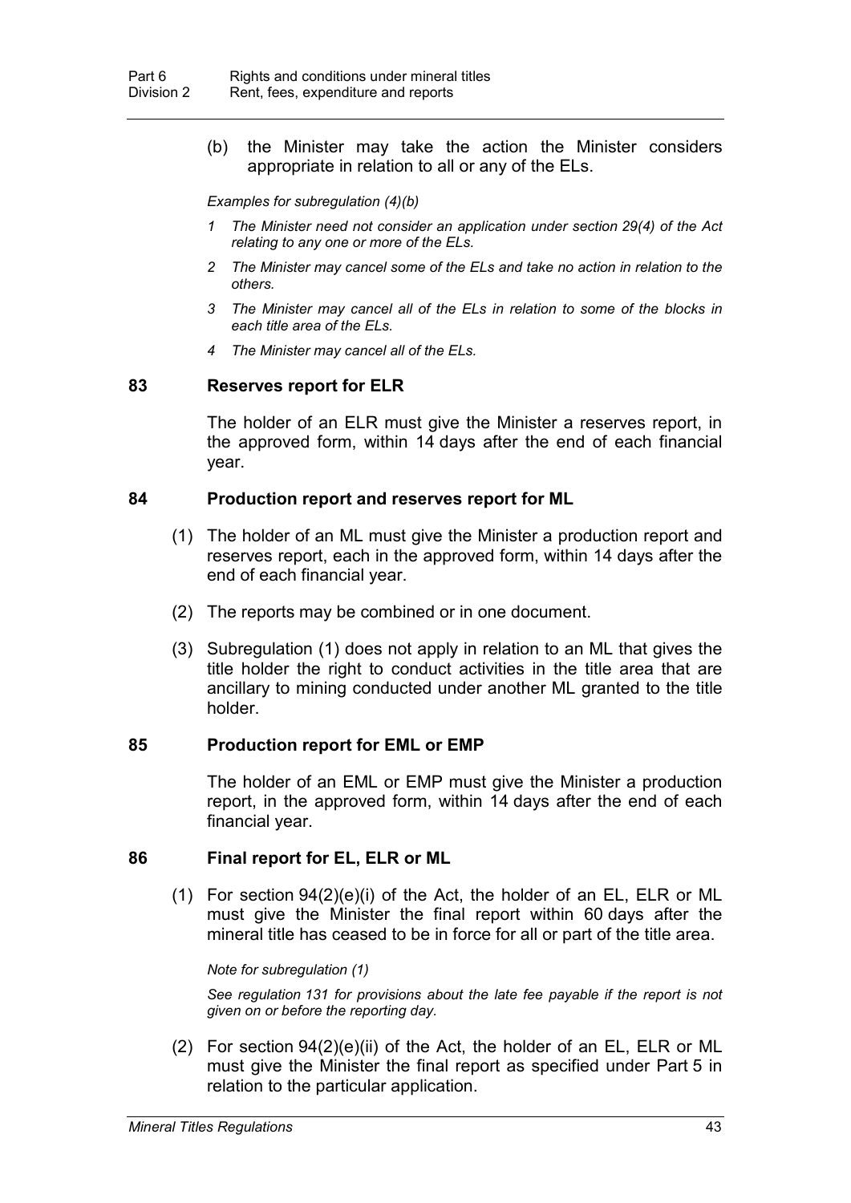(b) the Minister may take the action the Minister considers appropriate in relation to all or any of the ELs.

*Examples for subregulation (4)(b)*

*1 The Minister need not consider an application under section 29(4) of the Act relating to any one or more of the ELs.*

*2 The Minister may cancel some of the ELs and take no action in relation to the others.*

*3 The Minister may cancel all of the ELs in relation to some of the blocks in each title area of the ELs.*

*4 The Minister may cancel all of the ELs.*

### 83 Reserves report for ELR

The holder of an ELR must give the Minister a reserves report, in the approved form, within 14 days after the end of each financial year.

### 84 Production report and reserves report for ML

(1) The holder of an ML must give the Minister a production report and reserves report, each in the approved form, within 14 days after the end of each financial year.

(2) The reports may be combined or in one document.

(3) Subregulation (1) does not apply in relation to an ML that gives the title holder the right to conduct activities in the title area that are ancillary to mining conducted under another ML granted to the title holder.

### 85 Production report for EML or EMP

The holder of an EML or EMP must give the Minister a production report, in the approved form, within 14 days after the end of each financial year.

### 86 Final report for EL, ELR or ML

(1) For section 94(2)(e)(i) of the Act, the holder of an EL, ELR or ML must give the Minister the final report within 60 days after the mineral title has ceased to be in force for all or part of the title area.

*Note for subregulation (1)*

*See regulation 131 for provisions about the late fee payable if the report is not given on or before the reporting day.*

(2) For section 94(2)(e)(ii) of the Act, the holder of an EL, ELR or ML must give the Minister the final report as specified under Part 5 in relation to the particular application.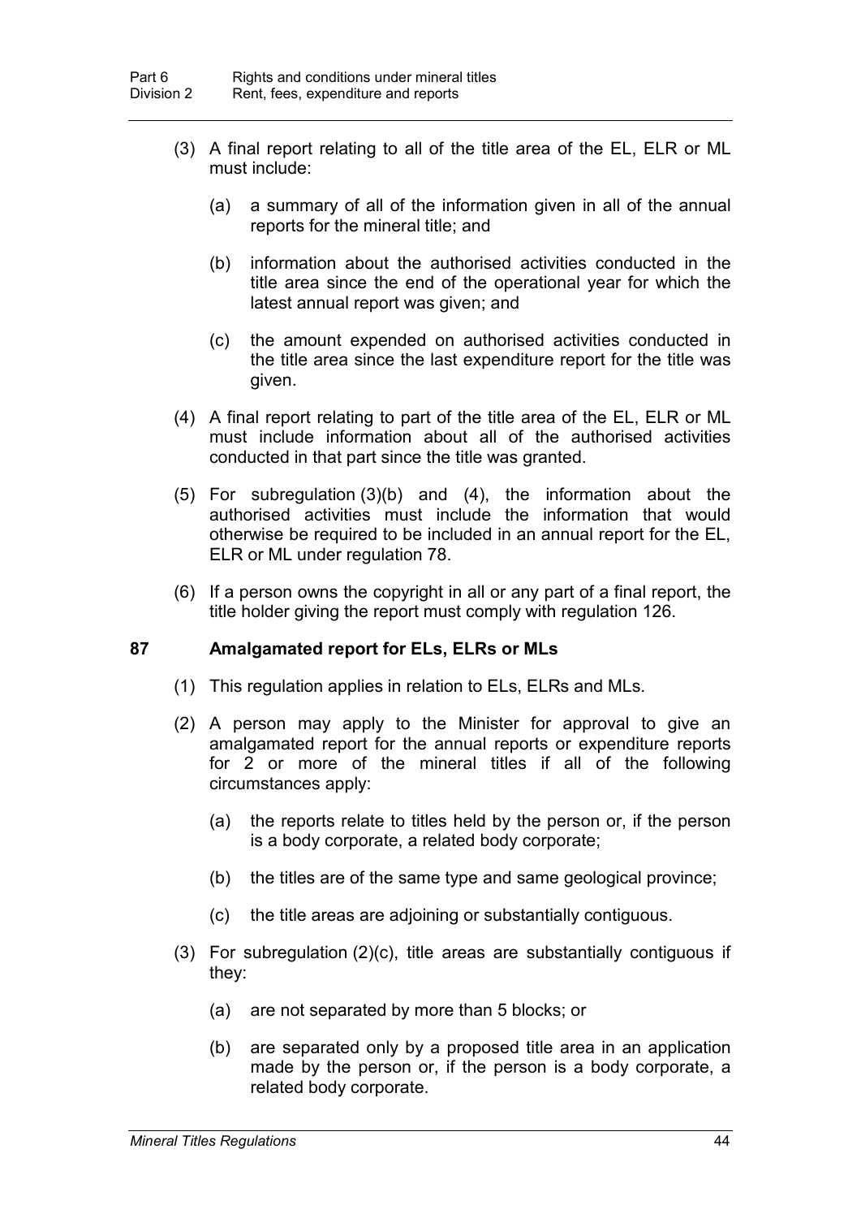(3) A final report relating to all of the title area of the EL, ELR or ML must include:

(a) a summary of all of the information given in all of the annual reports for the mineral title; and

(b) information about the authorised activities conducted in the title area since the end of the operational year for which the latest annual report was given; and

(c) the amount expended on authorised activities conducted in the title area since the last expenditure report for the title was given.

(4) A final report relating to part of the title area of the EL, ELR or ML must include information about all of the authorised activities conducted in that part since the title was granted.

(5) For subregulation (3)(b) and (4), the information about the authorised activities must include the information that would otherwise be required to be included in an annual report for the EL, ELR or ML under regulation 78.

(6) If a person owns the copyright in all or any part of a final report, the title holder giving the report must comply with regulation 126.

### 87 Amalgamated report for ELs, ELRs or MLs

(1) This regulation applies in relation to ELs, ELRs and MLs.

(2) A person may apply to the Minister for approval to give an amalgamated report for the annual reports or expenditure reports for 2 or more of the mineral titles if all of the following circumstances apply:

(a) the reports relate to titles held by the person or, if the person is a body corporate, a related body corporate;

(b) the titles are of the same type and same geological province;

(c) the title areas are adjoining or substantially contiguous.

(3) For subregulation (2)(c), title areas are substantially contiguous if they:

(a) are not separated by more than 5 blocks; or

(b) are separated only by a proposed title area in an application made by the person or, if the person is a body corporate, a related body corporate.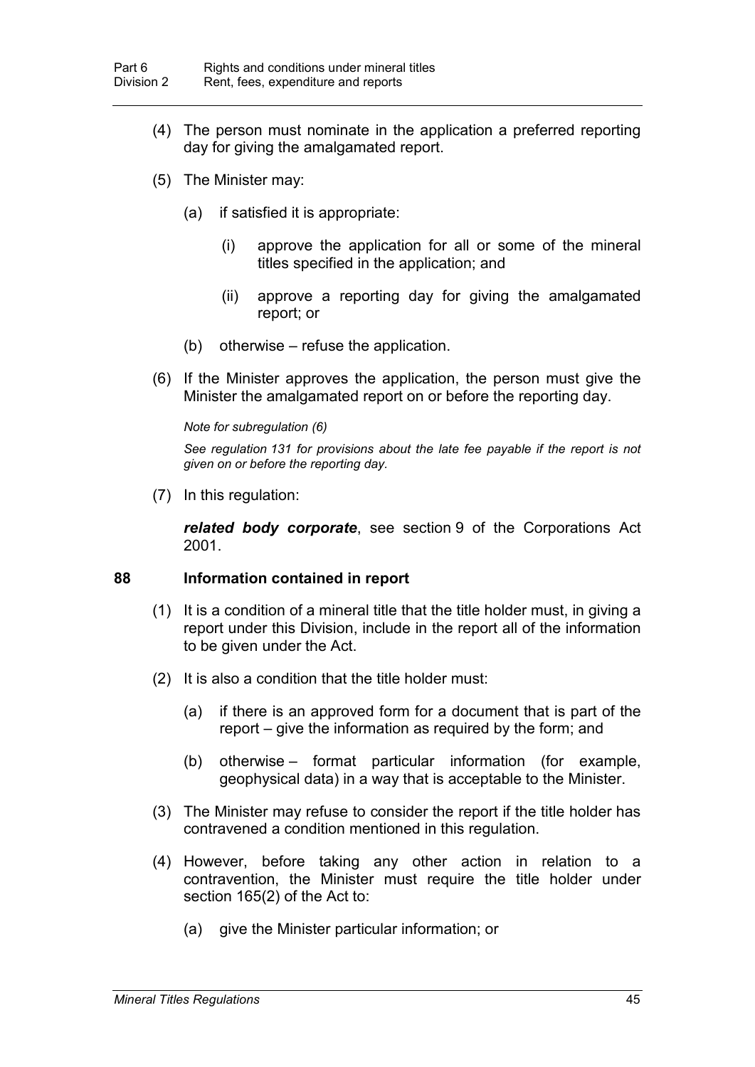(4) The person must nominate in the application a preferred reporting day for giving the amalgamated report.

(5) The Minister may:

(a) if satisfied it is appropriate:

(i) approve the application for all or some of the mineral titles specified in the application; and

(ii) approve a reporting day for giving the amalgamated report; or

(b) otherwise – refuse the application.

(6) If the Minister approves the application, the person must give the Minister the amalgamated report on or before the reporting day.

*Note for subregulation (6)*

*See regulation 131 for provisions about the late fee payable if the report is not given on or before the reporting day.*

(7) In this regulation:

***related body corporate***, see section 9 of the Corporations Act 2001.

### 88 Information contained in report

(1) It is a condition of a mineral title that the title holder must, in giving a report under this Division, include in the report all of the information to be given under the Act.

(2) It is also a condition that the title holder must:

(a) if there is an approved form for a document that is part of the report – give the information as required by the form; and

(b) otherwise – format particular information (for example, geophysical data) in a way that is acceptable to the Minister.

(3) The Minister may refuse to consider the report if the title holder has contravened a condition mentioned in this regulation.

(4) However, before taking any other action in relation to a contravention, the Minister must require the title holder under section 165(2) of the Act to:

(a) give the Minister particular information; or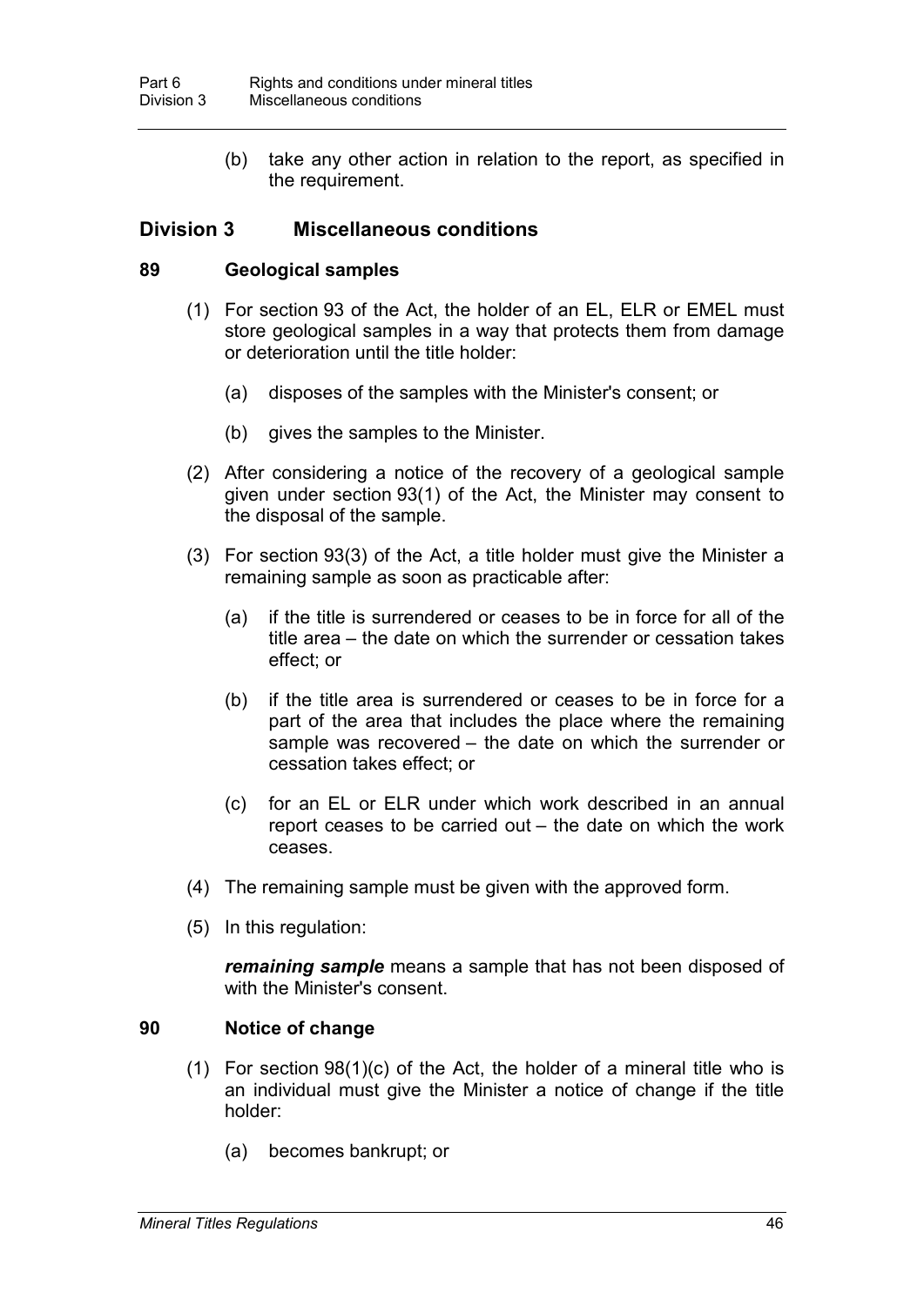(b) take any other action in relation to the report, as specified in the requirement.

## Division 3 Miscellaneous conditions

### 89 Geological samples

(1) For section 93 of the Act, the holder of an EL, ELR or EMEL must store geological samples in a way that protects them from damage or deterioration until the title holder:

(a) disposes of the samples with the Minister's consent; or

(b) gives the samples to the Minister.

(2) After considering a notice of the recovery of a geological sample given under section 93(1) of the Act, the Minister may consent to the disposal of the sample.

(3) For section 93(3) of the Act, a title holder must give the Minister a remaining sample as soon as practicable after:

(a) if the title is surrendered or ceases to be in force for all of the title area – the date on which the surrender or cessation takes effect; or

(b) if the title area is surrendered or ceases to be in force for a part of the area that includes the place where the remaining sample was recovered – the date on which the surrender or cessation takes effect; or

(c) for an EL or ELR under which work described in an annual report ceases to be carried out – the date on which the work ceases.

(4) The remaining sample must be given with the approved form.

(5) In this regulation:

***remaining sample*** means a sample that has not been disposed of with the Minister's consent.

### 90 Notice of change

(1) For section 98(1)(c) of the Act, the holder of a mineral title who is an individual must give the Minister a notice of change if the title holder:

(a) becomes bankrupt; or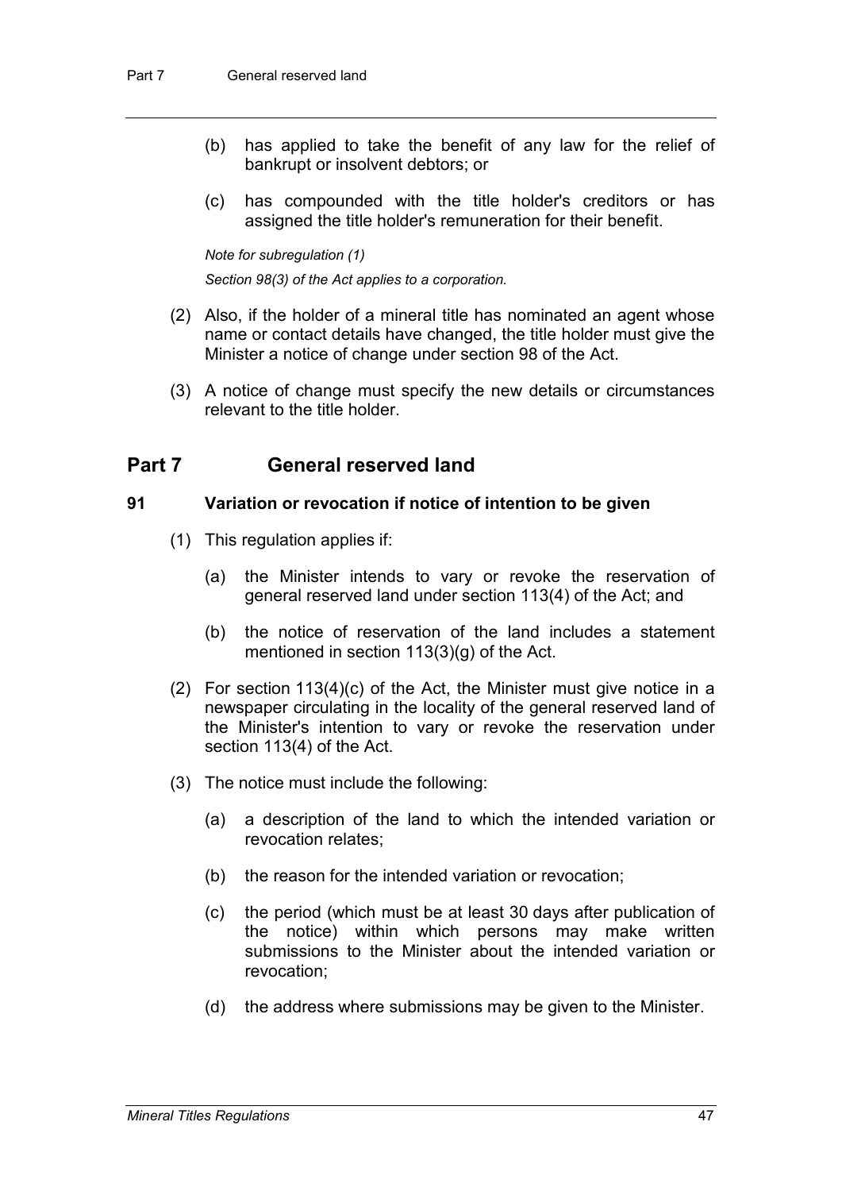(b) has applied to take the benefit of any law for the relief of bankrupt or insolvent debtors; or

(c) has compounded with the title holder's creditors or has assigned the title holder's remuneration for their benefit.

*Note for subregulation (1)*

*Section 98(3) of the Act applies to a corporation.*

(2) Also, if the holder of a mineral title has nominated an agent whose name or contact details have changed, the title holder must give the Minister a notice of change under section 98 of the Act.

(3) A notice of change must specify the new details or circumstances relevant to the title holder.

## Part 7 General reserved land

### 91 Variation or revocation if notice of intention to be given

(1) This regulation applies if:

(a) the Minister intends to vary or revoke the reservation of general reserved land under section 113(4) of the Act; and

(b) the notice of reservation of the land includes a statement mentioned in section 113(3)(g) of the Act.

(2) For section 113(4)(c) of the Act, the Minister must give notice in a newspaper circulating in the locality of the general reserved land of the Minister's intention to vary or revoke the reservation under section 113(4) of the Act.

(3) The notice must include the following:

(a) a description of the land to which the intended variation or revocation relates;

(b) the reason for the intended variation or revocation;

(c) the period (which must be at least 30 days after publication of the notice) within which persons may make written submissions to the Minister about the intended variation or revocation;

(d) the address where submissions may be given to the Minister.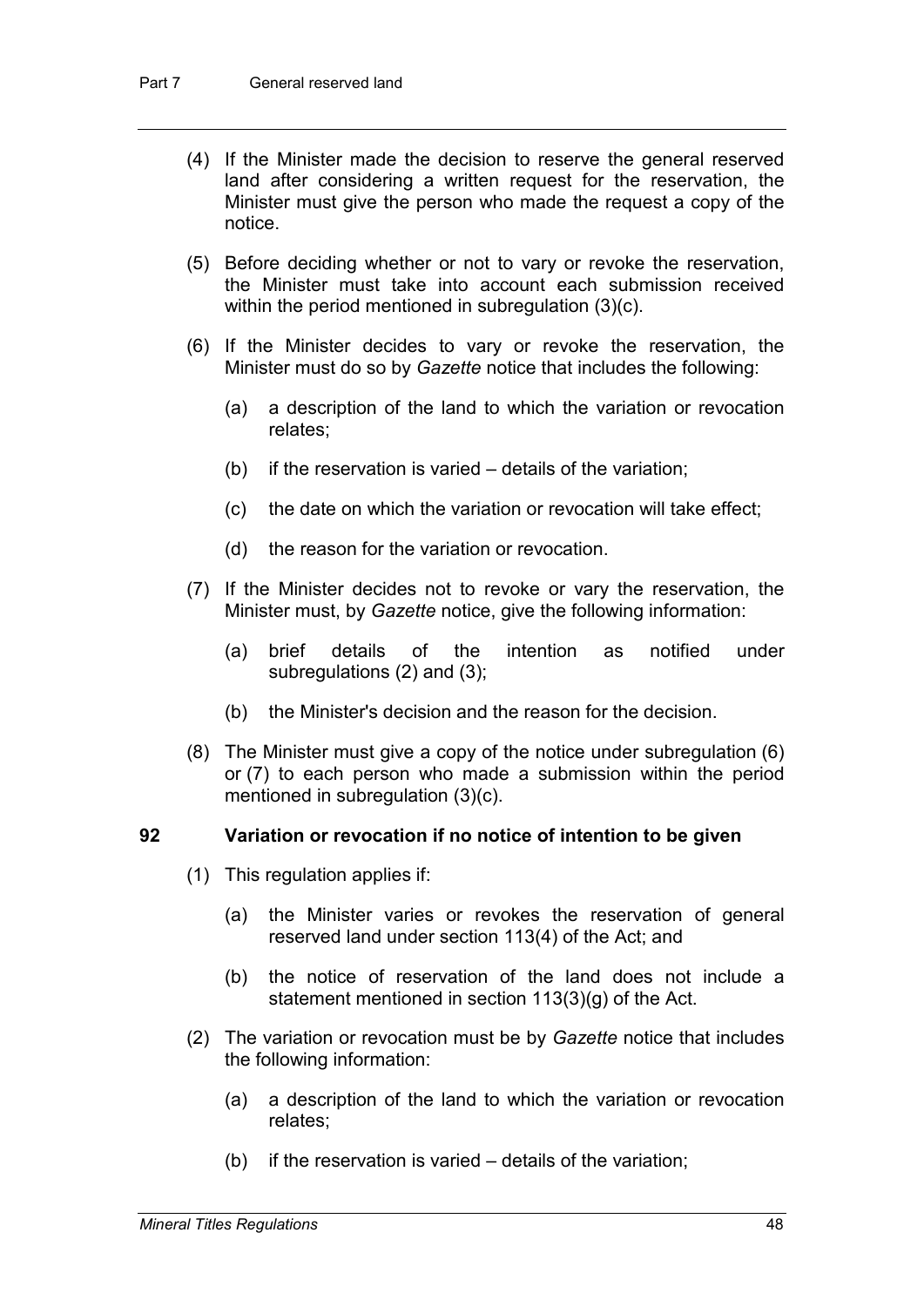(4) If the Minister made the decision to reserve the general reserved land after considering a written request for the reservation, the Minister must give the person who made the request a copy of the notice.

(5) Before deciding whether or not to vary or revoke the reservation, the Minister must take into account each submission received within the period mentioned in subregulation (3)(c).

(6) If the Minister decides to vary or revoke the reservation, the Minister must do so by *Gazette* notice that includes the following:

- (a) a description of the land to which the variation or revocation relates;
- (b) if the reservation is varied – details of the variation;
- (c) the date on which the variation or revocation will take effect;
- (d) the reason for the variation or revocation.

(7) If the Minister decides not to revoke or vary the reservation, the Minister must, by *Gazette* notice, give the following information:

- (a) brief details of the intention as notified under subregulations (2) and (3);
- (b) the Minister's decision and the reason for the decision.

(8) The Minister must give a copy of the notice under subregulation (6) or (7) to each person who made a submission within the period mentioned in subregulation (3)(c).

## 92 Variation or revocation if no notice of intention to be given

(1) This regulation applies if:

- (a) the Minister varies or revokes the reservation of general reserved land under section 113(4) of the Act; and
- (b) the notice of reservation of the land does not include a statement mentioned in section 113(3)(g) of the Act.

(2) The variation or revocation must be by *Gazette* notice that includes the following information:

- (a) a description of the land to which the variation or revocation relates;
- (b) if the reservation is varied – details of the variation;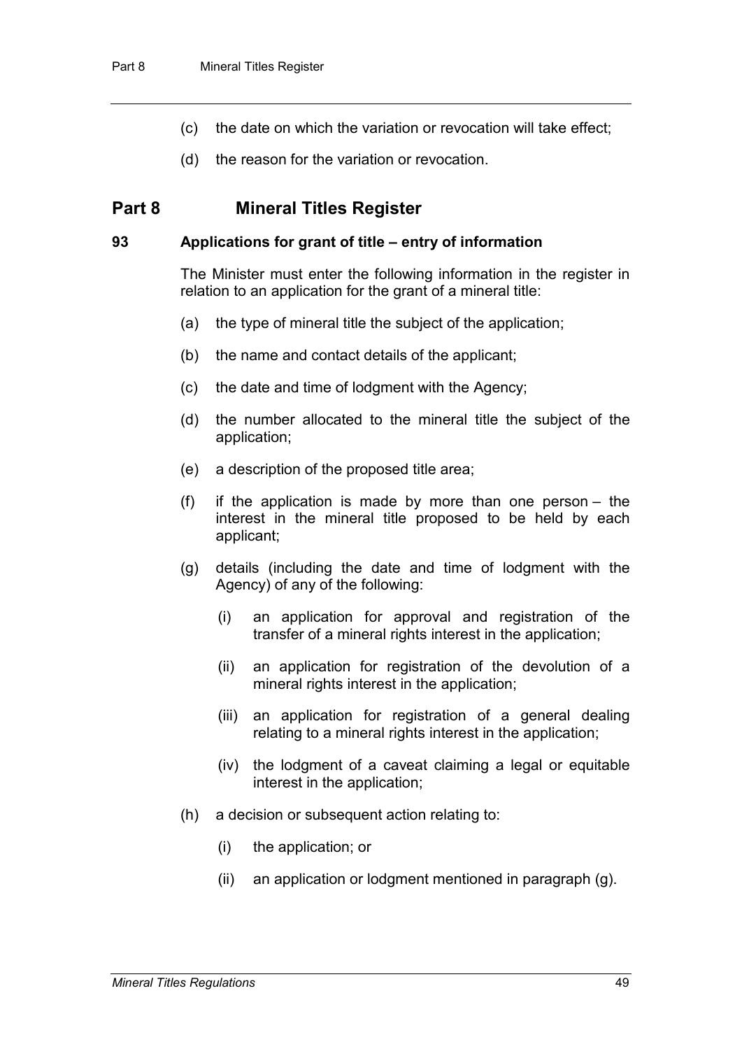(c) the date on which the variation or revocation will take effect;

(d) the reason for the variation or revocation.

## Part 8 Mineral Titles Register

### 93 Applications for grant of title – entry of information

The Minister must enter the following information in the register in relation to an application for the grant of a mineral title:

(a) the type of mineral title the subject of the application;

(b) the name and contact details of the applicant;

(c) the date and time of lodgment with the Agency;

(d) the number allocated to the mineral title the subject of the application;

(e) a description of the proposed title area;

(f) if the application is made by more than one person – the interest in the mineral title proposed to be held by each applicant;

(g) details (including the date and time of lodgment with the Agency) of any of the following:

(i) an application for approval and registration of the transfer of a mineral rights interest in the application;

(ii) an application for registration of the devolution of a mineral rights interest in the application;

(iii) an application for registration of a general dealing relating to a mineral rights interest in the application;

(iv) the lodgment of a caveat claiming a legal or equitable interest in the application;

(h) a decision or subsequent action relating to:

(i) the application; or

(ii) an application or lodgment mentioned in paragraph (g).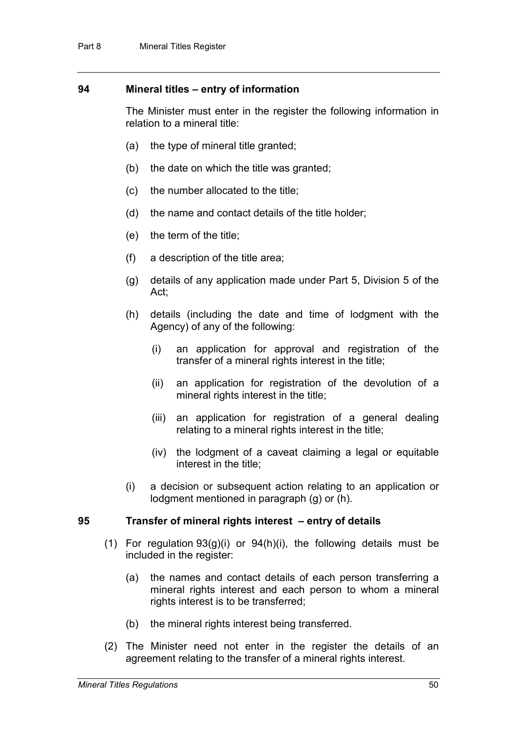### 94 Mineral titles – entry of information

The Minister must enter in the register the following information in relation to a mineral title:

(a) the type of mineral title granted;

(b) the date on which the title was granted;

(c) the number allocated to the title;

(d) the name and contact details of the title holder;

(e) the term of the title;

(f) a description of the title area;

(g) details of any application made under Part 5, Division 5 of the Act;

(h) details (including the date and time of lodgment with the Agency) of any of the following:

(i) an application for approval and registration of the transfer of a mineral rights interest in the title;

(ii) an application for registration of the devolution of a mineral rights interest in the title;

(iii) an application for registration of a general dealing relating to a mineral rights interest in the title;

(iv) the lodgment of a caveat claiming a legal or equitable interest in the title;

(i) a decision or subsequent action relating to an application or lodgment mentioned in paragraph (g) or (h).

### 95 Transfer of mineral rights interest – entry of details

(1) For regulation 93(g)(i) or 94(h)(i), the following details must be included in the register:

(a) the names and contact details of each person transferring a mineral rights interest and each person to whom a mineral rights interest is to be transferred;

(b) the mineral rights interest being transferred.

(2) The Minister need not enter in the register the details of an agreement relating to the transfer of a mineral rights interest.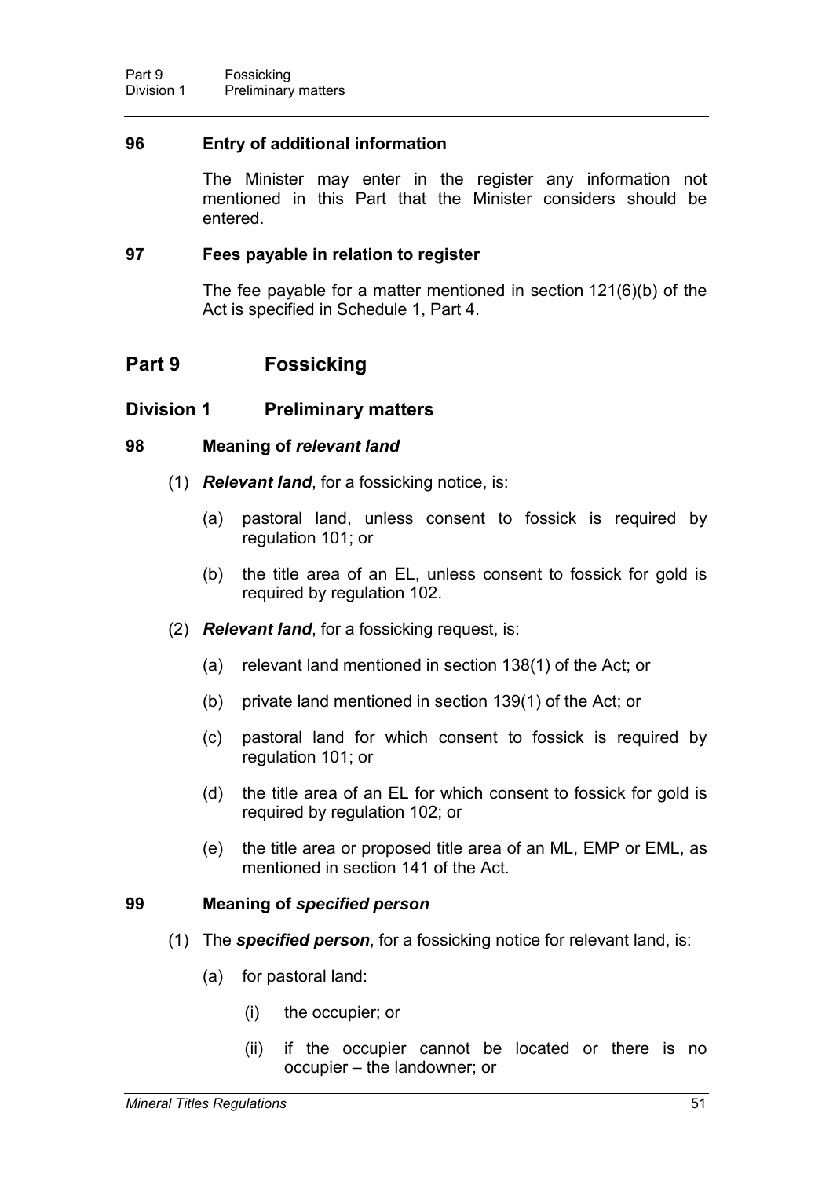### 96 Entry of additional information

The Minister may enter in the register any information not mentioned in this Part that the Minister considers should be entered.

### 97 Fees payable in relation to register

The fee payable for a matter mentioned in section 121(6)(b) of the Act is specified in Schedule 1, Part 4.

# Part 9 Fossicking

## Division 1 Preliminary matters

### 98 Meaning of *relevant land*

(1) ***Relevant land***, for a fossicking notice, is:

(a) pastoral land, unless consent to fossick is required by regulation 101; or

(b) the title area of an EL, unless consent to fossick for gold is required by regulation 102.

(2) ***Relevant land***, for a fossicking request, is:

(a) relevant land mentioned in section 138(1) of the Act; or

(b) private land mentioned in section 139(1) of the Act; or

(c) pastoral land for which consent to fossick is required by regulation 101; or

(d) the title area of an EL for which consent to fossick for gold is required by regulation 102; or

(e) the title area or proposed title area of an ML, EMP or EML, as mentioned in section 141 of the Act.

### 99 Meaning of *specified person*

(1) The ***specified person***, for a fossicking notice for relevant land, is:

(a) for pastoral land:

(i) the occupier; or

(ii) if the occupier cannot be located or there is no occupier – the landowner; or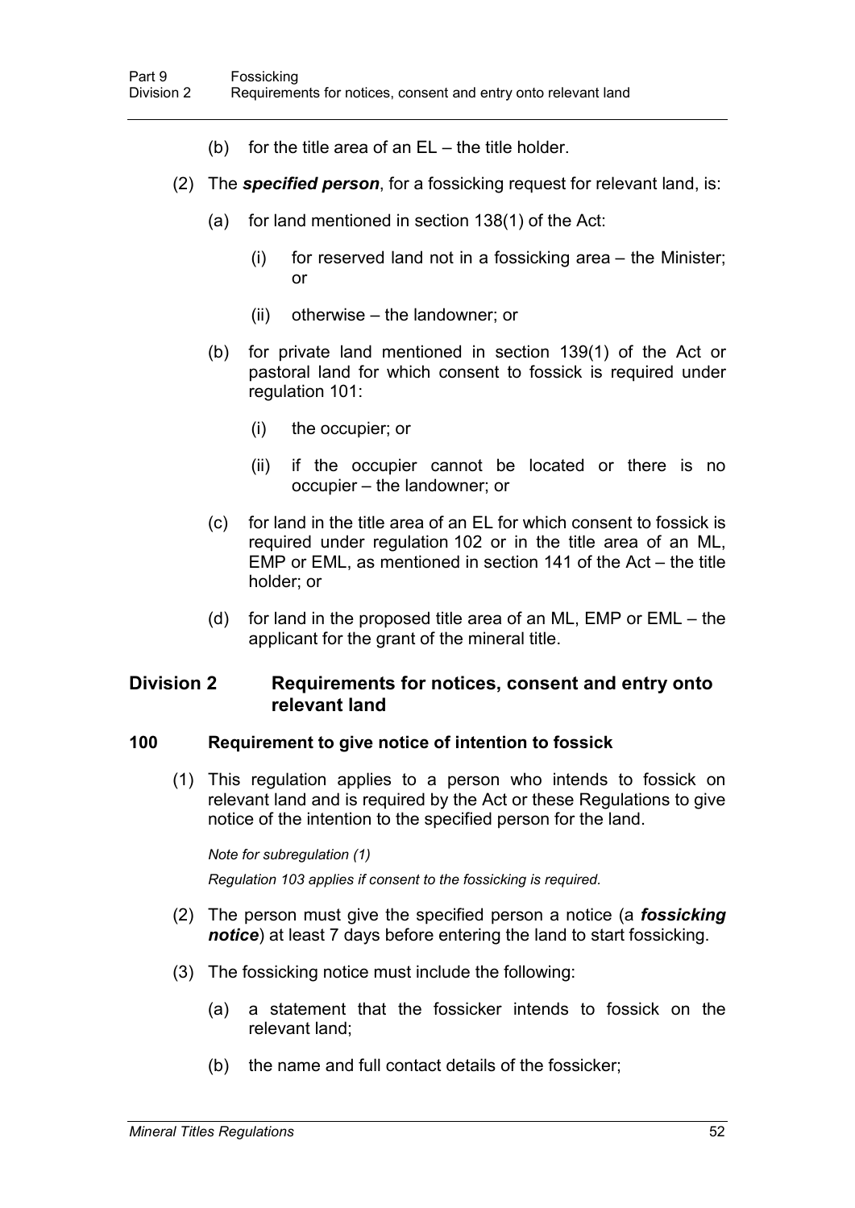(b) for the title area of an EL – the title holder.

(2) The ***specified person***, for a fossicking request for relevant land, is:

(a) for land mentioned in section 138(1) of the Act:

(i) for reserved land not in a fossicking area – the Minister; or

(ii) otherwise – the landowner; or

(b) for private land mentioned in section 139(1) of the Act or pastoral land for which consent to fossick is required under regulation 101:

(i) the occupier; or

(ii) if the occupier cannot be located or there is no occupier – the landowner; or

(c) for land in the title area of an EL for which consent to fossick is required under regulation 102 or in the title area of an ML, EMP or EML, as mentioned in section 141 of the Act – the title holder; or

(d) for land in the proposed title area of an ML, EMP or EML – the applicant for the grant of the mineral title.

## Division 2 Requirements for notices, consent and entry onto relevant land

### 100 Requirement to give notice of intention to fossick

(1) This regulation applies to a person who intends to fossick on relevant land and is required by the Act or these Regulations to give notice of the intention to the specified person for the land.

*Note for subregulation (1)*

*Regulation 103 applies if consent to the fossicking is required.*

(2) The person must give the specified person a notice (a ***fossicking notice***) at least 7 days before entering the land to start fossicking.

(3) The fossicking notice must include the following:

(a) a statement that the fossicker intends to fossick on the relevant land;

(b) the name and full contact details of the fossicker;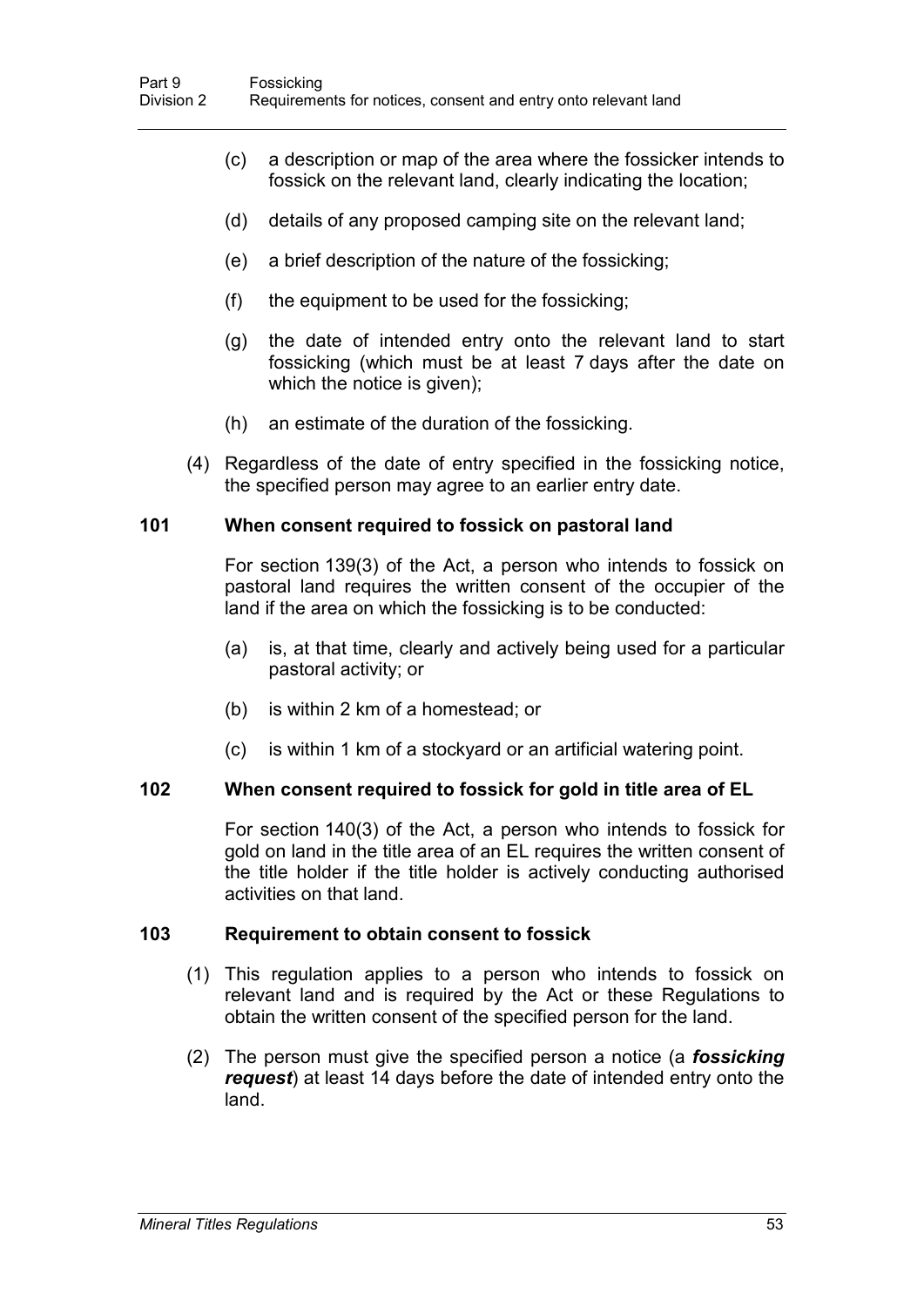(c) a description or map of the area where the fossicker intends to fossick on the relevant land, clearly indicating the location;

(d) details of any proposed camping site on the relevant land;

(e) a brief description of the nature of the fossicking;

(f) the equipment to be used for the fossicking;

(g) the date of intended entry onto the relevant land to start fossicking (which must be at least 7 days after the date on which the notice is given);

(h) an estimate of the duration of the fossicking.

(4) Regardless of the date of entry specified in the fossicking notice, the specified person may agree to an earlier entry date.

### 101 When consent required to fossick on pastoral land

For section 139(3) of the Act, a person who intends to fossick on pastoral land requires the written consent of the occupier of the land if the area on which the fossicking is to be conducted:

(a) is, at that time, clearly and actively being used for a particular pastoral activity; or

(b) is within 2 km of a homestead; or

(c) is within 1 km of a stockyard or an artificial watering point.

### 102 When consent required to fossick for gold in title area of EL

For section 140(3) of the Act, a person who intends to fossick for gold on land in the title area of an EL requires the written consent of the title holder if the title holder is actively conducting authorised activities on that land.

### 103 Requirement to obtain consent to fossick

(1) This regulation applies to a person who intends to fossick on relevant land and is required by the Act or these Regulations to obtain the written consent of the specified person for the land.

(2) The person must give the specified person a notice (a ***fossicking request***) at least 14 days before the date of intended entry onto the land.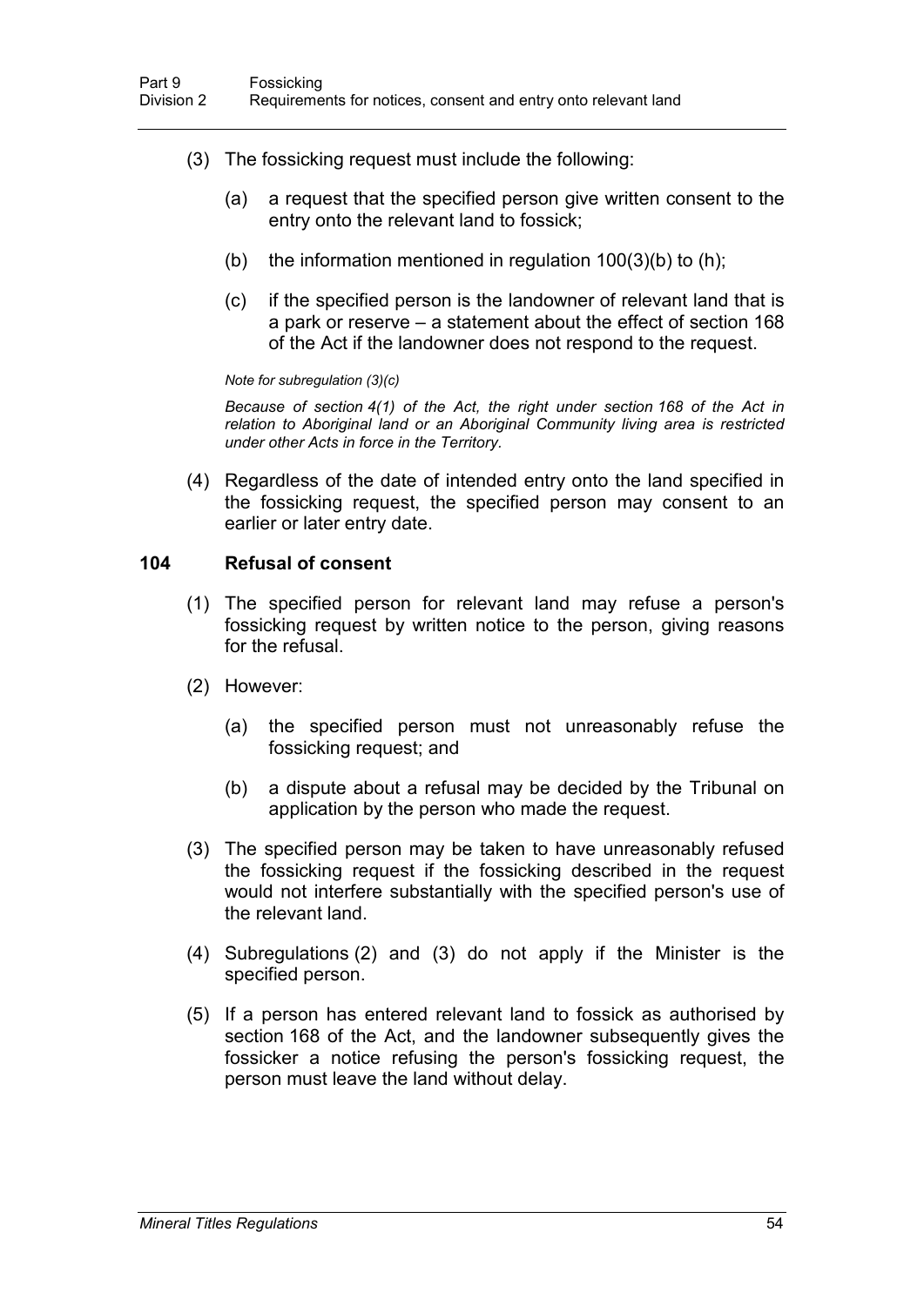(3) The fossicking request must include the following:

(a) a request that the specified person give written consent to the entry onto the relevant land to fossick;

(b) the information mentioned in regulation 100(3)(b) to (h);

(c) if the specified person is the landowner of relevant land that is a park or reserve – a statement about the effect of section 168 of the Act if the landowner does not respond to the request.

*Note for subregulation (3)(c)*

*Because of section 4(1) of the Act, the right under section 168 of the Act in relation to Aboriginal land or an Aboriginal Community living area is restricted under other Acts in force in the Territory.*

(4) Regardless of the date of intended entry onto the land specified in the fossicking request, the specified person may consent to an earlier or later entry date.

### 104 Refusal of consent

(1) The specified person for relevant land may refuse a person's fossicking request by written notice to the person, giving reasons for the refusal.

(2) However:

(a) the specified person must not unreasonably refuse the fossicking request; and

(b) a dispute about a refusal may be decided by the Tribunal on application by the person who made the request.

(3) The specified person may be taken to have unreasonably refused the fossicking request if the fossicking described in the request would not interfere substantially with the specified person's use of the relevant land.

(4) Subregulations (2) and (3) do not apply if the Minister is the specified person.

(5) If a person has entered relevant land to fossick as authorised by section 168 of the Act, and the landowner subsequently gives the fossicker a notice refusing the person's fossicking request, the person must leave the land without delay.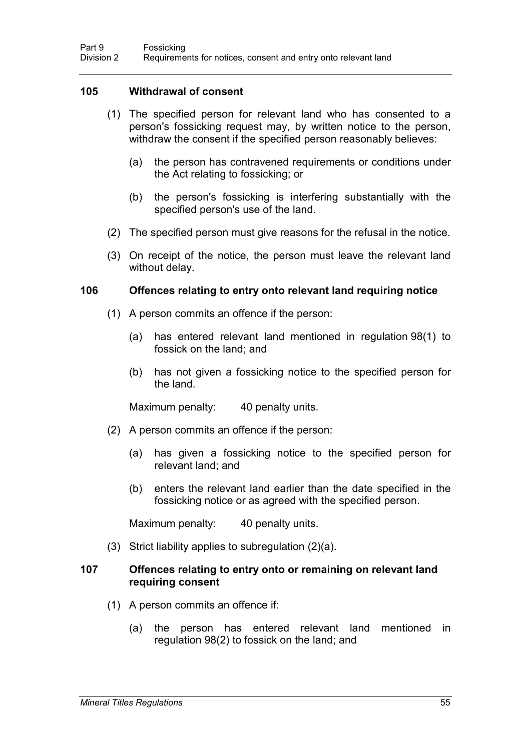### 105 Withdrawal of consent

(1) The specified person for relevant land who has consented to a person's fossicking request may, by written notice to the person, withdraw the consent if the specified person reasonably believes:

(a) the person has contravened requirements or conditions under the Act relating to fossicking; or

(b) the person's fossicking is interfering substantially with the specified person's use of the land.

(2) The specified person must give reasons for the refusal in the notice.

(3) On receipt of the notice, the person must leave the relevant land without delay.

### 106 Offences relating to entry onto relevant land requiring notice

(1) A person commits an offence if the person:

(a) has entered relevant land mentioned in regulation 98(1) to fossick on the land; and

(b) has not given a fossicking notice to the specified person for the land.

Maximum penalty: 40 penalty units.

(2) A person commits an offence if the person:

(a) has given a fossicking notice to the specified person for relevant land; and

(b) enters the relevant land earlier than the date specified in the fossicking notice or as agreed with the specified person.

Maximum penalty: 40 penalty units.

(3) Strict liability applies to subregulation (2)(a).

### 107 Offences relating to entry onto or remaining on relevant land requiring consent

(1) A person commits an offence if:

(a) the person has entered relevant land mentioned in regulation 98(2) to fossick on the land; and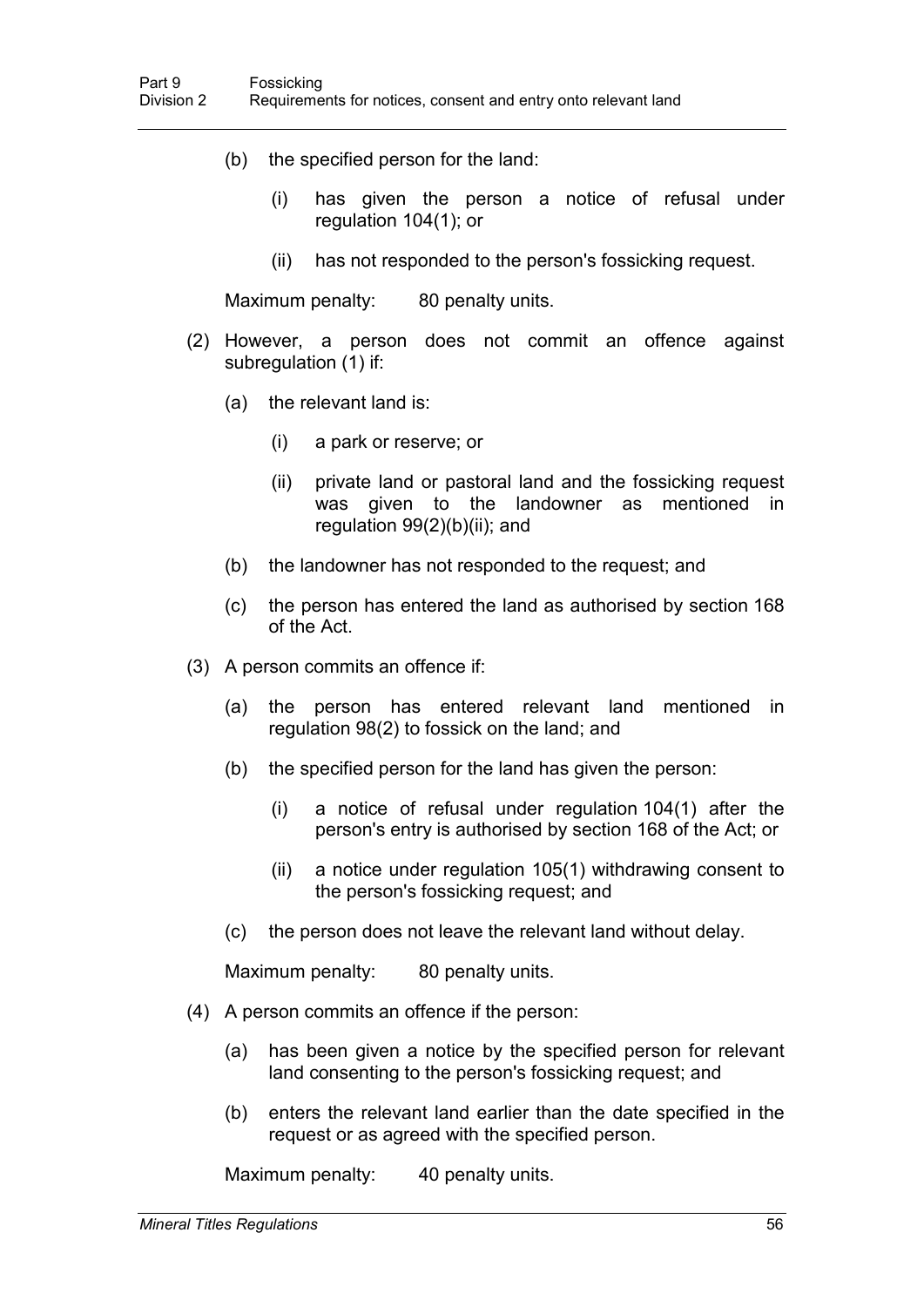(b) the specified person for the land:

(i) has given the person a notice of refusal under regulation 104(1); or

(ii) has not responded to the person's fossicking request.

Maximum penalty: 80 penalty units.

(2) However, a person does not commit an offence against subregulation (1) if:

(a) the relevant land is:

(i) a park or reserve; or

(ii) private land or pastoral land and the fossicking request was given to the landowner as mentioned in regulation 99(2)(b)(ii); and

(b) the landowner has not responded to the request; and

(c) the person has entered the land as authorised by section 168 of the Act.

(3) A person commits an offence if:

(a) the person has entered relevant land mentioned in regulation 98(2) to fossick on the land; and

(b) the specified person for the land has given the person:

(i) a notice of refusal under regulation 104(1) after the person's entry is authorised by section 168 of the Act; or

(ii) a notice under regulation 105(1) withdrawing consent to the person's fossicking request; and

(c) the person does not leave the relevant land without delay.

Maximum penalty: 80 penalty units.

(4) A person commits an offence if the person:

(a) has been given a notice by the specified person for relevant land consenting to the person's fossicking request; and

(b) enters the relevant land earlier than the date specified in the request or as agreed with the specified person.

Maximum penalty: 40 penalty units.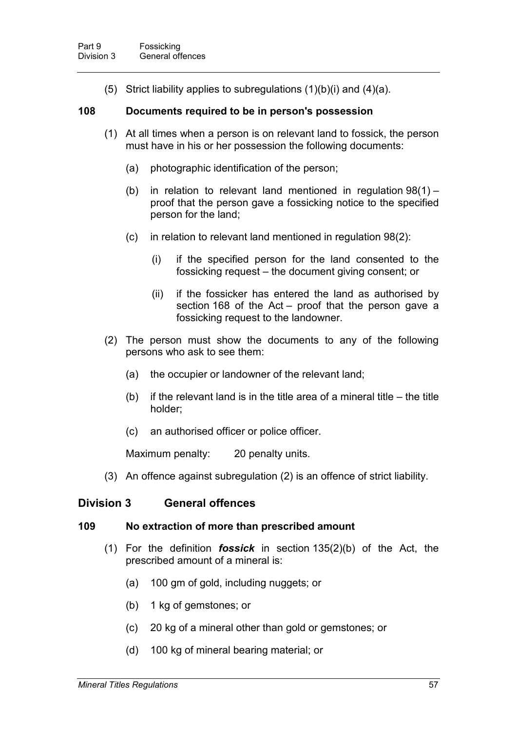(5) Strict liability applies to subregulations (1)(b)(i) and (4)(a).

### 108 Documents required to be in person's possession

(1) At all times when a person is on relevant land to fossick, the person must have in his or her possession the following documents:

(a) photographic identification of the person;

(b) in relation to relevant land mentioned in regulation 98(1) – proof that the person gave a fossicking notice to the specified person for the land;

(c) in relation to relevant land mentioned in regulation 98(2):

(i) if the specified person for the land consented to the fossicking request – the document giving consent; or

(ii) if the fossicker has entered the land as authorised by section 168 of the Act – proof that the person gave a fossicking request to the landowner.

(2) The person must show the documents to any of the following persons who ask to see them:

(a) the occupier or landowner of the relevant land;

(b) if the relevant land is in the title area of a mineral title – the title holder;

(c) an authorised officer or police officer.

Maximum penalty: 20 penalty units.

(3) An offence against subregulation (2) is an offence of strict liability.

## Division 3 General offences

### 109 No extraction of more than prescribed amount

(1) For the definition ***fossick*** in section 135(2)(b) of the Act, the prescribed amount of a mineral is:

(a) 100 gm of gold, including nuggets; or

(b) 1 kg of gemstones; or

(c) 20 kg of a mineral other than gold or gemstones; or

(d) 100 kg of mineral bearing material; or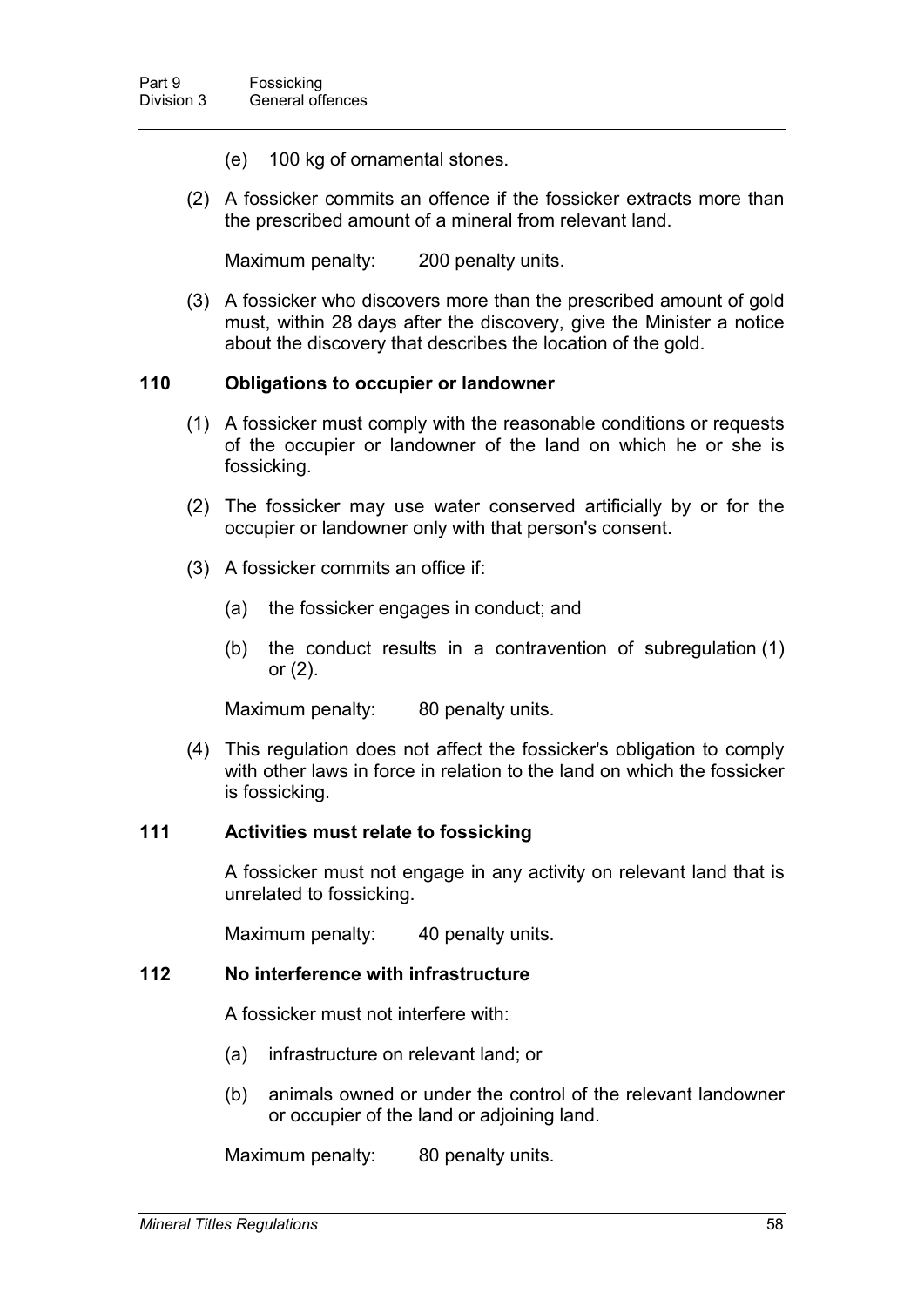(e) 100 kg of ornamental stones.

(2) A fossicker commits an offence if the fossicker extracts more than the prescribed amount of a mineral from relevant land.

Maximum penalty: 200 penalty units.

(3) A fossicker who discovers more than the prescribed amount of gold must, within 28 days after the discovery, give the Minister a notice about the discovery that describes the location of the gold.

### 110 Obligations to occupier or landowner

(1) A fossicker must comply with the reasonable conditions or requests of the occupier or landowner of the land on which he or she is fossicking.

(2) The fossicker may use water conserved artificially by or for the occupier or landowner only with that person's consent.

(3) A fossicker commits an office if:

(a) the fossicker engages in conduct; and

(b) the conduct results in a contravention of subregulation (1) or (2).

Maximum penalty: 80 penalty units.

(4) This regulation does not affect the fossicker's obligation to comply with other laws in force in relation to the land on which the fossicker is fossicking.

### 111 Activities must relate to fossicking

A fossicker must not engage in any activity on relevant land that is unrelated to fossicking.

Maximum penalty: 40 penalty units.

### 112 No interference with infrastructure

A fossicker must not interfere with:

(a) infrastructure on relevant land; or

(b) animals owned or under the control of the relevant landowner or occupier of the land or adjoining land.

Maximum penalty: 80 penalty units.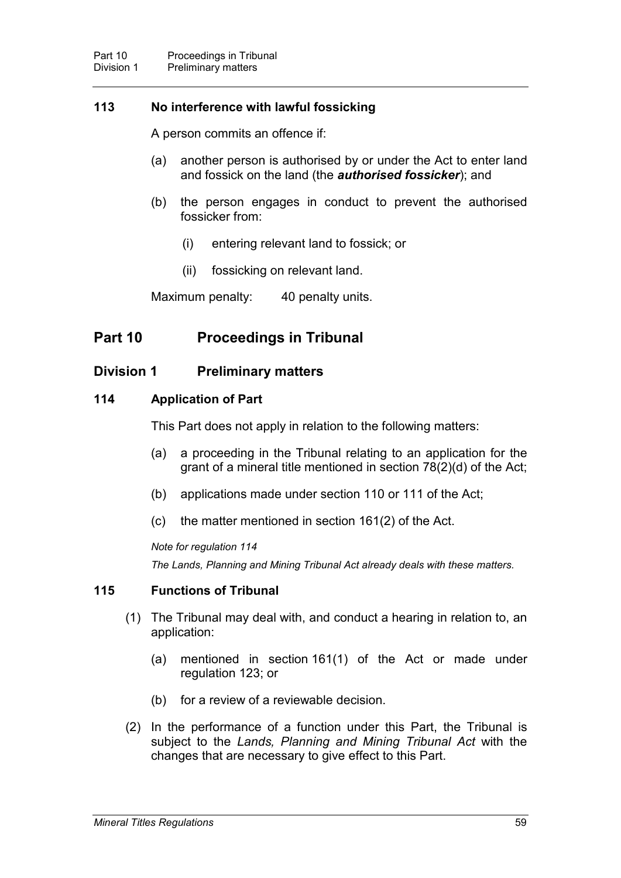### 113 No interference with lawful fossicking

A person commits an offence if:

(a) another person is authorised by or under the Act to enter land and fossick on the land (the ***authorised fossicker***); and

(b) the person engages in conduct to prevent the authorised fossicker from:

(i) entering relevant land to fossick; or

(ii) fossicking on relevant land.

Maximum penalty: 40 penalty units.

# Part 10 Proceedings in Tribunal

## Division 1 Preliminary matters

### 114 Application of Part

This Part does not apply in relation to the following matters:

(a) a proceeding in the Tribunal relating to an application for the grant of a mineral title mentioned in section 78(2)(d) of the Act;

(b) applications made under section 110 or 111 of the Act;

(c) the matter mentioned in section 161(2) of the Act.

*Note for regulation 114*

*The Lands, Planning and Mining Tribunal Act already deals with these matters.*

### 115 Functions of Tribunal

(1) The Tribunal may deal with, and conduct a hearing in relation to, an application:

(a) mentioned in section 161(1) of the Act or made under regulation 123; or

(b) for a review of a reviewable decision.

(2) In the performance of a function under this Part, the Tribunal is subject to the *Lands, Planning and Mining Tribunal Act* with the changes that are necessary to give effect to this Part.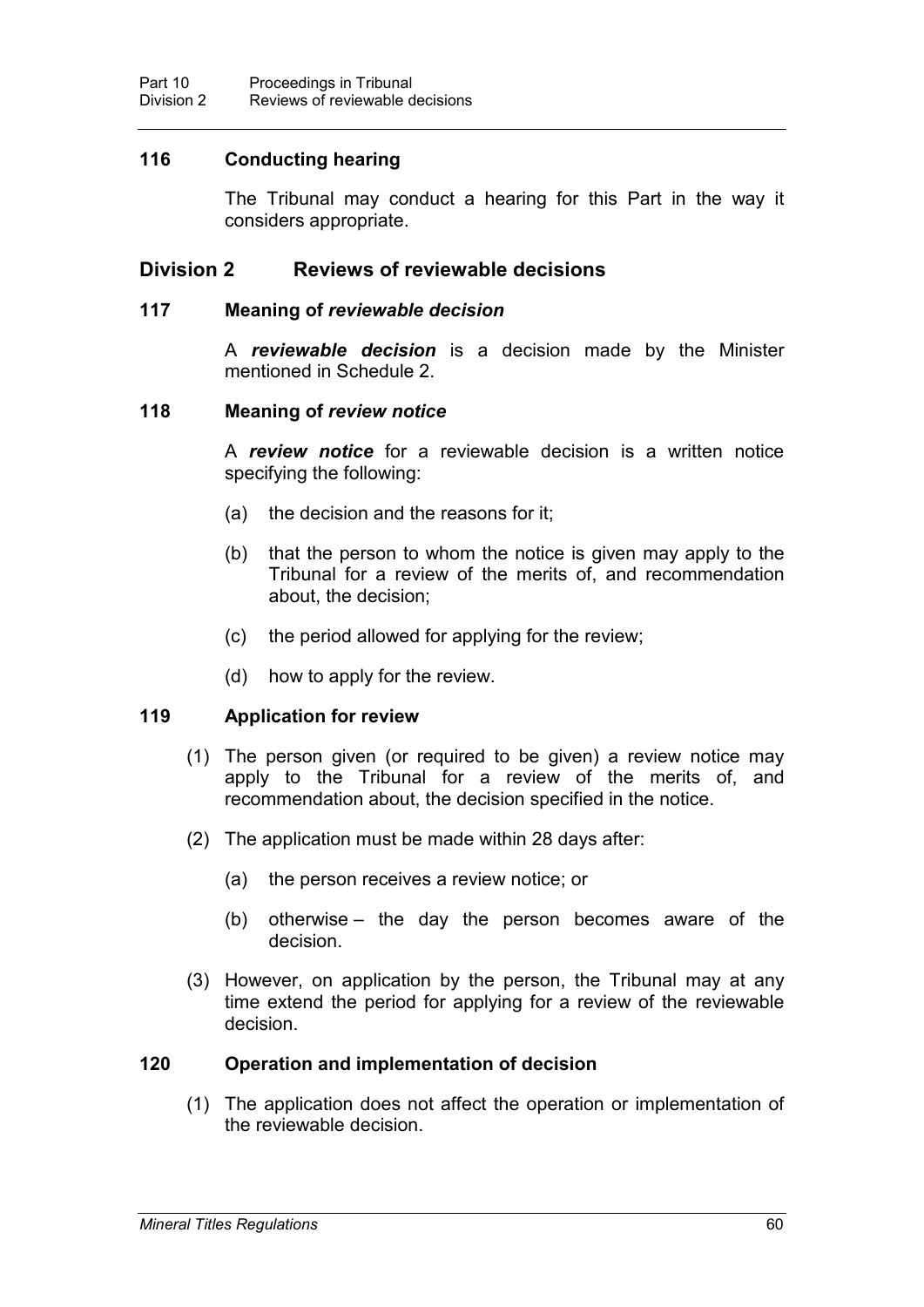### 116 Conducting hearing

The Tribunal may conduct a hearing for this Part in the way it considers appropriate.

## Division 2 Reviews of reviewable decisions

### 117 Meaning of *reviewable decision*

A ***reviewable decision*** is a decision made by the Minister mentioned in Schedule 2.

### 118 Meaning of *review notice*

A ***review notice*** for a reviewable decision is a written notice specifying the following:

(a) the decision and the reasons for it;

(b) that the person to whom the notice is given may apply to the Tribunal for a review of the merits of, and recommendation about, the decision;

(c) the period allowed for applying for the review;

(d) how to apply for the review.

### 119 Application for review

(1) The person given (or required to be given) a review notice may apply to the Tribunal for a review of the merits of, and recommendation about, the decision specified in the notice.

(2) The application must be made within 28 days after:

(a) the person receives a review notice; or

(b) otherwise – the day the person becomes aware of the decision.

(3) However, on application by the person, the Tribunal may at any time extend the period for applying for a review of the reviewable decision.

### 120 Operation and implementation of decision

(1) The application does not affect the operation or implementation of the reviewable decision.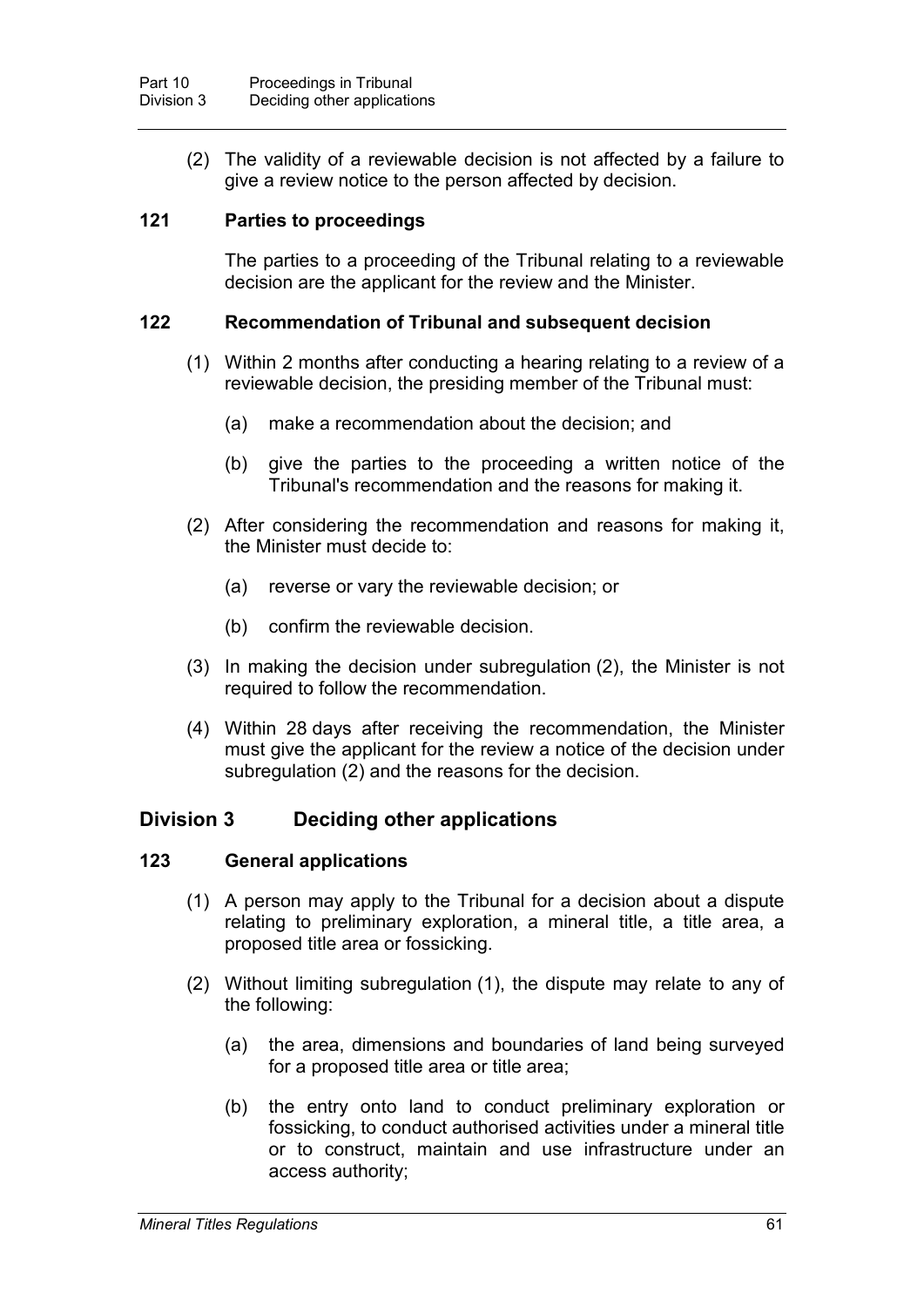(2) The validity of a reviewable decision is not affected by a failure to give a review notice to the person affected by decision.

### 121 Parties to proceedings

The parties to a proceeding of the Tribunal relating to a reviewable decision are the applicant for the review and the Minister.

### 122 Recommendation of Tribunal and subsequent decision

(1) Within 2 months after conducting a hearing relating to a review of a reviewable decision, the presiding member of the Tribunal must:

(a) make a recommendation about the decision; and

(b) give the parties to the proceeding a written notice of the Tribunal's recommendation and the reasons for making it.

(2) After considering the recommendation and reasons for making it, the Minister must decide to:

(a) reverse or vary the reviewable decision; or

(b) confirm the reviewable decision.

(3) In making the decision under subregulation (2), the Minister is not required to follow the recommendation.

(4) Within 28 days after receiving the recommendation, the Minister must give the applicant for the review a notice of the decision under subregulation (2) and the reasons for the decision.

## Division 3 Deciding other applications

### 123 General applications

(1) A person may apply to the Tribunal for a decision about a dispute relating to preliminary exploration, a mineral title, a title area, a proposed title area or fossicking.

(2) Without limiting subregulation (1), the dispute may relate to any of the following:

(a) the area, dimensions and boundaries of land being surveyed for a proposed title area or title area;

(b) the entry onto land to conduct preliminary exploration or fossicking, to conduct authorised activities under a mineral title or to construct, maintain and use infrastructure under an access authority;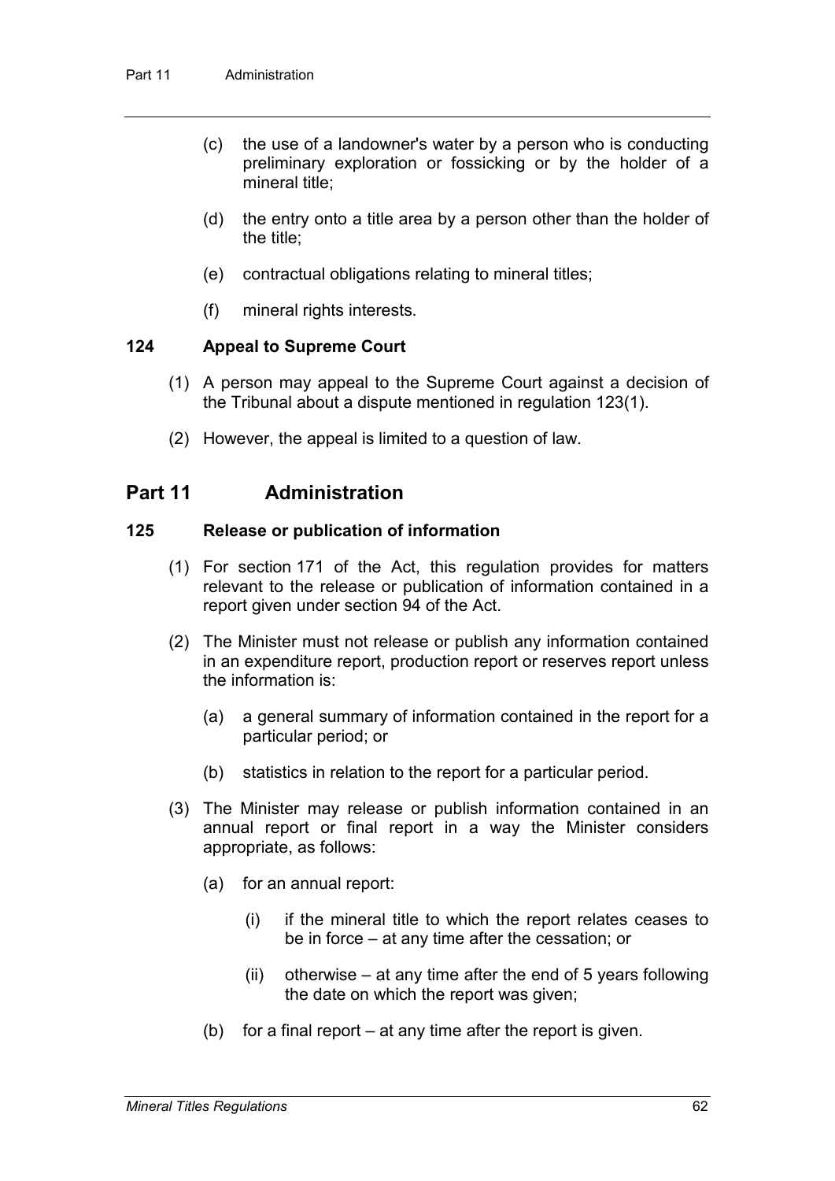(c) the use of a landowner's water by a person who is conducting preliminary exploration or fossicking or by the holder of a mineral title;

(d) the entry onto a title area by a person other than the holder of the title;

(e) contractual obligations relating to mineral titles;

(f) mineral rights interests.

### 124 Appeal to Supreme Court

(1) A person may appeal to the Supreme Court against a decision of the Tribunal about a dispute mentioned in regulation 123(1).

(2) However, the appeal is limited to a question of law.

## Part 11 Administration

### 125 Release or publication of information

(1) For section 171 of the Act, this regulation provides for matters relevant to the release or publication of information contained in a report given under section 94 of the Act.

(2) The Minister must not release or publish any information contained in an expenditure report, production report or reserves report unless the information is:

(a) a general summary of information contained in the report for a particular period; or

(b) statistics in relation to the report for a particular period.

(3) The Minister may release or publish information contained in an annual report or final report in a way the Minister considers appropriate, as follows:

(a) for an annual report:

(i) if the mineral title to which the report relates ceases to be in force – at any time after the cessation; or

(ii) otherwise – at any time after the end of 5 years following the date on which the report was given;

(b) for a final report – at any time after the report is given.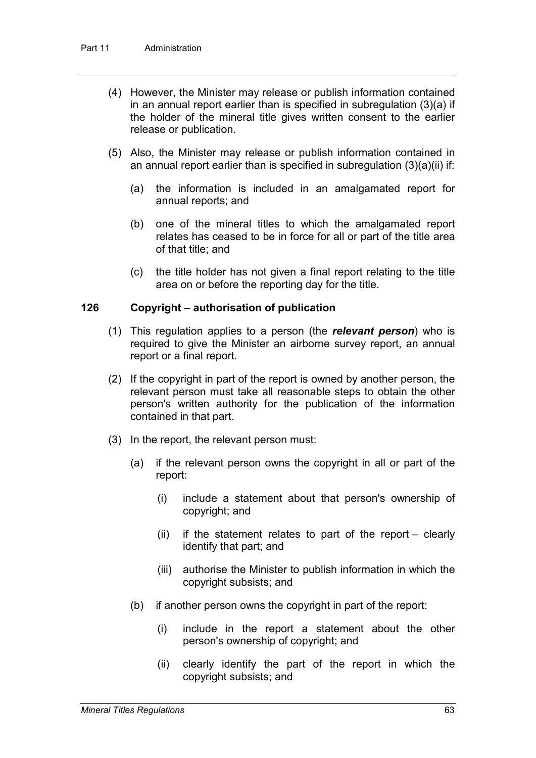(4) However, the Minister may release or publish information contained in an annual report earlier than is specified in subregulation (3)(a) if the holder of the mineral title gives written consent to the earlier release or publication.

(5) Also, the Minister may release or publish information contained in an annual report earlier than is specified in subregulation (3)(a)(ii) if:

(a) the information is included in an amalgamated report for annual reports; and

(b) one of the mineral titles to which the amalgamated report relates has ceased to be in force for all or part of the title area of that title; and

(c) the title holder has not given a final report relating to the title area on or before the reporting day for the title.

### 126 Copyright – authorisation of publication

(1) This regulation applies to a person (the ***relevant person***) who is required to give the Minister an airborne survey report, an annual report or a final report.

(2) If the copyright in part of the report is owned by another person, the relevant person must take all reasonable steps to obtain the other person's written authority for the publication of the information contained in that part.

(3) In the report, the relevant person must:

(a) if the relevant person owns the copyright in all or part of the report:

(i) include a statement about that person's ownership of copyright; and

(ii) if the statement relates to part of the report – clearly identify that part; and

(iii) authorise the Minister to publish information in which the copyright subsists; and

(b) if another person owns the copyright in part of the report:

(i) include in the report a statement about the other person's ownership of copyright; and

(ii) clearly identify the part of the report in which the copyright subsists; and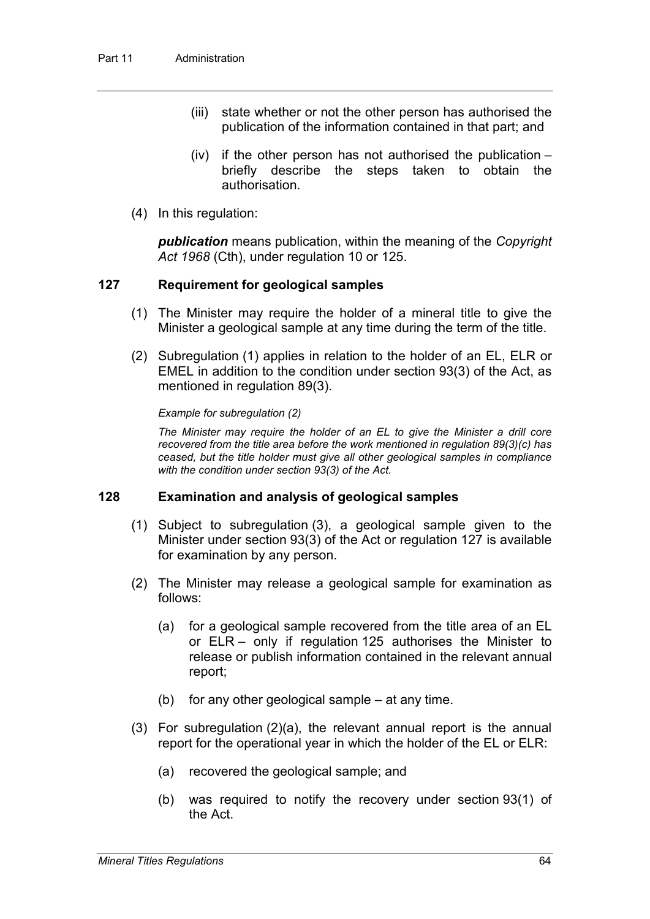(iii) state whether or not the other person has authorised the publication of the information contained in that part; and

(iv) if the other person has not authorised the publication – briefly describe the steps taken to obtain the authorisation.

(4) In this regulation:

***publication*** means publication, within the meaning of the *Copyright Act 1968* (Cth), under regulation 10 or 125.

### 127 Requirement for geological samples

(1) The Minister may require the holder of a mineral title to give the Minister a geological sample at any time during the term of the title.

(2) Subregulation (1) applies in relation to the holder of an EL, ELR or EMEL in addition to the condition under section 93(3) of the Act, as mentioned in regulation 89(3).

*Example for subregulation (2)*

*The Minister may require the holder of an EL to give the Minister a drill core recovered from the title area before the work mentioned in regulation 89(3)(c) has ceased, but the title holder must give all other geological samples in compliance with the condition under section 93(3) of the Act.*

### 128 Examination and analysis of geological samples

(1) Subject to subregulation (3), a geological sample given to the Minister under section 93(3) of the Act or regulation 127 is available for examination by any person.

(2) The Minister may release a geological sample for examination as follows:

(a) for a geological sample recovered from the title area of an EL or ELR – only if regulation 125 authorises the Minister to release or publish information contained in the relevant annual report;

(b) for any other geological sample – at any time.

(3) For subregulation (2)(a), the relevant annual report is the annual report for the operational year in which the holder of the EL or ELR:

(a) recovered the geological sample; and

(b) was required to notify the recovery under section 93(1) of the Act.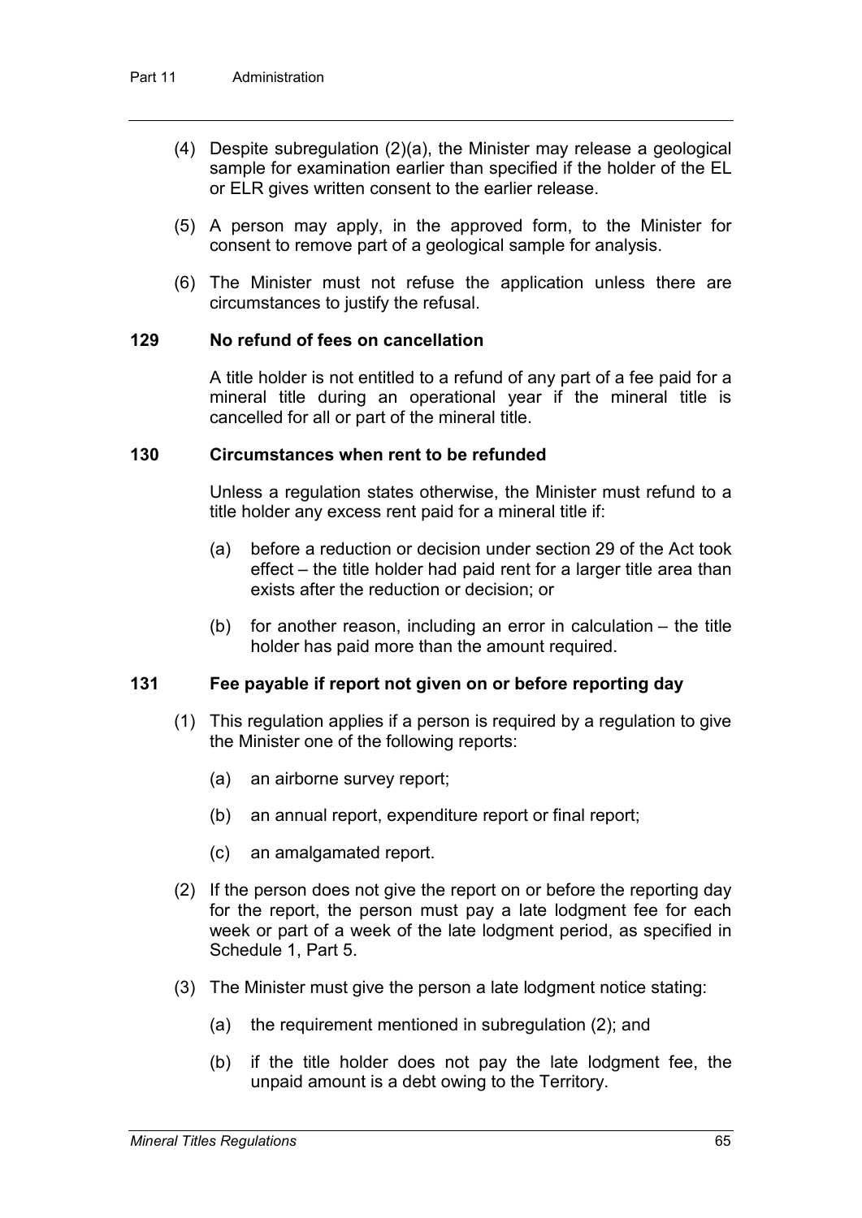(4) Despite subregulation (2)(a), the Minister may release a geological sample for examination earlier than specified if the holder of the EL or ELR gives written consent to the earlier release.

(5) A person may apply, in the approved form, to the Minister for consent to remove part of a geological sample for analysis.

(6) The Minister must not refuse the application unless there are circumstances to justify the refusal.

### 129 No refund of fees on cancellation

A title holder is not entitled to a refund of any part of a fee paid for a mineral title during an operational year if the mineral title is cancelled for all or part of the mineral title.

### 130 Circumstances when rent to be refunded

Unless a regulation states otherwise, the Minister must refund to a title holder any excess rent paid for a mineral title if:

(a) before a reduction or decision under section 29 of the Act took effect – the title holder had paid rent for a larger title area than exists after the reduction or decision; or

(b) for another reason, including an error in calculation – the title holder has paid more than the amount required.

### 131 Fee payable if report not given on or before reporting day

(1) This regulation applies if a person is required by a regulation to give the Minister one of the following reports:

(a) an airborne survey report;

(b) an annual report, expenditure report or final report;

(c) an amalgamated report.

(2) If the person does not give the report on or before the reporting day for the report, the person must pay a late lodgment fee for each week or part of a week of the late lodgment period, as specified in Schedule 1, Part 5.

(3) The Minister must give the person a late lodgment notice stating:

(a) the requirement mentioned in subregulation (2); and

(b) if the title holder does not pay the late lodgment fee, the unpaid amount is a debt owing to the Territory.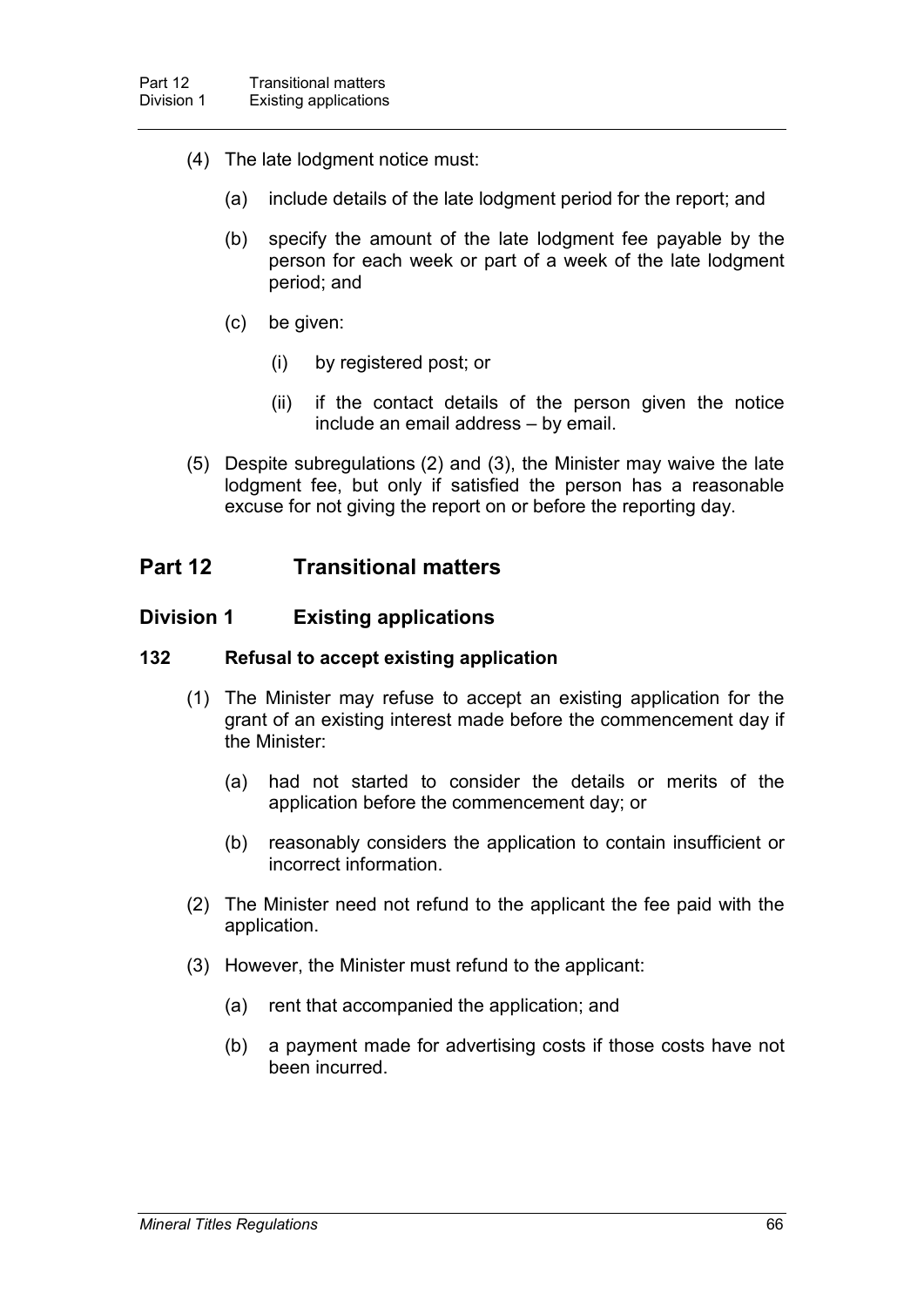(4) The late lodgment notice must:

(a) include details of the late lodgment period for the report; and

(b) specify the amount of the late lodgment fee payable by the person for each week or part of a week of the late lodgment period; and

(c) be given:

(i) by registered post; or

(ii) if the contact details of the person given the notice include an email address – by email.

(5) Despite subregulations (2) and (3), the Minister may waive the late lodgment fee, but only if satisfied the person has a reasonable excuse for not giving the report on or before the reporting day.

## Part 12 Transitional matters

### Division 1 Existing applications

#### 132 Refusal to accept existing application

(1) The Minister may refuse to accept an existing application for the grant of an existing interest made before the commencement day if the Minister:

(a) had not started to consider the details or merits of the application before the commencement day; or

(b) reasonably considers the application to contain insufficient or incorrect information.

(2) The Minister need not refund to the applicant the fee paid with the application.

(3) However, the Minister must refund to the applicant:

(a) rent that accompanied the application; and

(b) a payment made for advertising costs if those costs have not been incurred.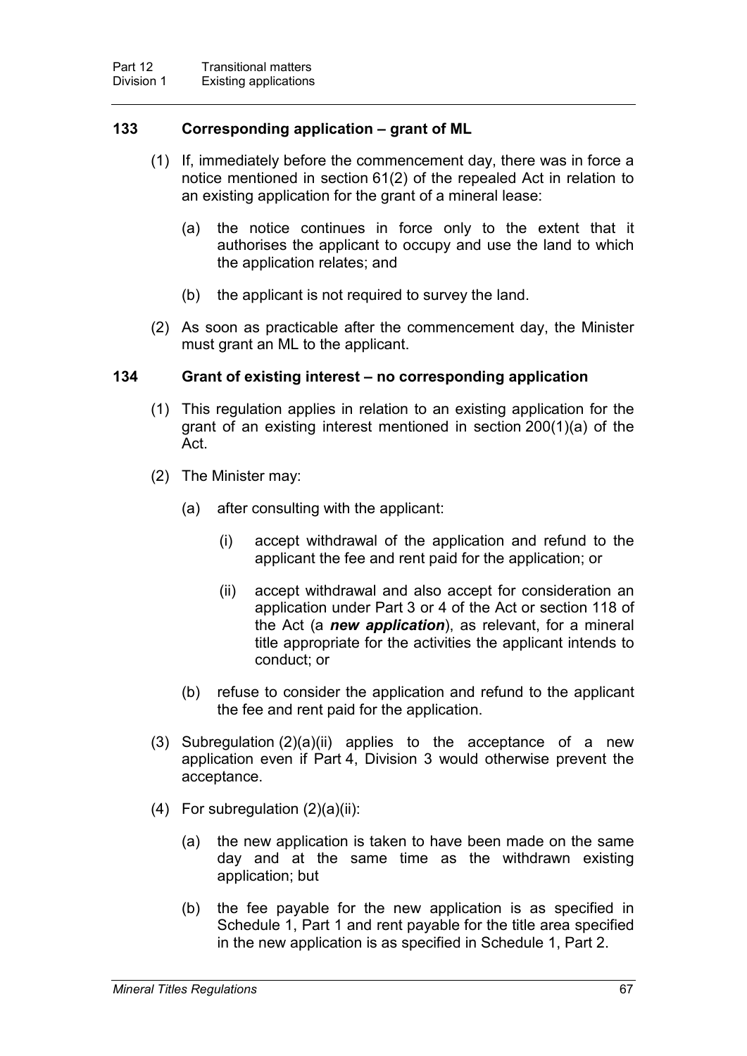### 133 Corresponding application – grant of ML

(1) If, immediately before the commencement day, there was in force a notice mentioned in section 61(2) of the repealed Act in relation to an existing application for the grant of a mineral lease:

(a) the notice continues in force only to the extent that it authorises the applicant to occupy and use the land to which the application relates; and

(b) the applicant is not required to survey the land.

(2) As soon as practicable after the commencement day, the Minister must grant an ML to the applicant.

### 134 Grant of existing interest – no corresponding application

(1) This regulation applies in relation to an existing application for the grant of an existing interest mentioned in section 200(1)(a) of the Act.

(2) The Minister may:

(a) after consulting with the applicant:

(i) accept withdrawal of the application and refund to the applicant the fee and rent paid for the application; or

(ii) accept withdrawal and also accept for consideration an application under Part 3 or 4 of the Act or section 118 of the Act (a ***new application***), as relevant, for a mineral title appropriate for the activities the applicant intends to conduct; or

(b) refuse to consider the application and refund to the applicant the fee and rent paid for the application.

(3) Subregulation (2)(a)(ii) applies to the acceptance of a new application even if Part 4, Division 3 would otherwise prevent the acceptance.

(4) For subregulation (2)(a)(ii):

(a) the new application is taken to have been made on the same day and at the same time as the withdrawn existing application; but

(b) the fee payable for the new application is as specified in Schedule 1, Part 1 and rent payable for the title area specified in the new application is as specified in Schedule 1, Part 2.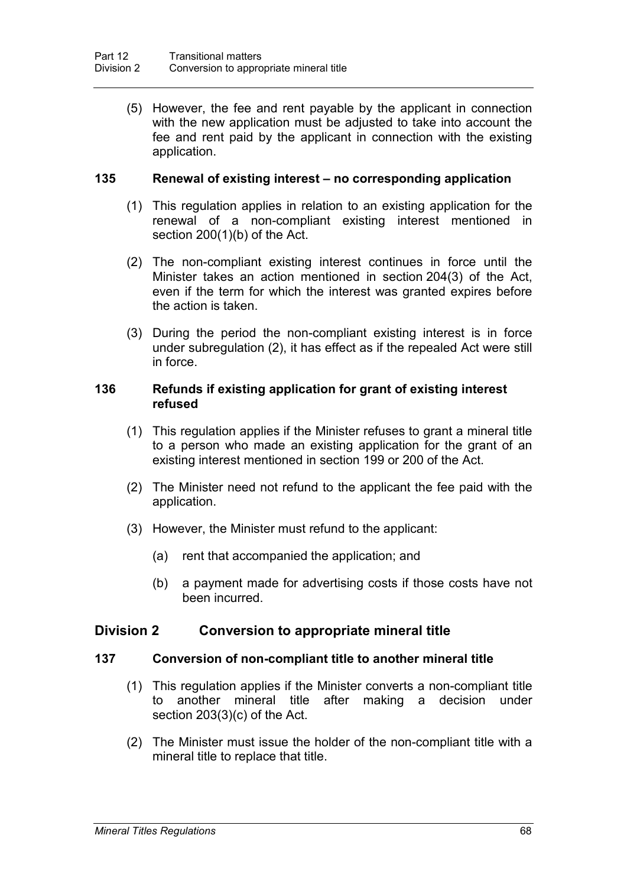(5) However, the fee and rent payable by the applicant in connection with the new application must be adjusted to take into account the fee and rent paid by the applicant in connection with the existing application.

### 135 Renewal of existing interest – no corresponding application

(1) This regulation applies in relation to an existing application for the renewal of a non-compliant existing interest mentioned in section 200(1)(b) of the Act.

(2) The non-compliant existing interest continues in force until the Minister takes an action mentioned in section 204(3) of the Act, even if the term for which the interest was granted expires before the action is taken.

(3) During the period the non-compliant existing interest is in force under subregulation (2), it has effect as if the repealed Act were still in force.

### 136 Refunds if existing application for grant of existing interest refused

(1) This regulation applies if the Minister refuses to grant a mineral title to a person who made an existing application for the grant of an existing interest mentioned in section 199 or 200 of the Act.

(2) The Minister need not refund to the applicant the fee paid with the application.

(3) However, the Minister must refund to the applicant:

(a) rent that accompanied the application; and

(b) a payment made for advertising costs if those costs have not been incurred.

## Division 2 Conversion to appropriate mineral title

### 137 Conversion of non-compliant title to another mineral title

(1) This regulation applies if the Minister converts a non-compliant title to another mineral title after making a decision under section 203(3)(c) of the Act.

(2) The Minister must issue the holder of the non-compliant title with a mineral title to replace that title.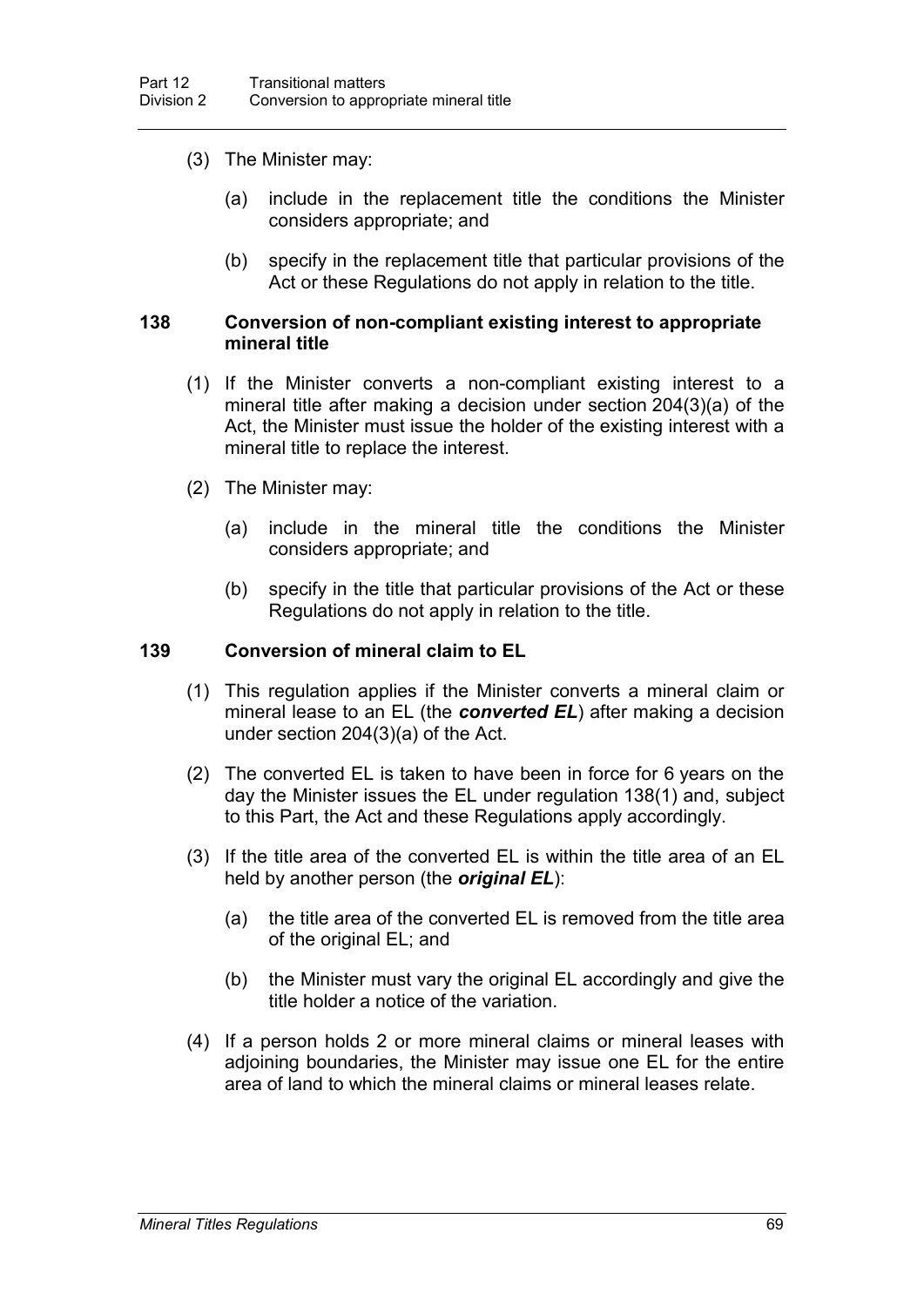(3) The Minister may:

(a) include in the replacement title the conditions the Minister considers appropriate; and

(b) specify in the replacement title that particular provisions of the Act or these Regulations do not apply in relation to the title.

### 138 Conversion of non-compliant existing interest to appropriate mineral title

(1) If the Minister converts a non-compliant existing interest to a mineral title after making a decision under section 204(3)(a) of the Act, the Minister must issue the holder of the existing interest with a mineral title to replace the interest.

(2) The Minister may:

(a) include in the mineral title the conditions the Minister considers appropriate; and

(b) specify in the title that particular provisions of the Act or these Regulations do not apply in relation to the title.

### 139 Conversion of mineral claim to EL

(1) This regulation applies if the Minister converts a mineral claim or mineral lease to an EL (the ***converted EL***) after making a decision under section 204(3)(a) of the Act.

(2) The converted EL is taken to have been in force for 6 years on the day the Minister issues the EL under regulation 138(1) and, subject to this Part, the Act and these Regulations apply accordingly.

(3) If the title area of the converted EL is within the title area of an EL held by another person (the ***original EL***):

(a) the title area of the converted EL is removed from the title area of the original EL; and

(b) the Minister must vary the original EL accordingly and give the title holder a notice of the variation.

(4) If a person holds 2 or more mineral claims or mineral leases with adjoining boundaries, the Minister may issue one EL for the entire area of land to which the mineral claims or mineral leases relate.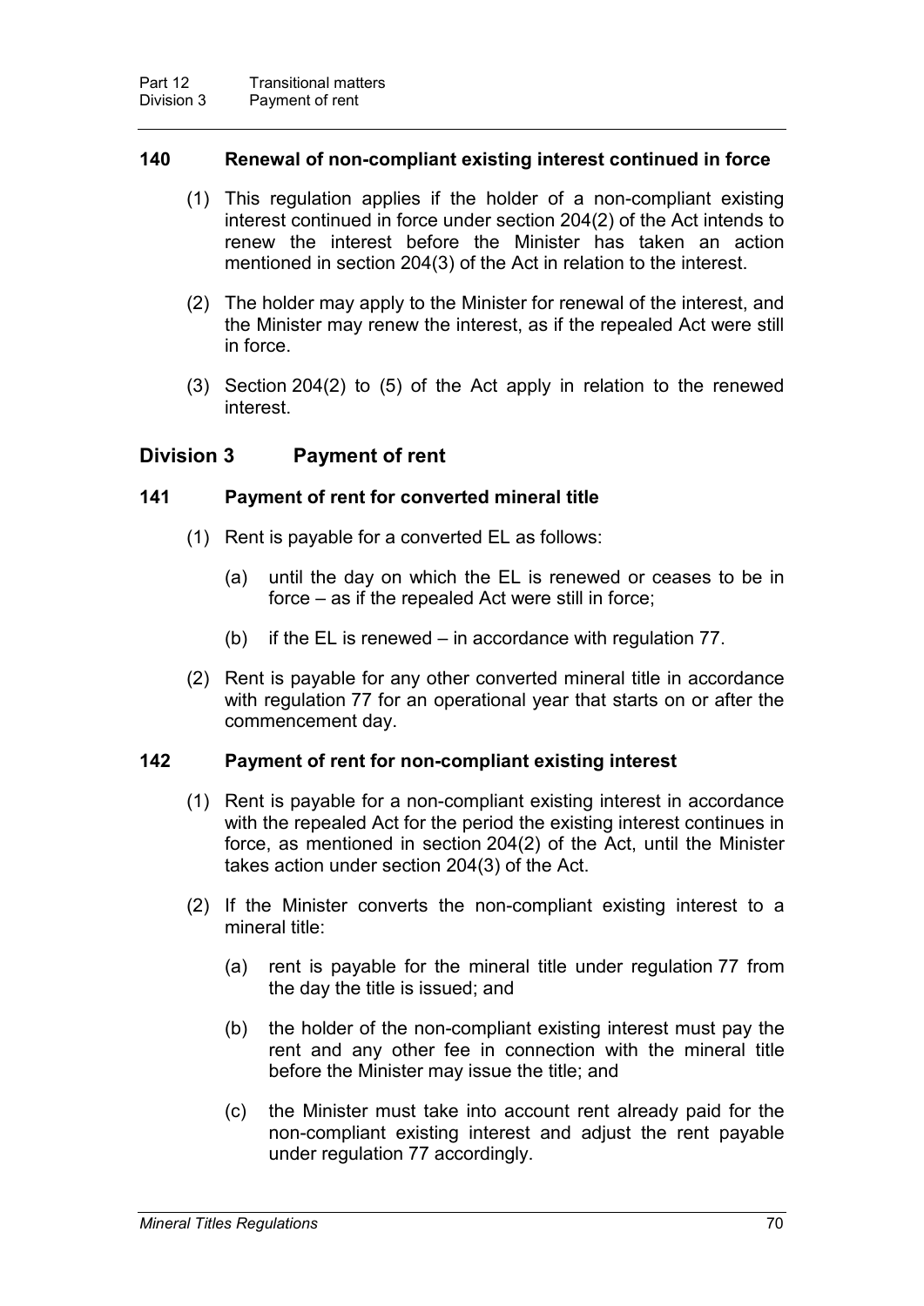### 140 Renewal of non-compliant existing interest continued in force

(1) This regulation applies if the holder of a non-compliant existing interest continued in force under section 204(2) of the Act intends to renew the interest before the Minister has taken an action mentioned in section 204(3) of the Act in relation to the interest.

(2) The holder may apply to the Minister for renewal of the interest, and the Minister may renew the interest, as if the repealed Act were still in force.

(3) Section 204(2) to (5) of the Act apply in relation to the renewed interest.

## Division 3 Payment of rent

### 141 Payment of rent for converted mineral title

(1) Rent is payable for a converted EL as follows:

(a) until the day on which the EL is renewed or ceases to be in force – as if the repealed Act were still in force;

(b) if the EL is renewed – in accordance with regulation 77.

(2) Rent is payable for any other converted mineral title in accordance with regulation 77 for an operational year that starts on or after the commencement day.

### 142 Payment of rent for non-compliant existing interest

(1) Rent is payable for a non-compliant existing interest in accordance with the repealed Act for the period the existing interest continues in force, as mentioned in section 204(2) of the Act, until the Minister takes action under section 204(3) of the Act.

(2) If the Minister converts the non-compliant existing interest to a mineral title:

(a) rent is payable for the mineral title under regulation 77 from the day the title is issued; and

(b) the holder of the non-compliant existing interest must pay the rent and any other fee in connection with the mineral title before the Minister may issue the title; and

(c) the Minister must take into account rent already paid for the non-compliant existing interest and adjust the rent payable under regulation 77 accordingly.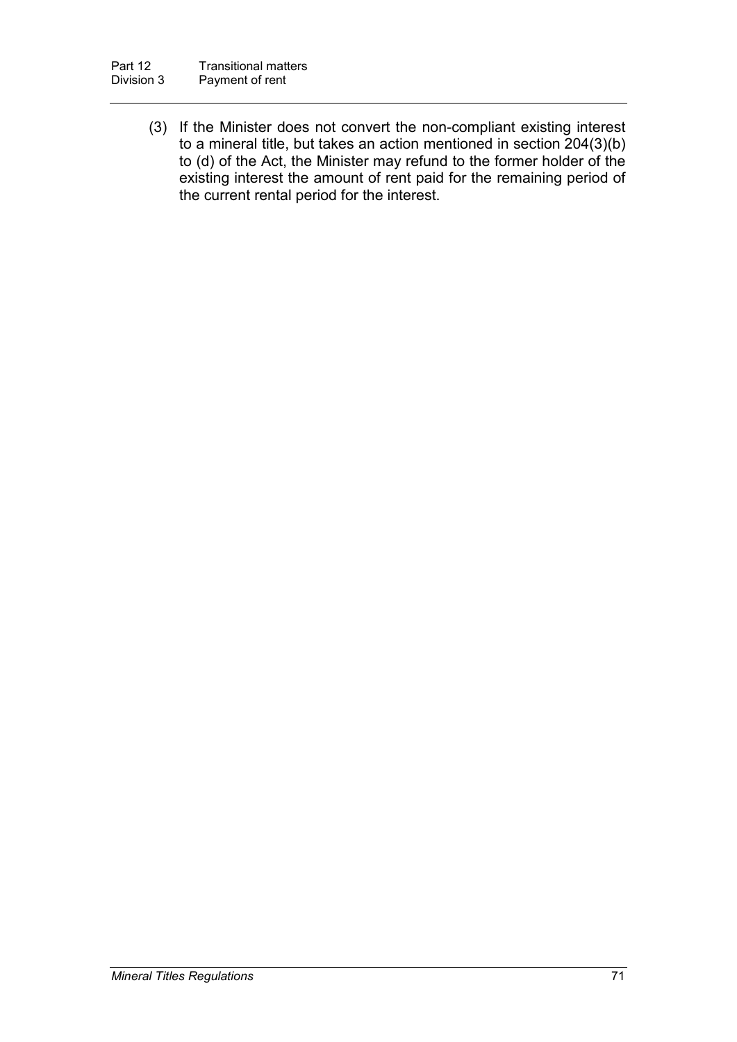(3) If the Minister does not convert the non-compliant existing interest to a mineral title, but takes an action mentioned in section 204(3)(b) to (d) of the Act, the Minister may refund to the former holder of the existing interest the amount of rent paid for the remaining period of the current rental period for the interest.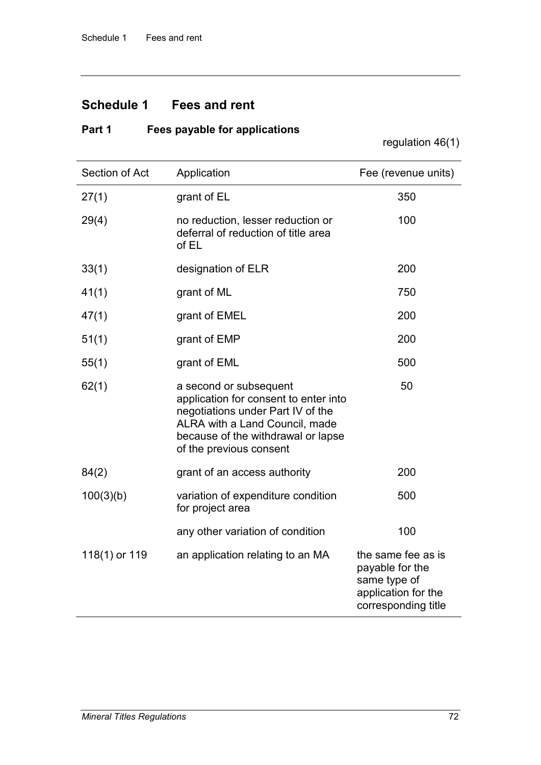# Schedule 1 Fees and rent

## Part 1 Fees payable for applications

regulation 46(1)

| Section of Act | Application | Fee (revenue units) |
|---|---|---|
| 27(1) | grant of EL | 350 |
| 29(4) | no reduction, lesser reduction or deferral of reduction of title area of EL | 100 |
| 33(1) | designation of ELR | 200 |
| 41(1) | grant of ML | 750 |
| 47(1) | grant of EMEL | 200 |
| 51(1) | grant of EMP | 200 |
| 55(1) | grant of EML | 500 |
| 62(1) | a second or subsequent application for consent to enter into negotiations under Part IV of the ALRA with a Land Council, made because of the withdrawal or lapse of the previous consent | 50 |
| 84(2) | grant of an access authority | 200 |
| 100(3)(b) | variation of expenditure condition for project area | 500 |
| | any other variation of condition | 100 |
| 118(1) or 119 | an application relating to an MA | the same fee as is payable for the same type of application for the corresponding title |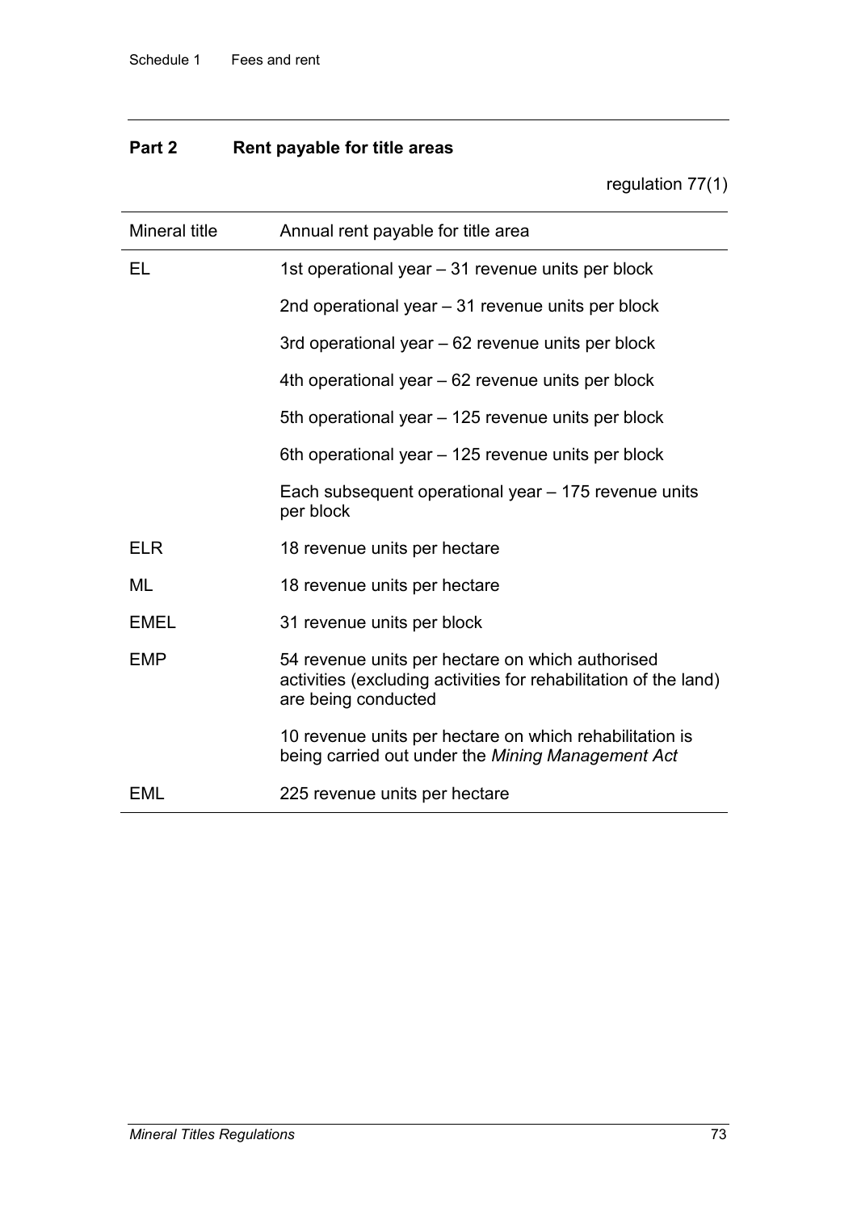## Part 2 Rent payable for title areas

regulation 77(1)

| Mineral title | Annual rent payable for title area |
|---|---|
| EL | 1st operational year – 31 revenue units per block |
| | 2nd operational year – 31 revenue units per block |
| | 3rd operational year – 62 revenue units per block |
| | 4th operational year – 62 revenue units per block |
| | 5th operational year – 125 revenue units per block |
| | 6th operational year – 125 revenue units per block |
| | Each subsequent operational year – 175 revenue units per block |
| ELR | 18 revenue units per hectare |
| ML | 18 revenue units per hectare |
| EMEL | 31 revenue units per block |
| EMP | 54 revenue units per hectare on which authorised activities (excluding activities for rehabilitation of the land) are being conducted |
| | 10 revenue units per hectare on which rehabilitation is being carried out under the *Mining Management Act* |
| EML | 225 revenue units per hectare |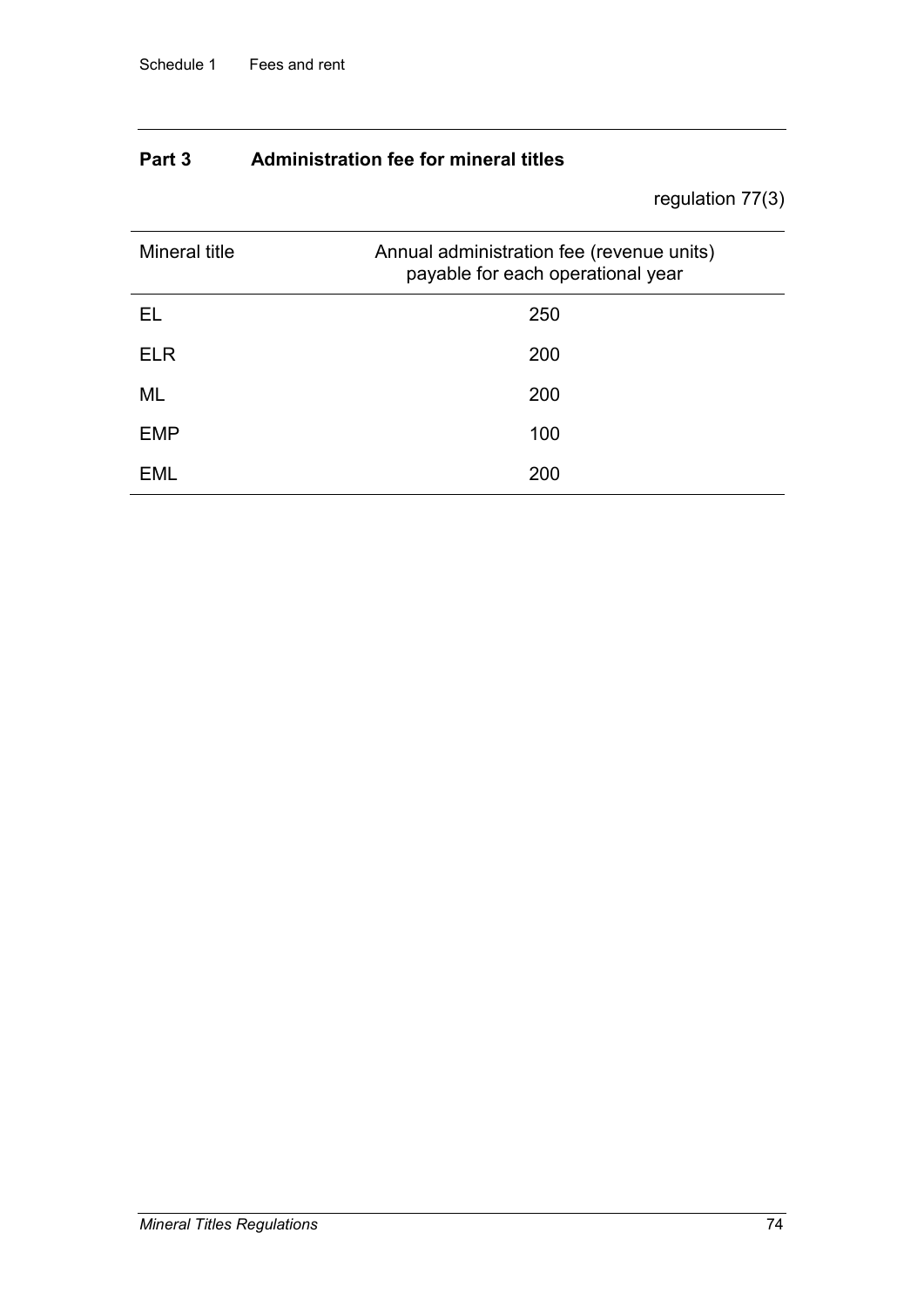## Part 3 Administration fee for mineral titles

regulation 77(3)

| Mineral title | Annual administration fee (revenue units) payable for each operational year |
|---|---|
| EL | 250 |
| ELR | 200 |
| ML | 200 |
| EMP | 100 |
| EML | 200 |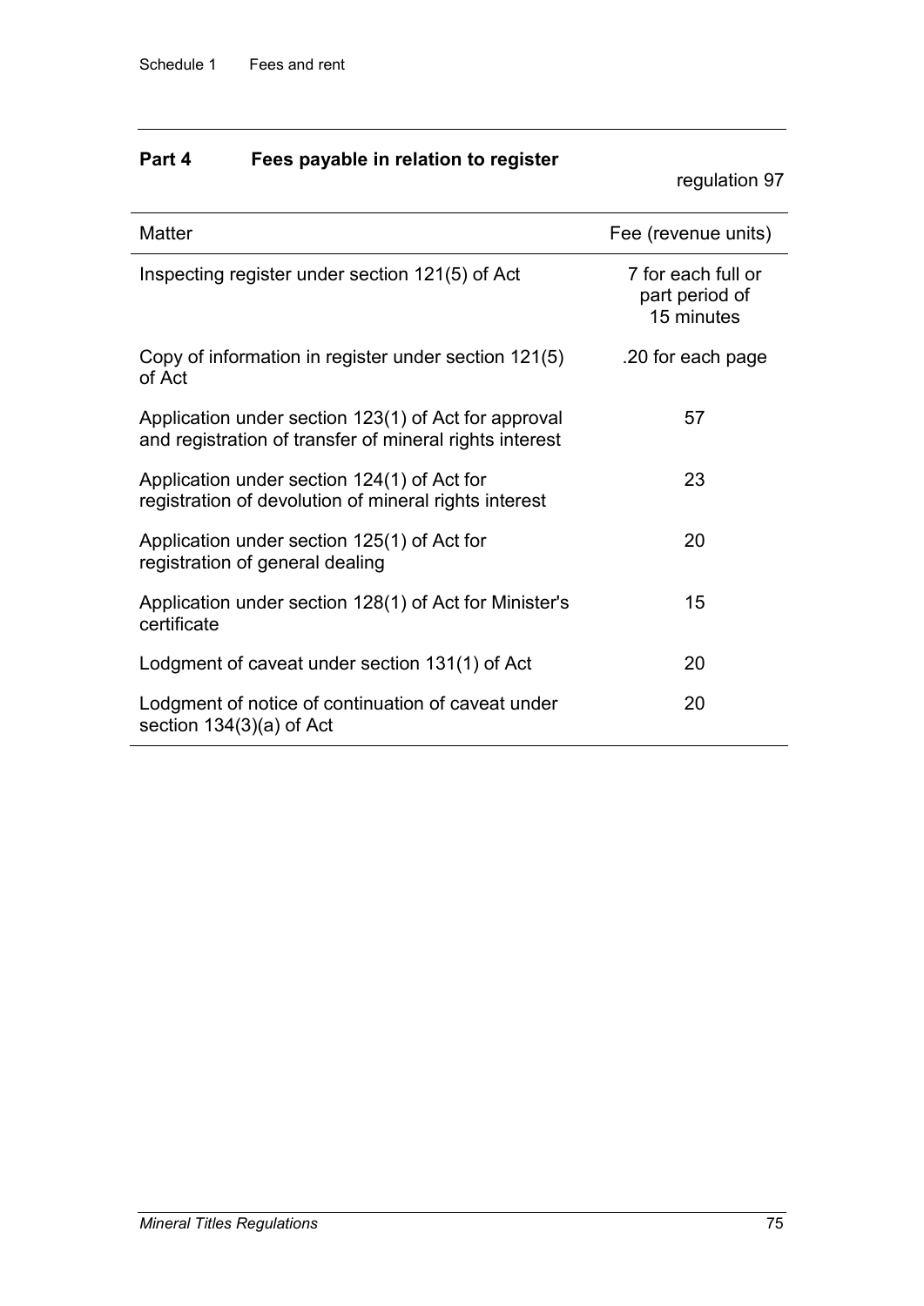## Part 4 Fees payable in relation to register

regulation 97

| Matter | Fee (revenue units) |
|---|---|
| Inspecting register under section 121(5) of Act | 7 for each full or part period of 15 minutes |
| Copy of information in register under section 121(5) of Act | .20 for each page |
| Application under section 123(1) of Act for approval and registration of transfer of mineral rights interest | 57 |
| Application under section 124(1) of Act for registration of devolution of mineral rights interest | 23 |
| Application under section 125(1) of Act for registration of general dealing | 20 |
| Application under section 128(1) of Act for Minister's certificate | 15 |
| Lodgment of caveat under section 131(1) of Act | 20 |
| Lodgment of notice of continuation of caveat under section 134(3)(a) of Act | 20 |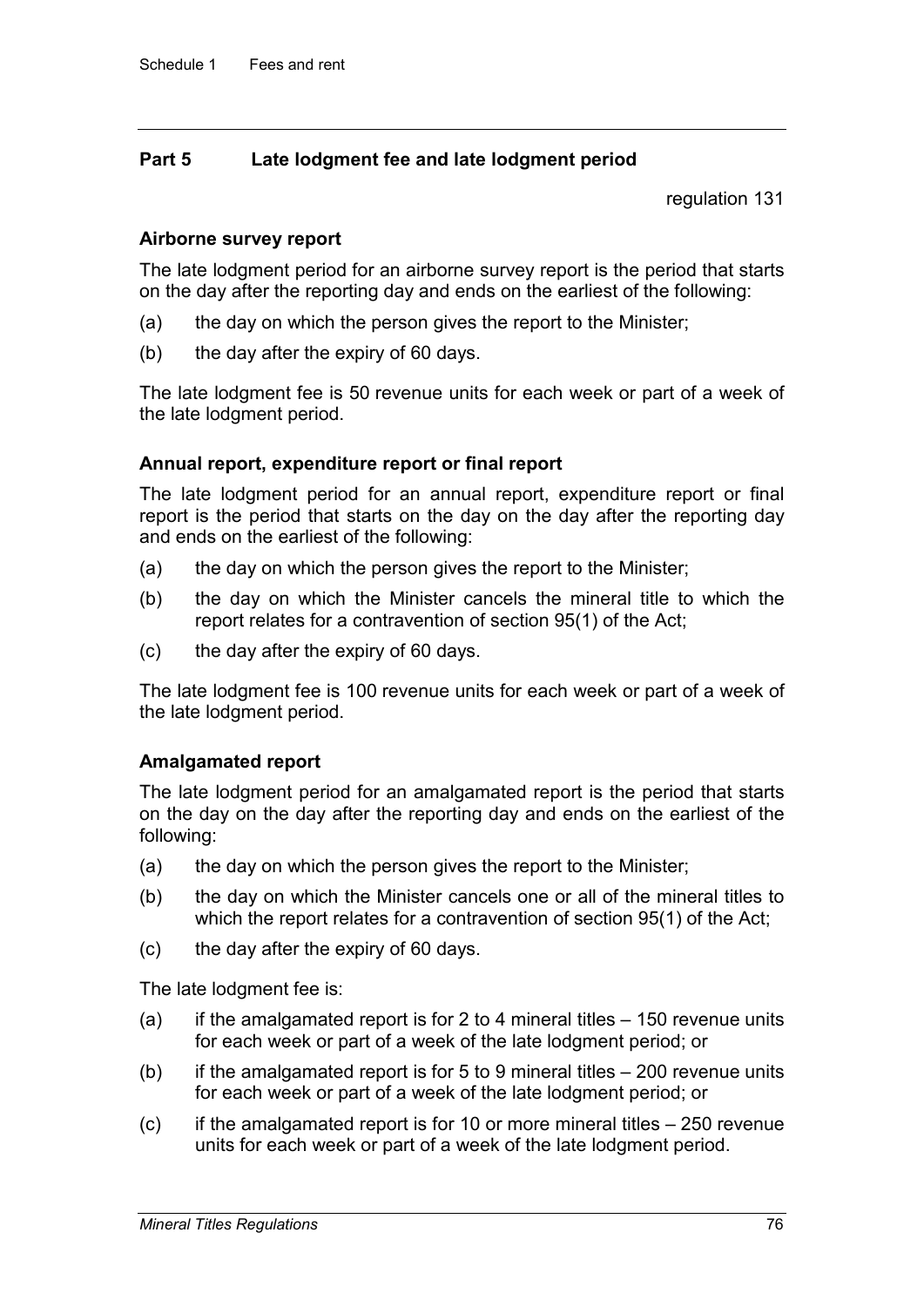## Part 5 Late lodgment fee and late lodgment period

regulation 131

**Airborne survey report**

The late lodgment period for an airborne survey report is the period that starts on the day after the reporting day and ends on the earliest of the following:

(a) the day on which the person gives the report to the Minister;

(b) the day after the expiry of 60 days.

The late lodgment fee is 50 revenue units for each week or part of a week of the late lodgment period.

**Annual report, expenditure report or final report**

The late lodgment period for an annual report, expenditure report or final report is the period that starts on the day on the day after the reporting day and ends on the earliest of the following:

(a) the day on which the person gives the report to the Minister;

(b) the day on which the Minister cancels the mineral title to which the report relates for a contravention of section 95(1) of the Act;

(c) the day after the expiry of 60 days.

The late lodgment fee is 100 revenue units for each week or part of a week of the late lodgment period.

**Amalgamated report**

The late lodgment period for an amalgamated report is the period that starts on the day on the day after the reporting day and ends on the earliest of the following:

(a) the day on which the person gives the report to the Minister;

(b) the day on which the Minister cancels one or all of the mineral titles to which the report relates for a contravention of section 95(1) of the Act;

(c) the day after the expiry of 60 days.

The late lodgment fee is:

(a) if the amalgamated report is for 2 to 4 mineral titles – 150 revenue units for each week or part of a week of the late lodgment period; or

(b) if the amalgamated report is for 5 to 9 mineral titles – 200 revenue units for each week or part of a week of the late lodgment period; or

(c) if the amalgamated report is for 10 or more mineral titles – 250 revenue units for each week or part of a week of the late lodgment period.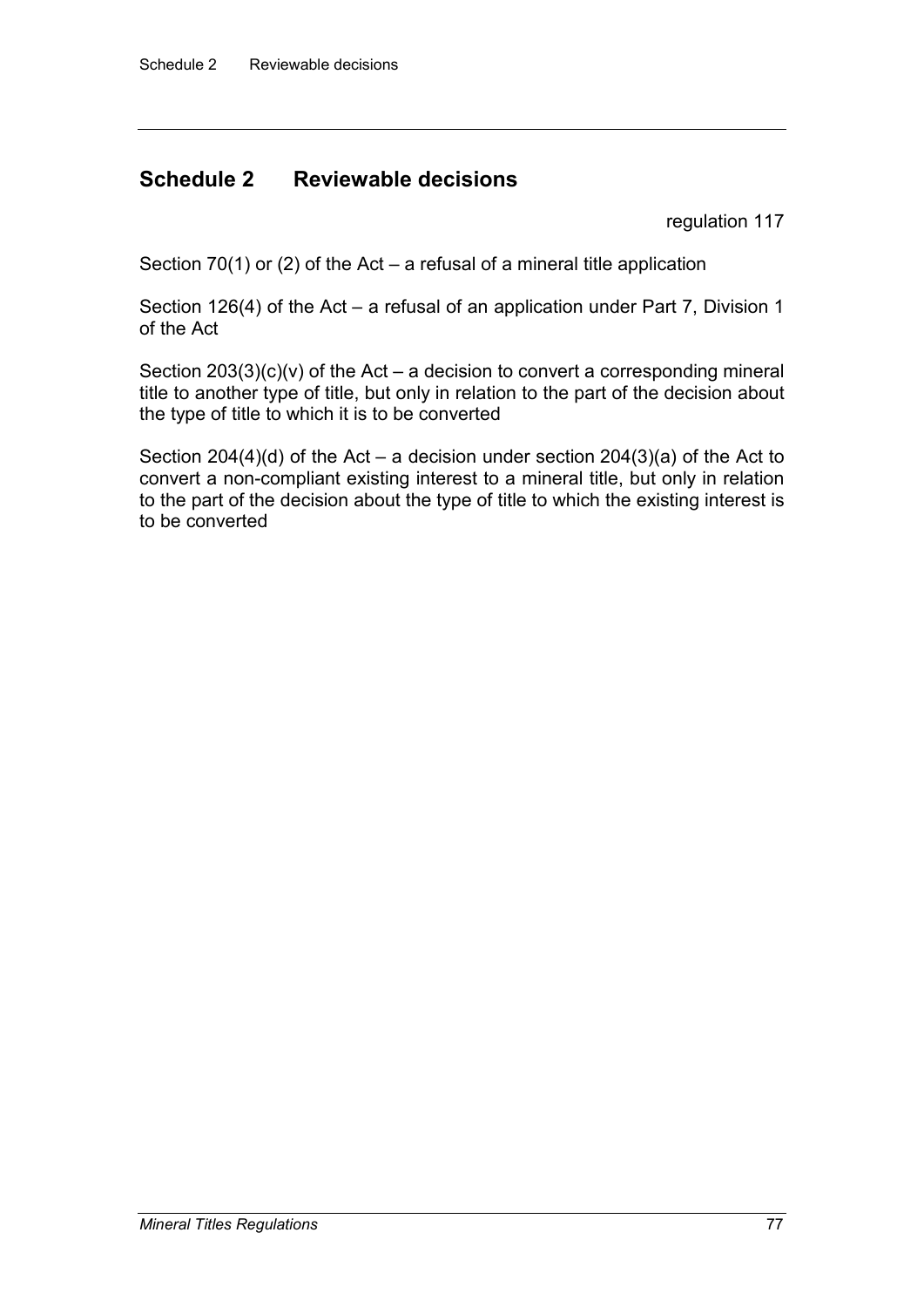## Schedule 2 Reviewable decisions

regulation 117

Section 70(1) or (2) of the Act – a refusal of a mineral title application

Section 126(4) of the Act – a refusal of an application under Part 7, Division 1 of the Act

Section 203(3)(c)(v) of the Act – a decision to convert a corresponding mineral title to another type of title, but only in relation to the part of the decision about the type of title to which it is to be converted

Section 204(4)(d) of the Act – a decision under section 204(3)(a) of the Act to convert a non-compliant existing interest to a mineral title, but only in relation to the part of the decision about the type of title to which the existing interest is to be converted